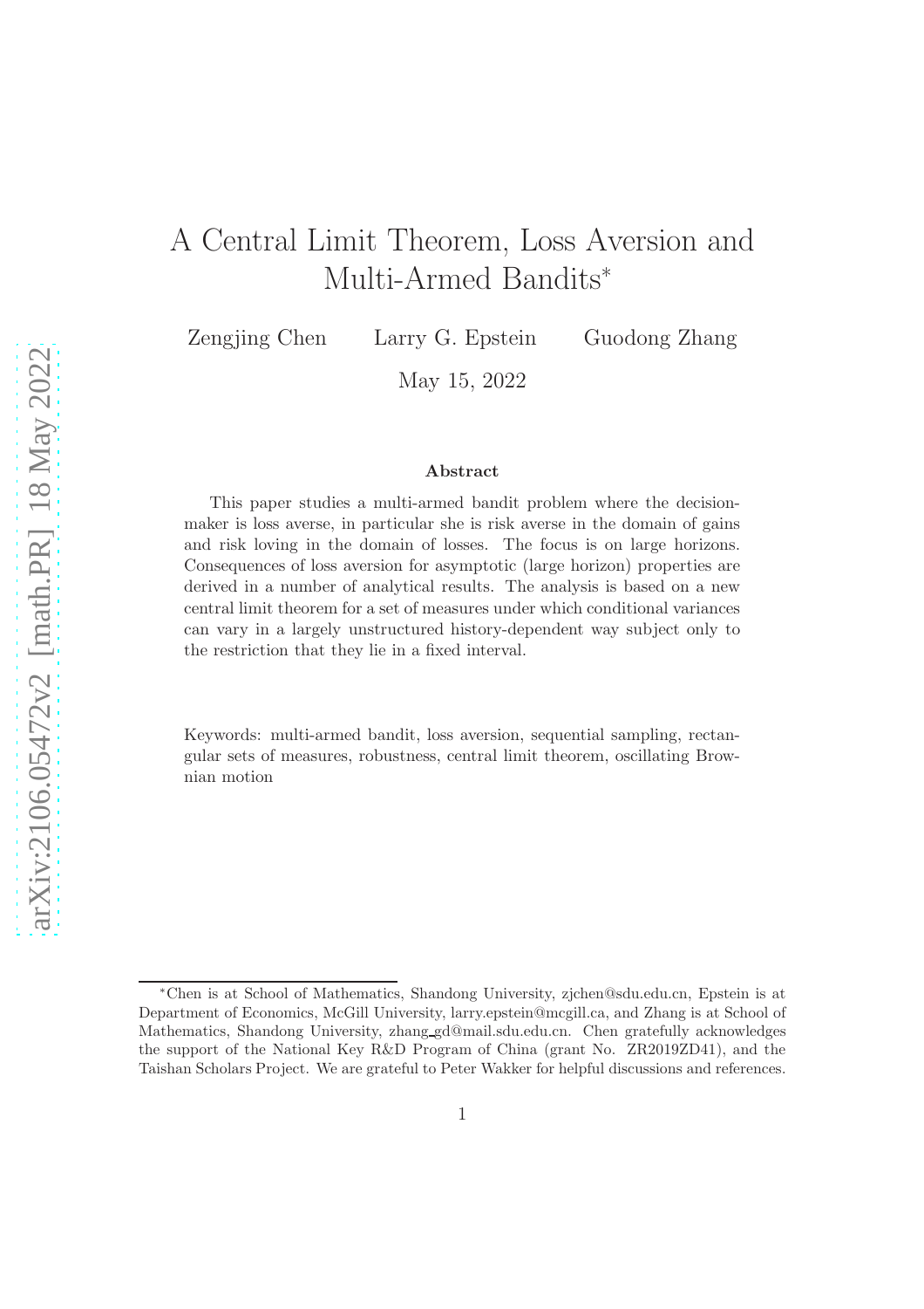# A Central Limit Theorem, Loss Aversion and Multi-Armed Bandits*

Zengjing Chen     Larry G. Epstein     Guodong Zhang

May 15, 2022

## Abstract

This paper studies a multi-armed bandit problem where the decision-maker is loss averse, in particular she is risk averse in the domain of gains and risk loving in the domain of losses. The focus is on large horizons. Consequences of loss aversion for asymptotic (large horizon) properties are derived in a number of analytical results. The analysis is based on a new central limit theorem for a set of measures under which conditional variances can vary in a largely unstructured history-dependent way subject only to the restriction that they lie in a fixed interval.

Keywords: multi-armed bandit, loss aversion, sequential sampling, rectangular sets of measures, robustness, central limit theorem, oscillating Brownian motion

---

*Chen is at School of Mathematics, Shandong University, zjchen@sdu.edu.cn, Epstein is at Department of Economics, McGill University, larry.epstein@mcgill.ca, and Zhang is at School of Mathematics, Shandong University, zhang_gd@mail.sdu.edu.cn. Chen gratefully acknowledges the support of the National Key R&D Program of China (grant No. ZR2019ZD41), and the Taishan Scholars Project. We are grateful to Peter Wakker for helpful discussions and references.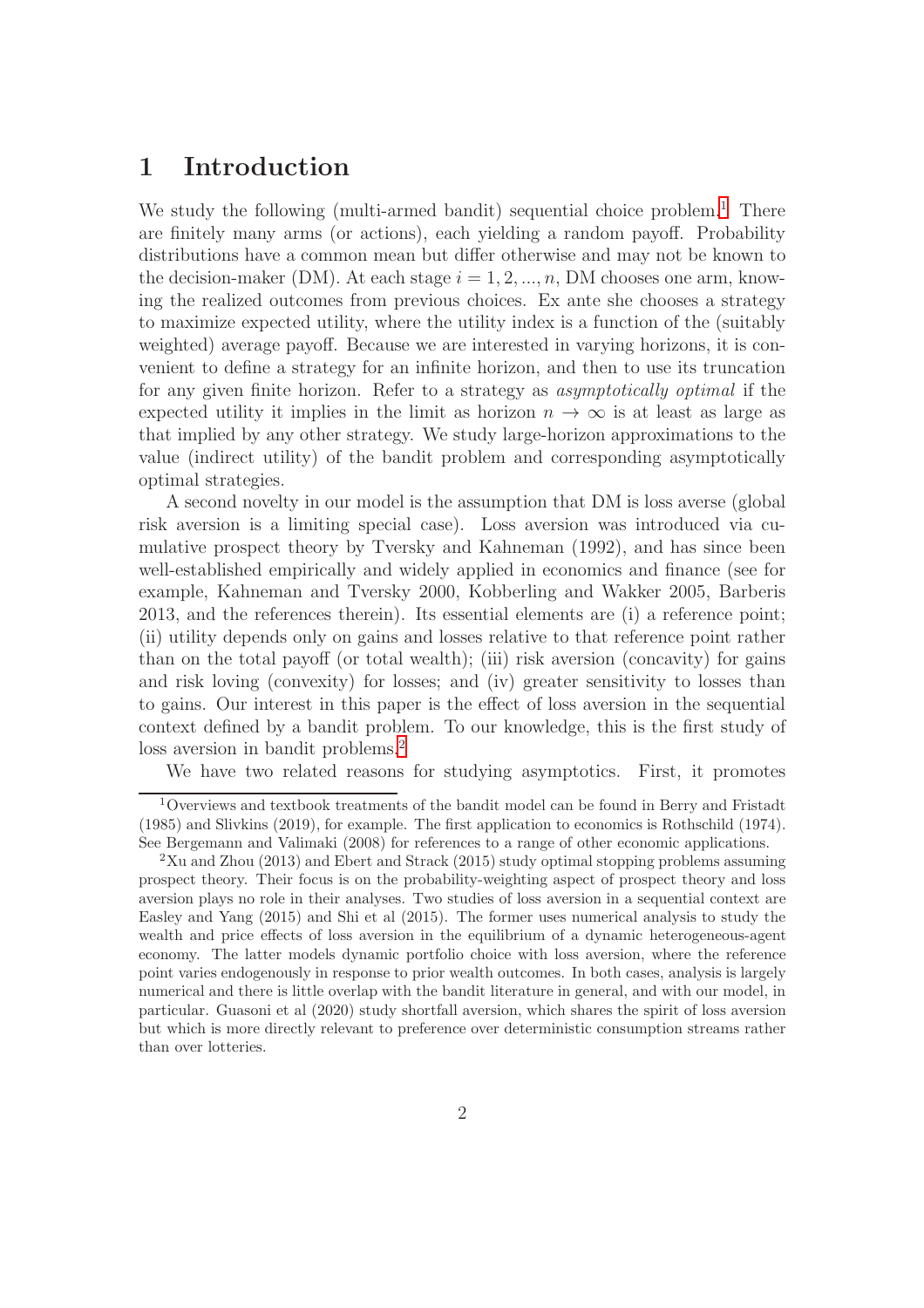# 1 Introduction

We study the following (multi-armed bandit) sequential choice problem.[1] There are finitely many arms (or actions), each yielding a random payoff. Probability distributions have a common mean but differ otherwise and may not be known to the decision-maker (DM). At each stage $i = 1, 2, ..., n$, DM chooses one arm, knowing the realized outcomes from previous choices. Ex ante she chooses a strategy to maximize expected utility, where the utility index is a function of the (suitably weighted) average payoff. Because we are interested in varying horizons, it is convenient to define a strategy for an infinite horizon, and then to use its truncation for any given finite horizon. Refer to a strategy as *asymptotically optimal* if the expected utility it implies in the limit as horizon $n \to \infty$ is at least as large as that implied by any other strategy. We study large-horizon approximations to the value (indirect utility) of the bandit problem and corresponding asymptotically optimal strategies.

A second novelty in our model is the assumption that DM is loss averse (global risk aversion is a limiting special case). Loss aversion was introduced via cumulative prospect theory by Tversky and Kahneman (1992), and has since been well-established empirically and widely applied in economics and finance (see for example, Kahneman and Tversky 2000, Kobberling and Wakker 2005, Barberis 2013, and the references therein). Its essential elements are (i) a reference point; (ii) utility depends only on gains and losses relative to that reference point rather than on the total payoff (or total wealth); (iii) risk aversion (concavity) for gains and risk loving (convexity) for losses; and (iv) greater sensitivity to losses than to gains. Our interest in this paper is the effect of loss aversion in the sequential context defined by a bandit problem. To our knowledge, this is the first study of loss aversion in bandit problems.[2]

We have two related reasons for studying asymptotics. First, it promotes

---

[1] Overviews and textbook treatments of the bandit model can be found in Berry and Fristadt (1985) and Slivkins (2019), for example. The first application to economics is Rothschild (1974). See Bergemann and Valimaki (2008) for references to a range of other economic applications.

[2] Xu and Zhou (2013) and Ebert and Strack (2015) study optimal stopping problems assuming prospect theory. Their focus is on the probability-weighting aspect of prospect theory and loss aversion plays no role in their analyses. Two studies of loss aversion in a sequential context are Easley and Yang (2015) and Shi et al (2015). The former uses numerical analysis to study the wealth and price effects of loss aversion in the equilibrium of a dynamic heterogeneous-agent economy. The latter models dynamic portfolio choice with loss aversion, where the reference point varies endogenously in response to prior wealth outcomes. In both cases, analysis is largely numerical and there is little overlap with the bandit literature in general, and with our model, in particular. Guasoni et al (2020) study shortfall aversion, which shares the spirit of loss aversion but which is more directly relevant to preference over deterministic consumption streams rather than over lotteries.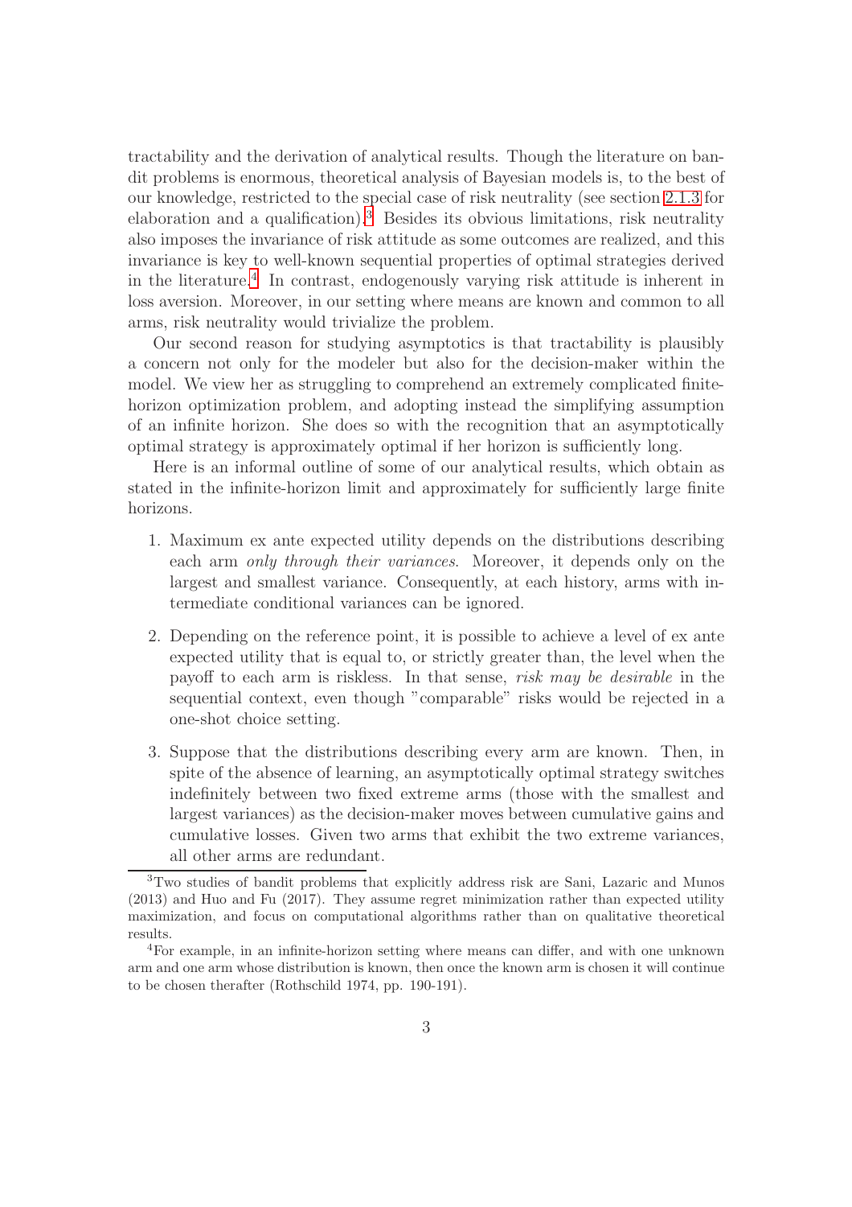tractability and the derivation of analytical results. Though the literature on bandit problems is enormous, theoretical analysis of Bayesian models is, to the best of our knowledge, restricted to the special case of risk neutrality (see section 2.1.3 for elaboration and a qualification).[3] Besides its obvious limitations, risk neutrality also imposes the invariance of risk attitude as some outcomes are realized, and this invariance is key to well-known sequential properties of optimal strategies derived in the literature.[4] In contrast, endogenously varying risk attitude is inherent in loss aversion. Moreover, in our setting where means are known and common to all arms, risk neutrality would trivialize the problem.

Our second reason for studying asymptotics is that tractability is plausibly a concern not only for the modeler but also for the decision-maker within the model. We view her as struggling to comprehend an extremely complicated finite-horizon optimization problem, and adopting instead the simplifying assumption of an infinite horizon. She does so with the recognition that an asymptotically optimal strategy is approximately optimal if her horizon is sufficiently long.

Here is an informal outline of some of our analytical results, which obtain as stated in the infinite-horizon limit and approximately for sufficiently large finite horizons.

1. Maximum ex ante expected utility depends on the distributions describing each arm *only through their variances*. Moreover, it depends only on the largest and smallest variance. Consequently, at each history, arms with intermediate conditional variances can be ignored.

2. Depending on the reference point, it is possible to achieve a level of ex ante expected utility that is equal to, or strictly greater than, the level when the payoff to each arm is riskless. In that sense, *risk may be desirable* in the sequential context, even though "comparable" risks would be rejected in a one-shot choice setting.

3. Suppose that the distributions describing every arm are known. Then, in spite of the absence of learning, an asymptotically optimal strategy switches indefinitely between two fixed extreme arms (those with the smallest and largest variances) as the decision-maker moves between cumulative gains and cumulative losses. Given two arms that exhibit the two extreme variances, all other arms are redundant.

---

[3] Two studies of bandit problems that explicitly address risk are Sani, Lazaric and Munos (2013) and Huo and Fu (2017). They assume regret minimization rather than expected utility maximization, and focus on computational algorithms rather than on qualitative theoretical results.

[4] For example, in an infinite-horizon setting where means can differ, and with one unknown arm and one arm whose distribution is known, then once the known arm is chosen it will continue to be chosen therafter (Rothschild 1974, pp. 190-191).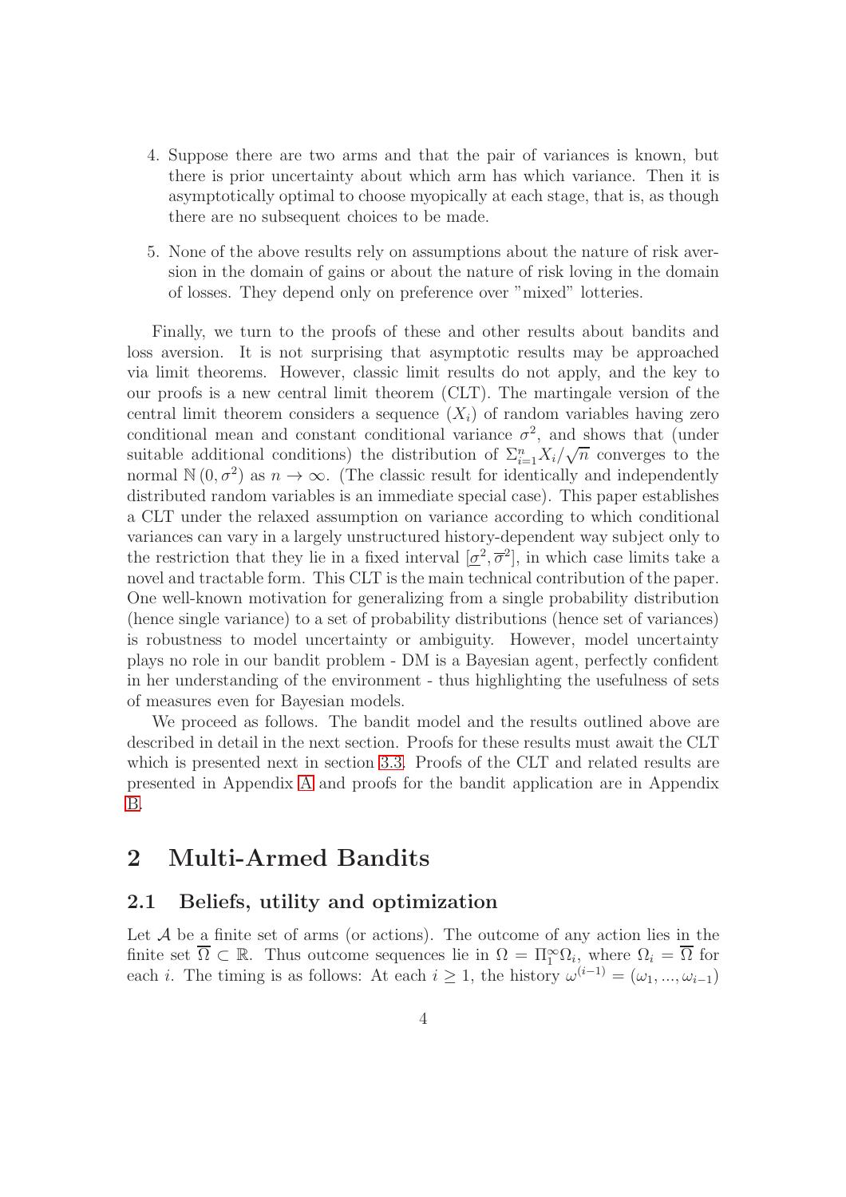4. Suppose there are two arms and that the pair of variances is known, but there is prior uncertainty about which arm has which variance. Then it is asymptotically optimal to choose myopically at each stage, that is, as though there are no subsequent choices to be made.

5. None of the above results rely on assumptions about the nature of risk aversion in the domain of gains or about the nature of risk loving in the domain of losses. They depend only on preference over "mixed" lotteries.

Finally, we turn to the proofs of these and other results about bandits and loss aversion. It is not surprising that asymptotic results may be approached via limit theorems. However, classic limit results do not apply, and the key to our proofs is a new central limit theorem (CLT). The martingale version of the central limit theorem considers a sequence $(X_i)$ of random variables having zero conditional mean and constant conditional variance $\sigma^2$, and shows that (under suitable additional conditions) the distribution of $\Sigma_{i=1}^{n} X_i/\sqrt{n}$ converges to the normal $\mathbb{N}(0, \sigma^2)$ as $n \to \infty$. (The classic result for identically and independently distributed random variables is an immediate special case). This paper establishes a CLT under the relaxed assumption on variance according to which conditional variances can vary in a largely unstructured history-dependent way subject only to the restriction that they lie in a fixed interval $[\underline{\sigma}^2, \overline{\sigma}^2]$, in which case limits take a novel and tractable form. This CLT is the main technical contribution of the paper. One well-known motivation for generalizing from a single probability distribution (hence single variance) to a set of probability distributions (hence set of variances) is robustness to model uncertainty or ambiguity. However, model uncertainty plays no role in our bandit problem - DM is a Bayesian agent, perfectly confident in her understanding of the environment - thus highlighting the usefulness of sets of measures even for Bayesian models.

We proceed as follows. The bandit model and the results outlined above are described in detail in the next section. Proofs for these results must await the CLT which is presented next in section 3.3. Proofs of the CLT and related results are presented in Appendix A and proofs for the bandit application are in Appendix B.

# 2 Multi-Armed Bandits

## 2.1 Beliefs, utility and optimization

Let $\mathcal{A}$ be a finite set of arms (or actions). The outcome of any action lies in the finite set $\overline{\Omega} \subset \mathbb{R}$. Thus outcome sequences lie in $\Omega = \Pi_1^{\infty} \Omega_i$, where $\Omega_i = \overline{\Omega}$ for each $i$. The timing is as follows: At each $i \geq 1$, the history $\omega^{(i-1)} = (\omega_1, ..., \omega_{i-1})$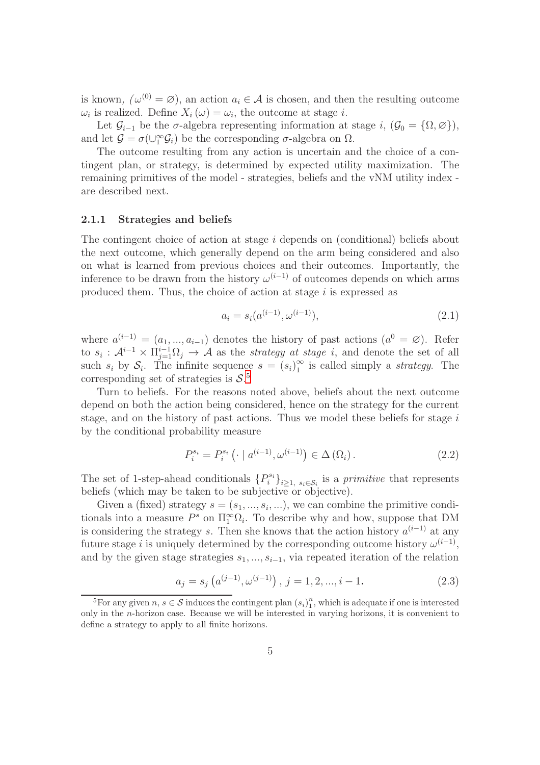is known, ($\omega^{(0)} = \varnothing$), an action $a_i \in \mathcal{A}$ is chosen, and then the resulting outcome $\omega_i$ is realized. Define $X_i(\omega) = \omega_i$, the outcome at stage $i$.

Let $\mathcal{G}_{i-1}$ be the $\sigma$-algebra representing information at stage $i$, ($\mathcal{G}_0 = \{\Omega, \varnothing\}$), and let $\mathcal{G} = \sigma(\cup_1^\infty \mathcal{G}_i)$ be the corresponding $\sigma$-algebra on $\Omega$.

The outcome resulting from any action is uncertain and the choice of a contingent plan, or strategy, is determined by expected utility maximization. The remaining primitives of the model - strategies, beliefs and the vNM utility index - are described next.

### 2.1.1 Strategies and beliefs

The contingent choice of action at stage $i$ depends on (conditional) beliefs about the next outcome, which generally depend on the arm being considered and also on what is learned from previous choices and their outcomes. Importantly, the inference to be drawn from the history $\omega^{(i-1)}$ of outcomes depends on which arms produced them. Thus, the choice of action at stage $i$ is expressed as

$$a_i = s_i(a^{(i-1)}, \omega^{(i-1)}), \tag{2.1}$$

where $a^{(i-1)} = (a_1, ..., a_{i-1})$ denotes the history of past actions ($a^0 = \varnothing$). Refer to $s_i : \mathcal{A}^{i-1} \times \Pi_{j=1}^{i-1} \Omega_j \rightarrow \mathcal{A}$ as the *strategy at stage* $i$, and denote the set of all such $s_i$ by $\mathcal{S}_i$. The infinite sequence $s = (s_i)_1^\infty$ is called simply a *strategy*. The corresponding set of strategies is $\mathcal{S}$.[5]

Turn to beliefs. For the reasons noted above, beliefs about the next outcome depend on both the action being considered, hence on the strategy for the current stage, and on the history of past actions. Thus we model these beliefs for stage $i$ by the conditional probability measure

$$P_i^{s_i} = P_i^{s_i}\left(\cdot \mid a^{(i-1)}, \omega^{(i-1)}\right) \in \Delta\left(\Omega_i\right). \tag{2.2}$$

The set of 1-step-ahead conditionals $\{P_i^{s_i}\}_{i \geq 1,\, s_i \in \mathcal{S}_i}$ is a *primitive* that represents beliefs (which may be taken to be subjective or objective).

Given a (fixed) strategy $s = (s_1, ..., s_i, ...)$, we can combine the primitive conditionals into a measure $P^s$ on $\Pi_1^\infty \Omega_i$. To describe why and how, suppose that DM is considering the strategy $s$. Then she knows that the action history $a^{(i-1)}$ at any future stage $i$ is uniquely determined by the corresponding outcome history $\omega^{(i-1)}$, and by the given stage strategies $s_1, ..., s_{i-1}$, via repeated iteration of the relation

$$a_j = s_j\left(a^{(j-1)}, \omega^{(j-1)}\right), \; j = 1, 2, ..., i-1. \tag{2.3}$$

[5] For any given $n$, $s \in \mathcal{S}$ induces the contingent plan $(s_i)_1^n$, which is adequate if one is interested only in the $n$-horizon case. Because we will be interested in varying horizons, it is convenient to define a strategy to apply to all finite horizons.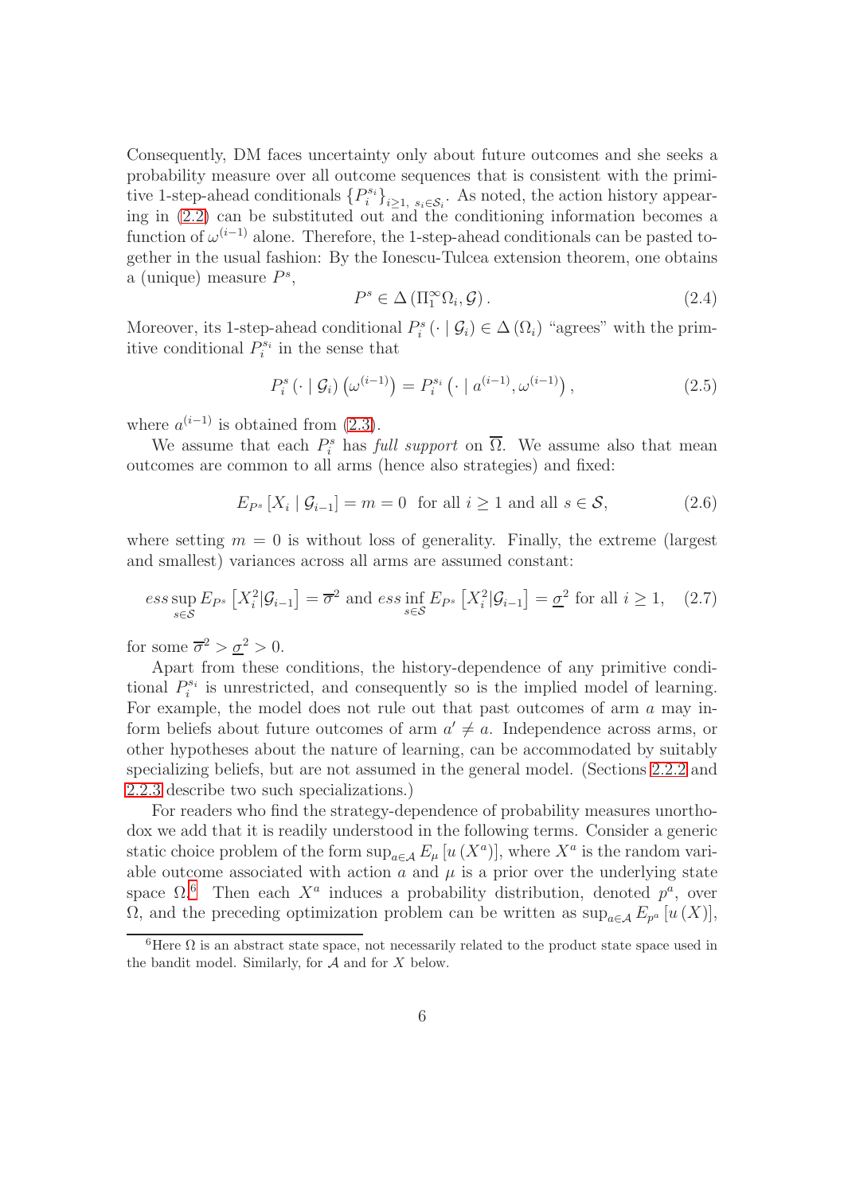Consequently, DM faces uncertainty only about future outcomes and she seeks a probability measure over all outcome sequences that is consistent with the primitive 1-step-ahead conditionals $\{P_i^{s_i}\}_{i\geq 1,\ s_i\in\mathcal{S}_i}$. As noted, the action history appearing in (2.2) can be substituted out and the conditioning information becomes a function of $\omega^{(i-1)}$ alone. Therefore, the 1-step-ahead conditionals can be pasted together in the usual fashion: By the Ionescu-Tulcea extension theorem, one obtains a (unique) measure $P^s$,

$$P^s \in \Delta\left(\Pi_1^\infty \Omega_i, \mathcal{G}\right). \tag{2.4}$$

Moreover, its 1-step-ahead conditional $P_i^s\left(\cdot \mid \mathcal{G}_i\right) \in \Delta\left(\Omega_i\right)$ "agrees" with the primitive conditional $P_i^{s_i}$ in the sense that

$$P_i^s\left(\cdot \mid \mathcal{G}_i\right)\left(\omega^{(i-1)}\right) = P_i^{s_i}\left(\cdot \mid a^{(i-1)}, \omega^{(i-1)}\right), \tag{2.5}$$

where $a^{(i-1)}$ is obtained from (2.3).

We assume that each $P_i^s$ has *full support* on $\overline{\Omega}$. We assume also that mean outcomes are common to all arms (hence also strategies) and fixed:

$$E_{P^s}\left[X_i \mid \mathcal{G}_{i-1}\right] = m = 0 \ \text{ for all } i\geq 1 \text{ and all } s\in\mathcal{S}, \tag{2.6}$$

where setting $m=0$ is without loss of generality. Finally, the extreme (largest and smallest) variances across all arms are assumed constant:

$$ess\sup_{s\in\mathcal{S}} E_{P^s}\left[X_i^2|\mathcal{G}_{i-1}\right] = \overline{\sigma}^2 \text{ and } ess\inf_{s\in\mathcal{S}} E_{P^s}\left[X_i^2|\mathcal{G}_{i-1}\right] = \underline{\sigma}^2 \text{ for all } i\geq 1, \tag{2.7}$$

for some $\overline{\sigma}^2 > \underline{\sigma}^2 > 0$.

Apart from these conditions, the history-dependence of any primitive conditional $P_i^{s_i}$ is unrestricted, and consequently so is the implied model of learning. For example, the model does not rule out that past outcomes of arm $a$ may inform beliefs about future outcomes of arm $a'\neq a$. Independence across arms, or other hypotheses about the nature of learning, can be accommodated by suitably specializing beliefs, but are not assumed in the general model. (Sections 2.2.2 and 2.2.3 describe two such specializations.)

For readers who find the strategy-dependence of probability measures unorthodox we add that it is readily understood in the following terms. Consider a generic static choice problem of the form $\sup_{a\in\mathcal{A}} E_\mu\left[u\left(X^a\right)\right]$, where $X^a$ is the random variable outcome associated with action $a$ and $\mu$ is a prior over the underlying state space $\Omega$.[6] Then each $X^a$ induces a probability distribution, denoted $p^a$, over $\Omega$, and the preceding optimization problem can be written as $\sup_{a\in\mathcal{A}} E_{p^a}\left[u\left(X\right)\right]$,

[6] Here $\Omega$ is an abstract state space, not necessarily related to the product state space used in the bandit model. Similarly, for $\mathcal{A}$ and for $X$ below.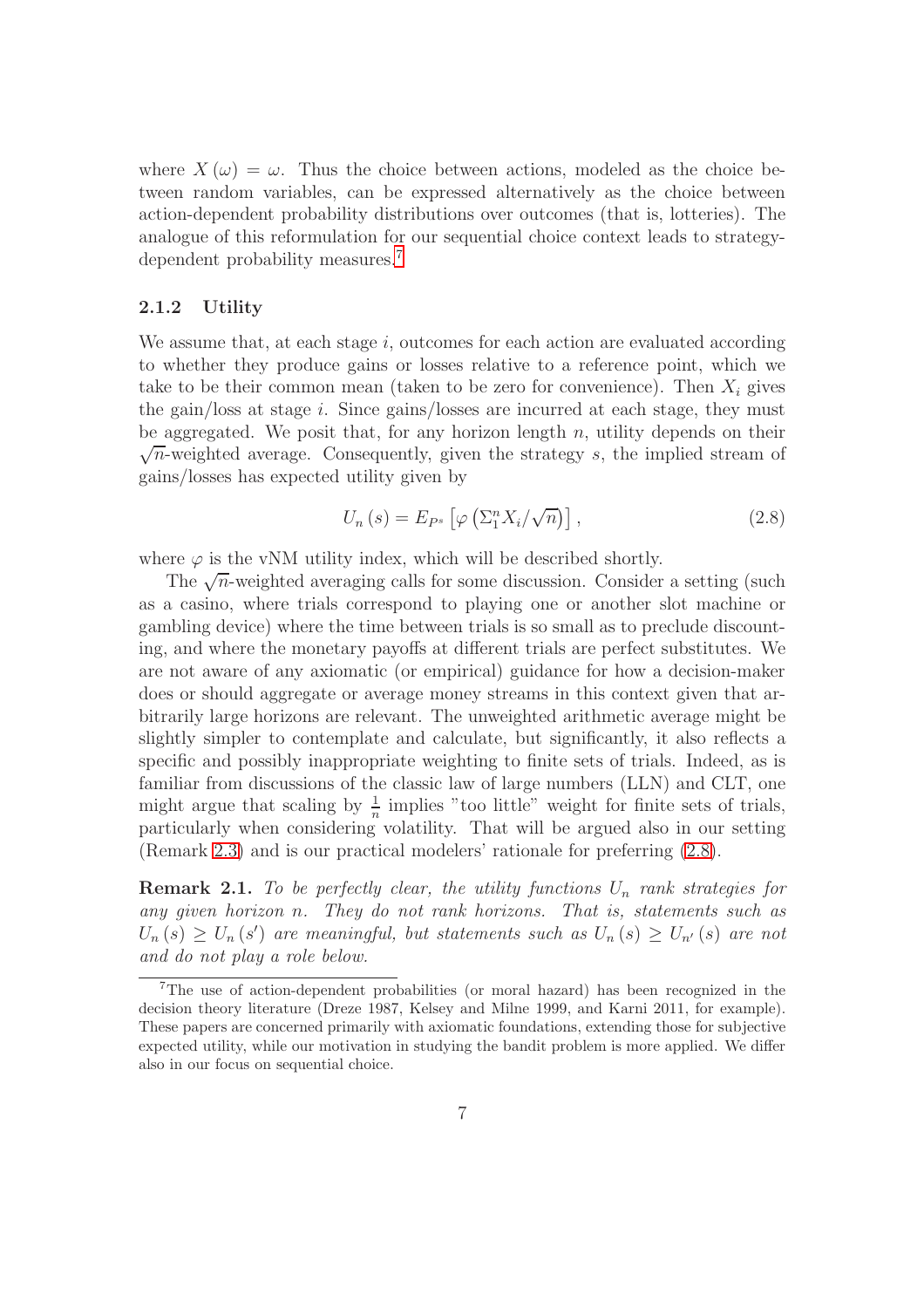where $X(\omega) = \omega$. Thus the choice between actions, modeled as the choice between random variables, can be expressed alternatively as the choice between action-dependent probability distributions over outcomes (that is, lotteries). The analogue of this reformulation for our sequential choice context leads to strategy-dependent probability measures.[7]

### 2.1.2 Utility

We assume that, at each stage $i$, outcomes for each action are evaluated according to whether they produce gains or losses relative to a reference point, which we take to be their common mean (taken to be zero for convenience). Then $X_i$ gives the gain/loss at stage $i$. Since gains/losses are incurred at each stage, they must be aggregated. We posit that, for any horizon length $n$, utility depends on their $\sqrt{n}$-weighted average. Consequently, given the strategy $s$, the implied stream of gains/losses has expected utility given by

$$U_n(s) = E_{P^s}\left[\varphi\left(\Sigma_1^n X_i/\sqrt{n}\right)\right], \tag{2.8}$$

where $\varphi$ is the vNM utility index, which will be described shortly.

The $\sqrt{n}$-weighted averaging calls for some discussion. Consider a setting (such as a casino, where trials correspond to playing one or another slot machine or gambling device) where the time between trials is so small as to preclude discounting, and where the monetary payoffs at different trials are perfect substitutes. We are not aware of any axiomatic (or empirical) guidance for how a decision-maker does or should aggregate or average money streams in this context given that arbitrarily large horizons are relevant. The unweighted arithmetic average might be slightly simpler to contemplate and calculate, but significantly, it also reflects a specific and possibly inappropriate weighting to finite sets of trials. Indeed, as is familiar from discussions of the classic law of large numbers (LLN) and CLT, one might argue that scaling by $\frac{1}{n}$ implies "too little" weight for finite sets of trials, particularly when considering volatility. That will be argued also in our setting (Remark 2.3) and is our practical modelers' rationale for preferring (2.8).

**Remark 2.1.** *To be perfectly clear, the utility functions $U_n$ rank strategies for any given horizon $n$. They do not rank horizons. That is, statements such as $U_n(s) \geq U_n(s')$ are meaningful, but statements such as $U_n(s) \geq U_{n'}(s)$ are not and do not play a role below.*

---

[7] The use of action-dependent probabilities (or moral hazard) has been recognized in the decision theory literature (Dreze 1987, Kelsey and Milne 1999, and Karni 2011, for example). These papers are concerned primarily with axiomatic foundations, extending those for subjective expected utility, while our motivation in studying the bandit problem is more applied. We differ also in our focus on sequential choice.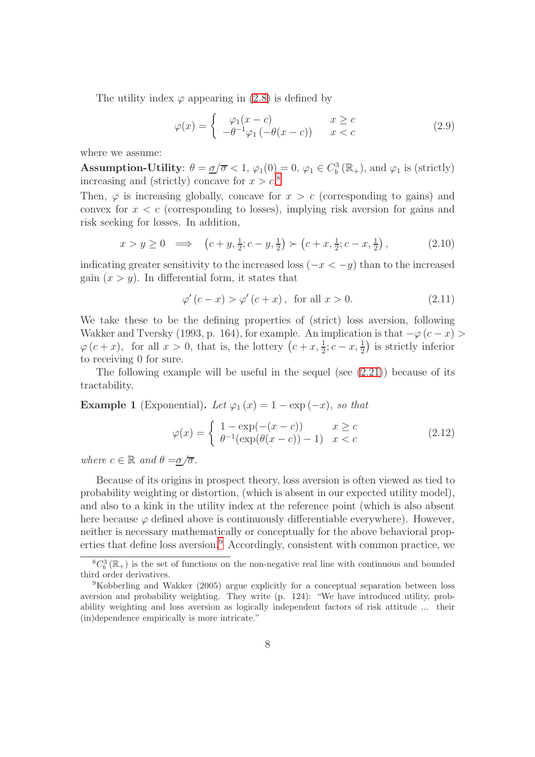The utility index $\varphi$ appearing in (2.8) is defined by

$$\varphi(x) = \begin{cases} \varphi_1(x-c) & x \geq c \\ -\theta^{-1}\varphi_1\left(-\theta(x-c)\right) & x < c \end{cases} \tag{2.9}$$

where we assume:

**Assumption-Utility**: $\theta = \underline{\sigma}/\overline{\sigma} < 1$, $\varphi_1(0) = 0$, $\varphi_1 \in C_b^3\left(\mathbb{R}_+\right)$, and $\varphi_1$ is (strictly) increasing and (strictly) concave for $x > c$.[8]

Then, $\varphi$ is increasing globally, concave for $x > c$ (corresponding to gains) and convex for $x < c$ (corresponding to losses), implying risk aversion for gains and risk seeking for losses. In addition,

$$x > y \geq 0 \implies \left(c+y, \tfrac{1}{2}; c-y, \tfrac{1}{2}\right) \succ \left(c+x, \tfrac{1}{2}; c-x, \tfrac{1}{2}\right), \tag{2.10}$$

indicating greater sensitivity to the increased loss ($-x < -y$) than to the increased gain ($x > y$). In differential form, it states that

$$\varphi'\left(c-x\right) > \varphi'\left(c+x\right), \text{ for all } x > 0. \tag{2.11}$$

We take these to be the defining properties of (strict) loss aversion, following Wakker and Tversky (1993, p. 164), for example. An implication is that $-\varphi\left(c-x\right) > \varphi\left(c+x\right)$, for all $x > 0$, that is, the lottery $\left(c+x, \tfrac{1}{2}; c-x, \tfrac{1}{2}\right)$ is strictly inferior to receiving 0 for sure.

The following example will be useful in the sequel (see (2.21)) because of its tractability.

**Example 1** (Exponential). *Let $\varphi_1(x) = 1 - \exp(-x)$, so that*

$$\varphi(x) = \begin{cases} 1 - \exp(-(x-c)) & x \geq c \\ \theta^{-1}(\exp(\theta(x-c)) - 1) & x < c \end{cases} \tag{2.12}$$

*where $c \in \mathbb{R}$ and $\theta = \underline{\sigma}/\overline{\sigma}$.*

Because of its origins in prospect theory, loss aversion is often viewed as tied to probability weighting or distortion, (which is absent in our expected utility model), and also to a kink in the utility index at the reference point (which is also absent here because $\varphi$ defined above is continuously differentiable everywhere). However, neither is necessary mathematically or conceptually for the above behavioral properties that define loss aversion.[9] Accordingly, consistent with common practice, we

---

[8] $C_b^3\left(\mathbb{R}_+\right)$ is the set of functions on the non-negative real line with continuous and bounded third order derivatives.

[9] Kobberling and Wakker (2005) argue explicitly for a conceptual separation between loss aversion and probability weighting. They write (p. 124): "We have introduced utility, probability weighting and loss aversion as logically independent factors of risk attitude ... their (in)dependence empirically is more intricate."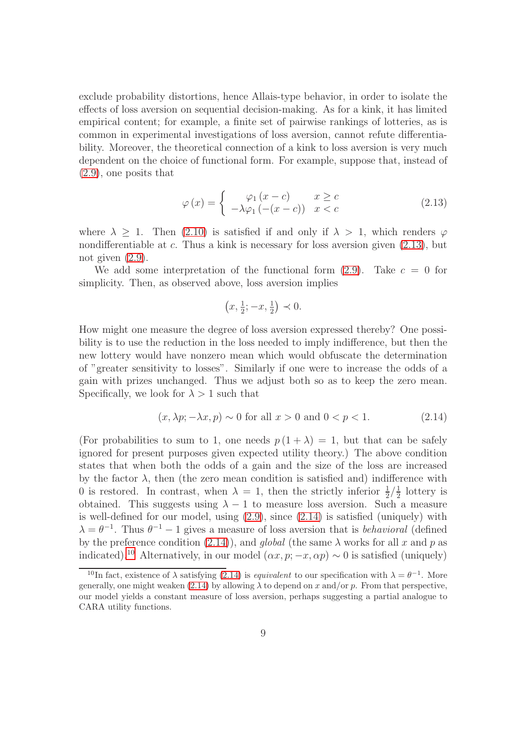exclude probability distortions, hence Allais-type behavior, in order to isolate the effects of loss aversion on sequential decision-making. As for a kink, it has limited empirical content; for example, a finite set of pairwise rankings of lotteries, as is common in experimental investigations of loss aversion, cannot refute differentiability. Moreover, the theoretical connection of a kink to loss aversion is very much dependent on the choice of functional form. For example, suppose that, instead of (2.9), one posits that

$$\varphi(x) = \begin{cases} \varphi_1(x-c) & x \geq c \\ -\lambda\varphi_1(-(x-c)) & x < c \end{cases} \tag{2.13}$$

where $\lambda \geq 1$. Then (2.10) is satisfied if and only if $\lambda > 1$, which renders $\varphi$ nondifferentiable at $c$. Thus a kink is necessary for loss aversion given (2.13), but not given (2.9).

We add some interpretation of the functional form (2.9). Take $c = 0$ for simplicity. Then, as observed above, loss aversion implies

$$\left(x, \tfrac{1}{2}; -x, \tfrac{1}{2}\right) \prec 0.$$

How might one measure the degree of loss aversion expressed thereby? One possibility is to use the reduction in the loss needed to imply indifference, but then the new lottery would have nonzero mean which would obfuscate the determination of "greater sensitivity to losses". Similarly if one were to increase the odds of a gain with prizes unchanged. Thus we adjust both so as to keep the zero mean. Specifically, we look for $\lambda > 1$ such that

$$(x, \lambda p; -\lambda x, p) \sim 0 \text{ for all } x > 0 \text{ and } 0 < p < 1. \tag{2.14}$$

(For probabilities to sum to 1, one needs $p(1+\lambda) = 1$, but that can be safely ignored for present purposes given expected utility theory.) The above condition states that when both the odds of a gain and the size of the loss are increased by the factor $\lambda$, then (the zero mean condition is satisfied and) indifference with 0 is restored. In contrast, when $\lambda = 1$, then the strictly inferior $\frac{1}{2}/\frac{1}{2}$ lottery is obtained. This suggests using $\lambda - 1$ to measure loss aversion. Such a measure is well-defined for our model, using (2.9), since (2.14) is satisfied (uniquely) with $\lambda = \theta^{-1}$. Thus $\theta^{-1} - 1$ gives a measure of loss aversion that is *behavioral* (defined by the preference condition (2.14)), and *global* (the same $\lambda$ works for all $x$ and $p$ as indicated).[10] Alternatively, in our model $(\alpha x, p; -x, \alpha p) \sim 0$ is satisfied (uniquely)

[10] In fact, existence of $\lambda$ satisfying (2.14) is *equivalent* to our specification with $\lambda = \theta^{-1}$. More generally, one might weaken (2.14) by allowing $\lambda$ to depend on $x$ and/or $p$. From that perspective, our model yields a constant measure of loss aversion, perhaps suggesting a partial analogue to CARA utility functions.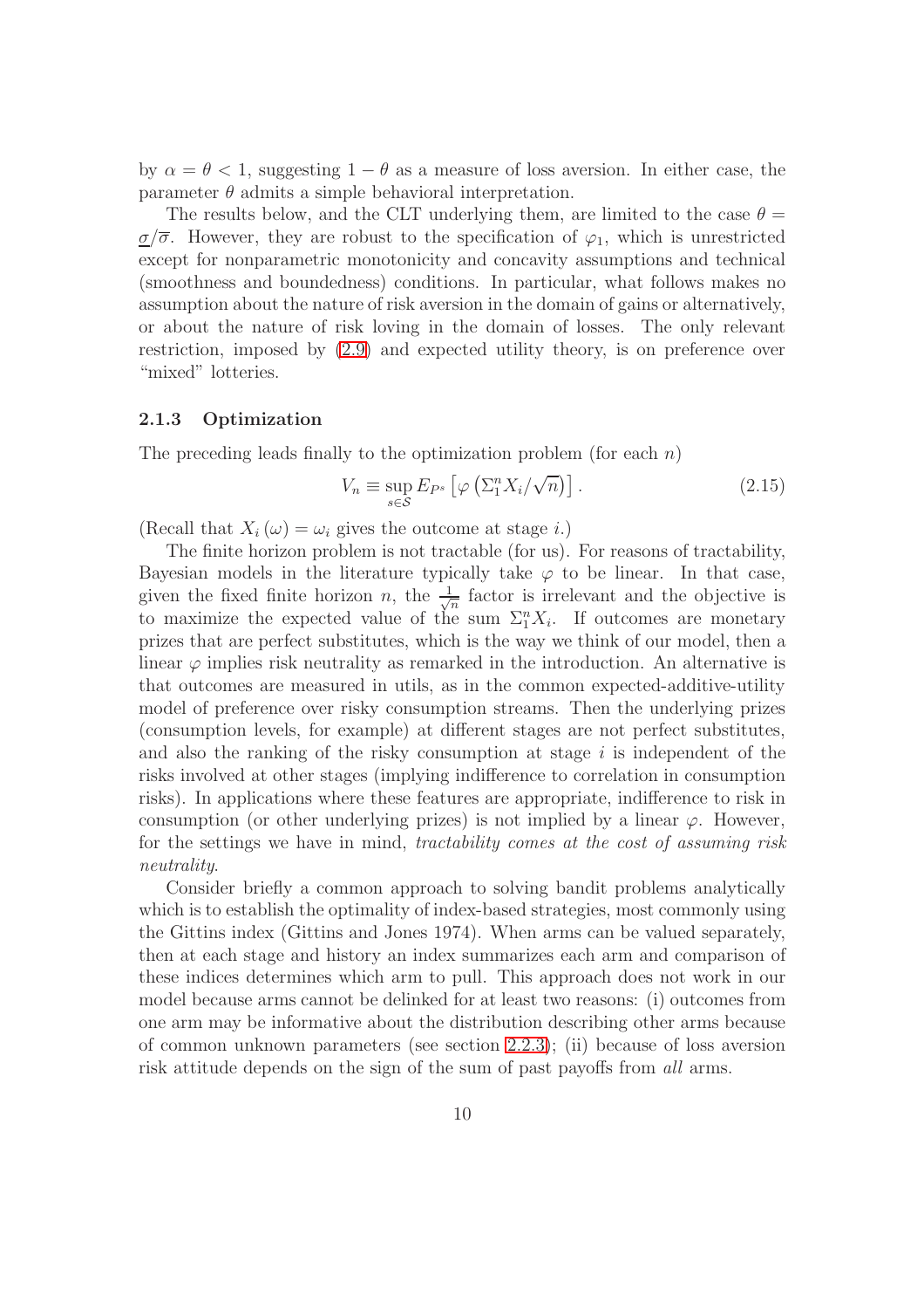by $\alpha = \theta < 1$, suggesting $1 - \theta$ as a measure of loss aversion. In either case, the parameter $\theta$ admits a simple behavioral interpretation.

The results below, and the CLT underlying them, are limited to the case $\theta = \underline{\sigma}/\overline{\sigma}$. However, they are robust to the specification of $\varphi_1$, which is unrestricted except for nonparametric monotonicity and concavity assumptions and technical (smoothness and boundedness) conditions. In particular, what follows makes no assumption about the nature of risk aversion in the domain of gains or alternatively, or about the nature of risk loving in the domain of losses. The only relevant restriction, imposed by (2.9) and expected utility theory, is on preference over "mixed" lotteries.

### 2.1.3 Optimization

The preceding leads finally to the optimization problem (for each $n$)

$$V_n \equiv \sup_{s \in \mathcal{S}} E_{P^s} \left[ \varphi \left( \Sigma_1^n X_i / \sqrt{n} \right) \right]. \tag{2.15}$$

(Recall that $X_i(\omega) = \omega_i$ gives the outcome at stage $i$.)

The finite horizon problem is not tractable (for us). For reasons of tractability, Bayesian models in the literature typically take $\varphi$ to be linear. In that case, given the fixed finite horizon $n$, the $\frac{1}{\sqrt{n}}$ factor is irrelevant and the objective is to maximize the expected value of the sum $\Sigma_1^n X_i$. If outcomes are monetary prizes that are perfect substitutes, which is the way we think of our model, then a linear $\varphi$ implies risk neutrality as remarked in the introduction. An alternative is that outcomes are measured in utils, as in the common expected-additive-utility model of preference over risky consumption streams. Then the underlying prizes (consumption levels, for example) at different stages are not perfect substitutes, and also the ranking of the risky consumption at stage $i$ is independent of the risks involved at other stages (implying indifference to correlation in consumption risks). In applications where these features are appropriate, indifference to risk in consumption (or other underlying prizes) is not implied by a linear $\varphi$. However, for the settings we have in mind, *tractability comes at the cost of assuming risk neutrality*.

Consider briefly a common approach to solving bandit problems analytically which is to establish the optimality of index-based strategies, most commonly using the Gittins index (Gittins and Jones 1974). When arms can be valued separately, then at each stage and history an index summarizes each arm and comparison of these indices determines which arm to pull. This approach does not work in our model because arms cannot be delinked for at least two reasons: (i) outcomes from one arm may be informative about the distribution describing other arms because of common unknown parameters (see section 2.2.3); (ii) because of loss aversion risk attitude depends on the sign of the sum of past payoffs from *all* arms.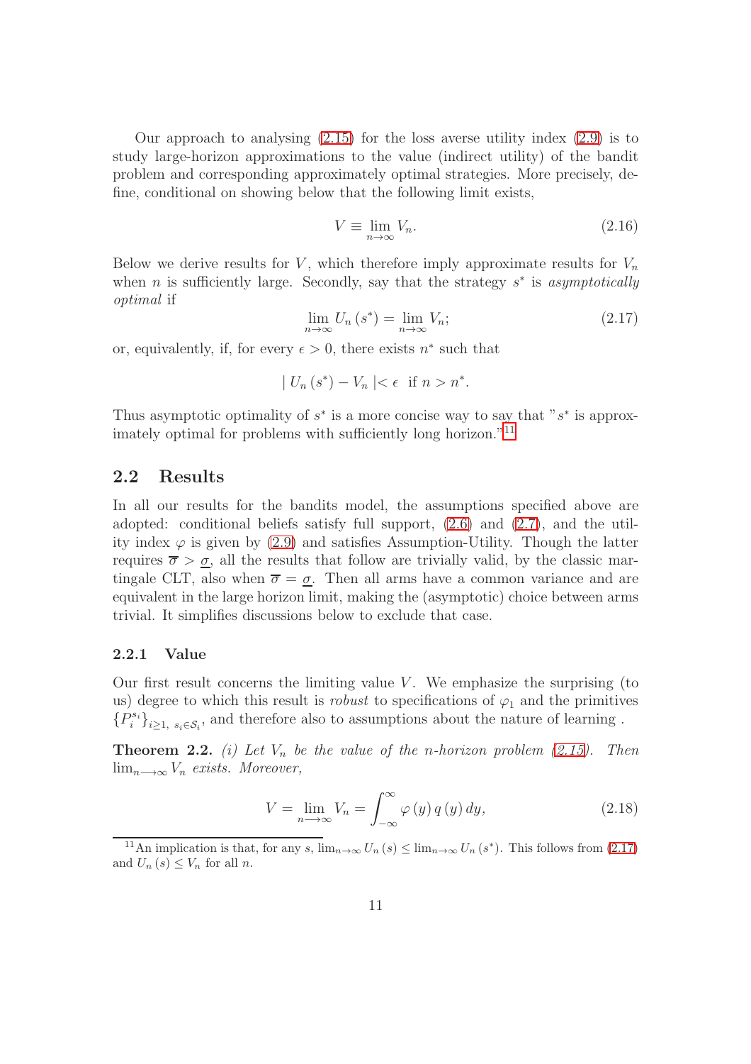Our approach to analysing (2.15) for the loss averse utility index (2.9) is to study large-horizon approximations to the value (indirect utility) of the bandit problem and corresponding approximately optimal strategies. More precisely, define, conditional on showing below that the following limit exists,

$$V \equiv \lim_{n\to\infty} V_n. \tag{2.16}$$

Below we derive results for $V$, which therefore imply approximate results for $V_n$ when $n$ is sufficiently large. Secondly, say that the strategy $s^*$ is *asymptotically optimal* if

$$\lim_{n\to\infty} U_n(s^*) = \lim_{n\to\infty} V_n; \tag{2.17}$$

or, equivalently, if, for every $\epsilon > 0$, there exists $n^*$ such that

$$| U_n(s^*) - V_n | < \epsilon \text{ if } n > n^*.$$

Thus asymptotic optimality of $s^*$ is a more concise way to say that "$s^*$ is approximately optimal for problems with sufficiently long horizon."[11]

## 2.2 Results

In all our results for the bandits model, the assumptions specified above are adopted: conditional beliefs satisfy full support, (2.6) and (2.7), and the utility index $\varphi$ is given by (2.9) and satisfies Assumption-Utility. Though the latter requires $\overline{\sigma} > \underline{\sigma}$, all the results that follow are trivially valid, by the classic martingale CLT, also when $\overline{\sigma} = \underline{\sigma}$. Then all arms have a common variance and are equivalent in the large horizon limit, making the (asymptotic) choice between arms trivial. It simplifies discussions below to exclude that case.

### 2.2.1 Value

Our first result concerns the limiting value $V$. We emphasize the surprising (to us) degree to which this result is *robust* to specifications of $\varphi_1$ and the primitives $\{P_i^{s_i}\}_{i\geq 1,\ s_i\in\mathcal{S}_i}$, and therefore also to assumptions about the nature of learning .

**Theorem 2.2.** *(i) Let $V_n$ be the value of the $n$-horizon problem (2.15). Then $\lim_{n\longrightarrow\infty} V_n$ exists. Moreover,*

$$V = \lim_{n\longrightarrow\infty} V_n = \int_{-\infty}^{\infty} \varphi(y)\, q(y)\, dy, \tag{2.18}$$

[11] An implication is that, for any $s$, $\lim_{n\to\infty} U_n(s) \leq \lim_{n\to\infty} U_n(s^*)$. This follows from (2.17) and $U_n(s) \leq V_n$ for all $n$.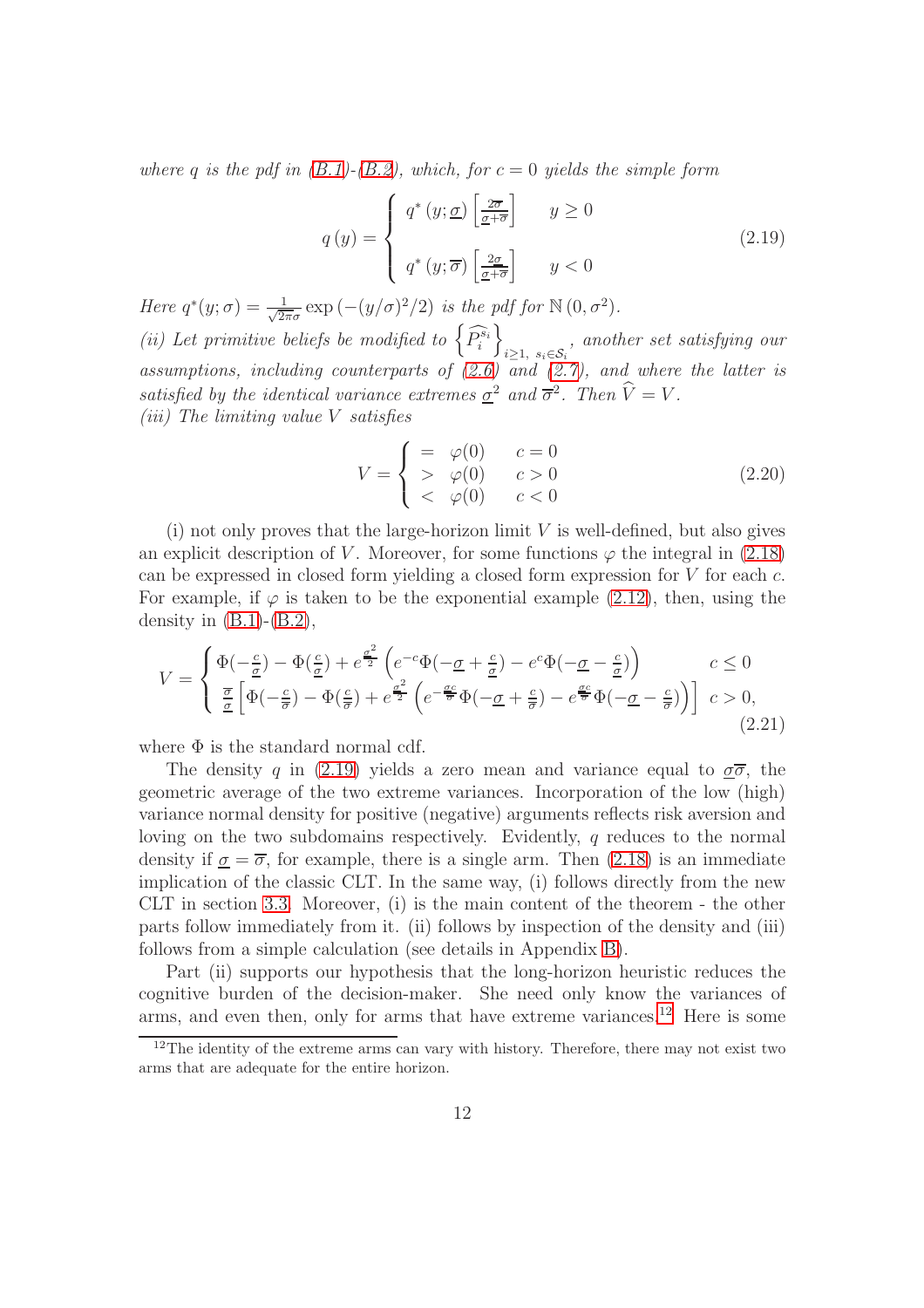*where $q$ is the pdf in (B.1)-(B.2), which, for $c = 0$ yields the simple form*

$$q(y) = \begin{cases} q^*(y; \underline{\sigma}) \left[\frac{2\overline{\sigma}}{\underline{\sigma}+\overline{\sigma}}\right] & y \geq 0 \\ \\ q^*(y; \overline{\sigma}) \left[\frac{2\underline{\sigma}}{\underline{\sigma}+\overline{\sigma}}\right] & y < 0 \end{cases} \tag{2.19}$$

*Here $q^*(y;\sigma) = \frac{1}{\sqrt{2\pi}\sigma}\exp\left(-(y/\sigma)^2/2\right)$ is the pdf for $\mathbb{N}(0,\sigma^2)$.*

*(ii) Let primitive beliefs be modified to $\left\{\widehat{P_i^{s_i}}\right\}_{i\geq 1,\ s_i\in\mathcal{S}_i}$, another set satisfying our assumptions, including counterparts of (2.6) and (2.7), and where the latter is satisfied by the identical variance extremes $\underline{\sigma}^2$ and $\overline{\sigma}^2$. Then $\widehat{V} = V$.*

*(iii) The limiting value $V$ satisfies*

$$V = \begin{cases} = & \varphi(0) & c = 0 \\ > & \varphi(0) & c > 0 \\ < & \varphi(0) & c < 0 \end{cases} \tag{2.20}$$

(i) not only proves that the large-horizon limit $V$ is well-defined, but also gives an explicit description of $V$. Moreover, for some functions $\varphi$ the integral in (2.18) can be expressed in closed form yielding a closed form expression for $V$ for each $c$. For example, if $\varphi$ is taken to be the exponential example (2.12), then, using the density in (B.1)-(B.2),

$$V = \begin{cases} \Phi(-\frac{c}{\underline{\sigma}}) - \Phi(\frac{c}{\underline{\sigma}}) + e^{\frac{\underline{\sigma}^2}{2}}\left(e^{-c}\Phi(-\underline{\sigma}+\frac{c}{\underline{\sigma}}) - e^{c}\Phi(-\underline{\sigma}-\frac{c}{\underline{\sigma}})\right) & c \leq 0 \\ \frac{\overline{\sigma}}{\underline{\sigma}}\left[\Phi(-\frac{c}{\overline{\sigma}}) - \Phi(\frac{c}{\overline{\sigma}}) + e^{\frac{\underline{\sigma}^2}{2}}\left(e^{-\frac{\underline{\sigma}c}{\overline{\sigma}}}\Phi(-\underline{\sigma}+\frac{c}{\overline{\sigma}}) - e^{\frac{\underline{\sigma}c}{\overline{\sigma}}}\Phi(-\underline{\sigma}-\frac{c}{\overline{\sigma}})\right)\right] & c > 0, \end{cases} \tag{2.21}$$

where $\Phi$ is the standard normal cdf.

The density $q$ in (2.19) yields a zero mean and variance equal to $\underline{\sigma}\overline{\sigma}$, the geometric average of the two extreme variances. Incorporation of the low (high) variance normal density for positive (negative) arguments reflects risk aversion and loving on the two subdomains respectively. Evidently, $q$ reduces to the normal density if $\underline{\sigma} = \overline{\sigma}$, for example, there is a single arm. Then (2.18) is an immediate implication of the classic CLT. In the same way, (i) follows directly from the new CLT in section 3.3. Moreover, (i) is the main content of the theorem - the other parts follow immediately from it. (ii) follows by inspection of the density and (iii) follows from a simple calculation (see details in Appendix B).

Part (ii) supports our hypothesis that the long-horizon heuristic reduces the cognitive burden of the decision-maker. She need only know the variances of arms, and even then, only for arms that have extreme variances.[12] Here is some

[12] The identity of the extreme arms can vary with history. Therefore, there may not exist two arms that are adequate for the entire horizon.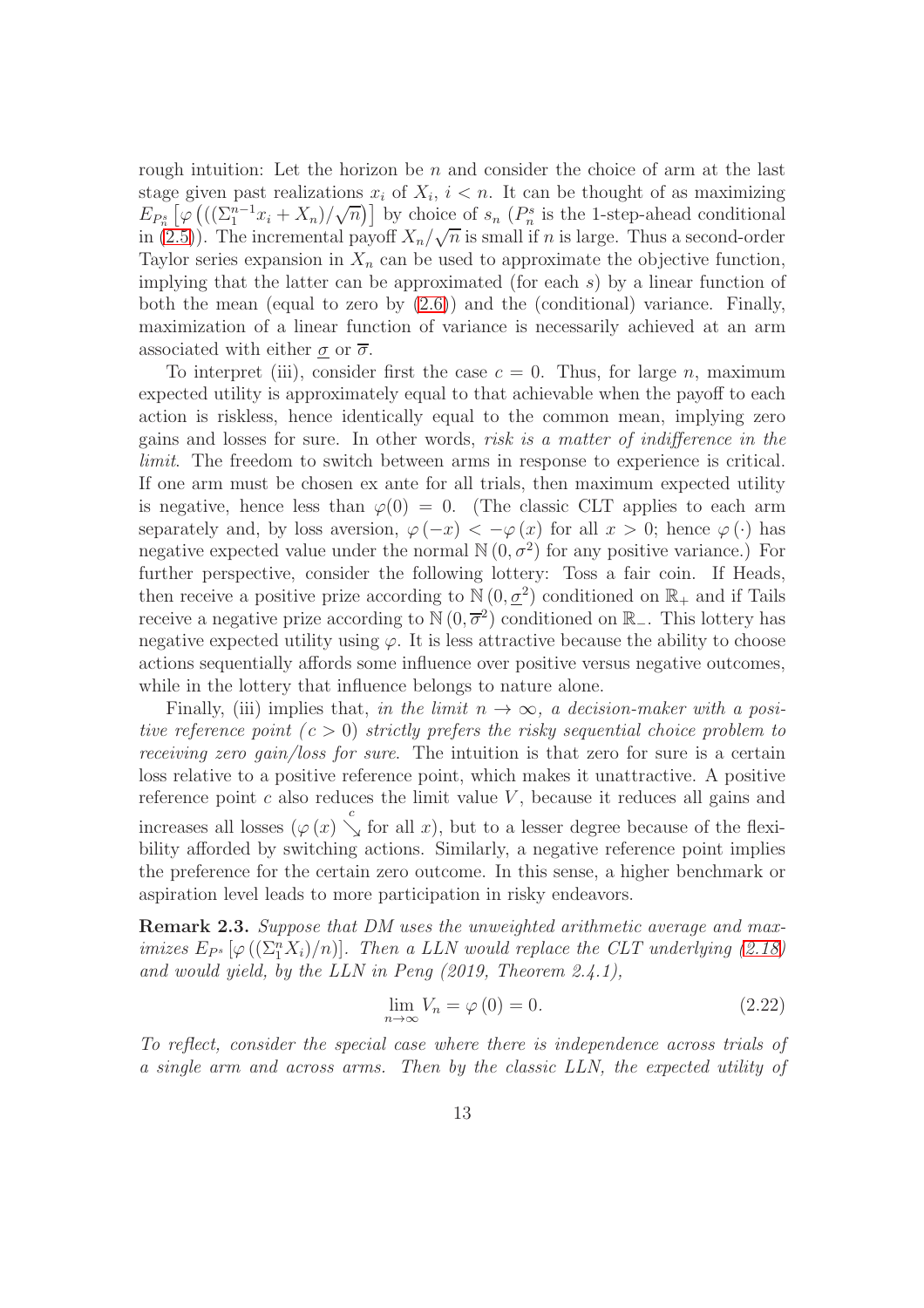rough intuition: Let the horizon be $n$ and consider the choice of arm at the last stage given past realizations $x_i$ of $X_i$, $i < n$. It can be thought of as maximizing $E_{P_n^s}\left[\varphi\left(((\Sigma_1^{n-1}x_i + X_n)/\sqrt{n}\right)\right]$ by choice of $s_n$ ($P_n^s$ is the 1-step-ahead conditional in (2.5)). The incremental payoff $X_n/\sqrt{n}$ is small if $n$ is large. Thus a second-order Taylor series expansion in $X_n$ can be used to approximate the objective function, implying that the latter can be approximated (for each $s$) by a linear function of both the mean (equal to zero by (2.6)) and the (conditional) variance. Finally, maximization of a linear function of variance is necessarily achieved at an arm associated with either $\underline{\sigma}$ or $\overline{\sigma}$.

To interpret (iii), consider first the case $c = 0$. Thus, for large $n$, maximum expected utility is approximately equal to that achievable when the payoff to each action is riskless, hence identically equal to the common mean, implying zero gains and losses for sure. In other words, *risk is a matter of indifference in the limit*. The freedom to switch between arms in response to experience is critical. If one arm must be chosen ex ante for all trials, then maximum expected utility is negative, hence less than $\varphi(0) = 0$. (The classic CLT applies to each arm separately and, by loss aversion, $\varphi(-x) < -\varphi(x)$ for all $x > 0$; hence $\varphi(\cdot)$ has negative expected value under the normal $\mathbb{N}(0, \sigma^2)$ for any positive variance.) For further perspective, consider the following lottery: Toss a fair coin. If Heads, then receive a positive prize according to $\mathbb{N}(0, \underline{\sigma}^2)$ conditioned on $\mathbb{R}_+$ and if Tails receive a negative prize according to $\mathbb{N}(0, \overline{\sigma}^2)$ conditioned on $\mathbb{R}_-$. This lottery has negative expected utility using $\varphi$. It is less attractive because the ability to choose actions sequentially affords some influence over positive versus negative outcomes, while in the lottery that influence belongs to nature alone.

Finally, (iii) implies that, *in the limit $n \to \infty$, a decision-maker with a positive reference point ($c > 0$) strictly prefers the risky sequential choice problem to receiving zero gain/loss for sure*. The intuition is that zero for sure is a certain loss relative to a positive reference point, which makes it unattractive. A positive reference point $c$ also reduces the limit value $V$, because it reduces all gains and increases all losses ($\varphi(x) \overset{c}{\searrow}$ for all $x$), but to a lesser degree because of the flexibility afforded by switching actions. Similarly, a negative reference point implies the preference for the certain zero outcome. In this sense, a higher benchmark or aspiration level leads to more participation in risky endeavors.

**Remark 2.3.** *Suppose that DM uses the unweighted arithmetic average and maximizes $E_{P^s}\left[\varphi\left((\Sigma_1^n X_i)/n\right)\right]$. Then a LLN would replace the CLT underlying (2.18) and would yield, by the LLN in Peng (2019, Theorem 2.4.1),*

$$\lim_{n\to\infty} V_n = \varphi(0) = 0. \tag{2.22}$$

*To reflect, consider the special case where there is independence across trials of a single arm and across arms. Then by the classic LLN, the expected utility of*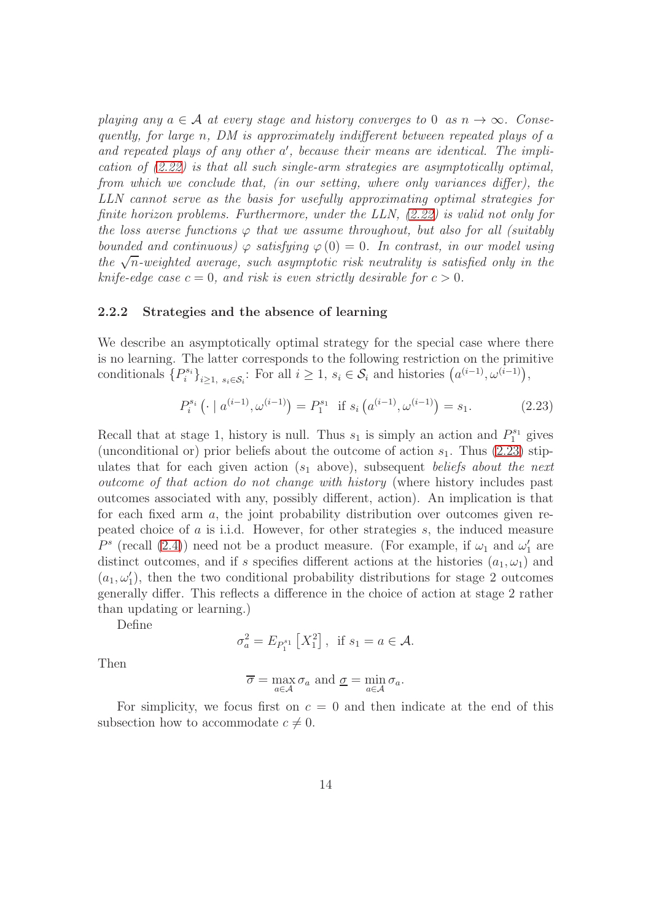*playing any $a \in \mathcal{A}$ at every stage and history converges to 0 as $n \to \infty$. Consequently, for large $n$, DM is approximately indifferent between repeated plays of $a$ and repeated plays of any other $a'$, because their means are identical. The implication of (2.22) is that all such single-arm strategies are asymptotically optimal, from which we conclude that, (in our setting, where only variances differ), the LLN cannot serve as the basis for usefully approximating optimal strategies for finite horizon problems. Furthermore, under the LLN, (2.22) is valid not only for the loss averse functions $\varphi$ that we assume throughout, but also for all (suitably bounded and continuous) $\varphi$ satisfying $\varphi(0) = 0$. In contrast, in our model using the $\sqrt{n}$-weighted average, such asymptotic risk neutrality is satisfied only in the knife-edge case $c = 0$, and risk is even strictly desirable for $c > 0$.*

### 2.2.2 Strategies and the absence of learning

We describe an asymptotically optimal strategy for the special case where there is no learning. The latter corresponds to the following restriction on the primitive conditionals $\{P_i^{s_i}\}_{i \geq 1,\ s_i \in \mathcal{S}_i}$: For all $i \geq 1$, $s_i \in \mathcal{S}_i$ and histories $\left(a^{(i-1)}, \omega^{(i-1)}\right)$,

$$P_i^{s_i}\left(\cdot \mid a^{(i-1)}, \omega^{(i-1)}\right) = P_1^{s_1} \text{ if } s_i\left(a^{(i-1)}, \omega^{(i-1)}\right) = s_1. \tag{2.23}$$

Recall that at stage 1, history is null. Thus $s_1$ is simply an action and $P_1^{s_1}$ gives (unconditional or) prior beliefs about the outcome of action $s_1$. Thus (2.23) stipulates that for each given action ($s_1$ above), subsequent *beliefs about the next outcome of that action do not change with history* (where history includes past outcomes associated with any, possibly different, action). An implication is that for each fixed arm $a$, the joint probability distribution over outcomes given repeated choice of $a$ is i.i.d. However, for other strategies $s$, the induced measure $P^s$ (recall (2.4)) need not be a product measure. (For example, if $\omega_1$ and $\omega_1'$ are distinct outcomes, and if $s$ specifies different actions at the histories $(a_1, \omega_1)$ and $(a_1, \omega_1')$, then the two conditional probability distributions for stage 2 outcomes generally differ. This reflects a difference in the choice of action at stage 2 rather than updating or learning.)

Define

$$\sigma_a^2 = E_{P_1^{s_1}}\left[X_1^2\right], \text{ if } s_1 = a \in \mathcal{A}.$$

Then

$$\overline{\sigma} = \max_{a \in \mathcal{A}} \sigma_a \text{ and } \underline{\sigma} = \min_{a \in \mathcal{A}} \sigma_a.$$

For simplicity, we focus first on $c = 0$ and then indicate at the end of this subsection how to accommodate $c \neq 0$.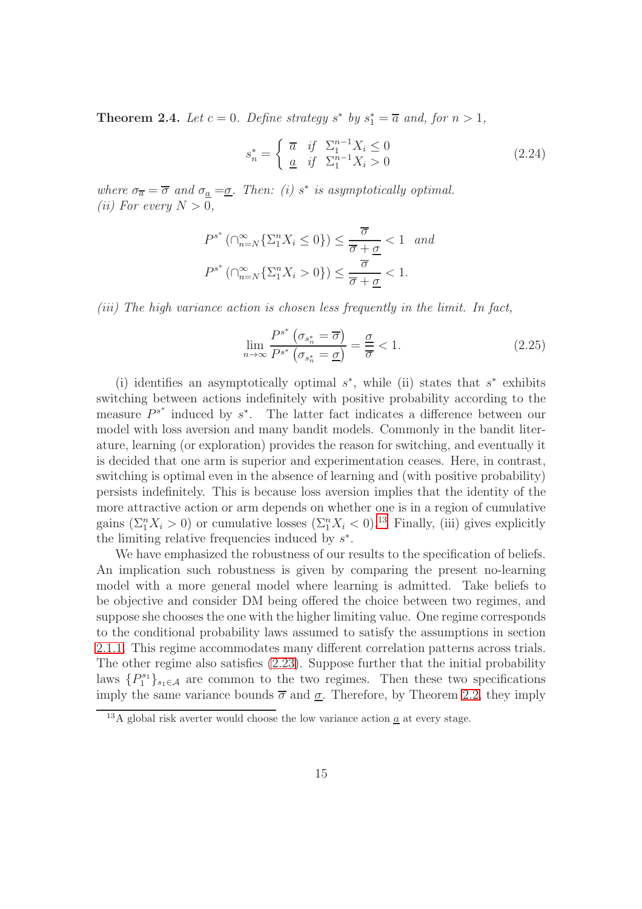**Theorem 2.4.** *Let $c = 0$. Define strategy $s^*$ by $s_1^* = \overline{a}$ and, for $n > 1$,*

$$s_n^* = \begin{cases} \overline{a} & \text{if } \Sigma_1^{n-1} X_i \leq 0 \\ \underline{a} & \text{if } \Sigma_1^{n-1} X_i > 0 \end{cases} \tag{2.24}$$

*where $\sigma_{\overline{a}} = \overline{\sigma}$ and $\sigma_{\underline{a}} = \underline{\sigma}$. Then: (i) $s^*$ is asymptotically optimal.*
*(ii) For every $N > 0$,*

$$P^{s^*}\left(\cap_{n=N}^{\infty}\{\Sigma_1^n X_i \leq 0\}\right) \leq \frac{\overline{\sigma}}{\overline{\sigma} + \underline{\sigma}} < 1 \quad \text{and}$$
$$P^{s^*}\left(\cap_{n=N}^{\infty}\{\Sigma_1^n X_i > 0\}\right) \leq \frac{\overline{\sigma}}{\overline{\sigma} + \underline{\sigma}} < 1.$$

*(iii) The high variance action is chosen less frequently in the limit. In fact,*

$$\lim_{n\to\infty} \frac{P^{s^*}\left(\sigma_{s_n^*} = \overline{\sigma}\right)}{P^{s^*}\left(\sigma_{s_n^*} = \underline{\sigma}\right)} = \frac{\underline{\sigma}}{\overline{\sigma}} < 1. \tag{2.25}$$

(i) identifies an asymptotically optimal $s^*$, while (ii) states that $s^*$ exhibits switching between actions indefinitely with positive probability according to the measure $P^{s^*}$ induced by $s^*$. The latter fact indicates a difference between our model with loss aversion and many bandit models. Commonly in the bandit literature, learning (or exploration) provides the reason for switching, and eventually it is decided that one arm is superior and experimentation ceases. Here, in contrast, switching is optimal even in the absence of learning and (with positive probability) persists indefinitely. This is because loss aversion implies that the identity of the more attractive action or arm depends on whether one is in a region of cumulative gains ($\Sigma_1^n X_i > 0$) or cumulative losses ($\Sigma_1^n X_i < 0$).[13] Finally, (iii) gives explicitly the limiting relative frequencies induced by $s^*$.

We have emphasized the robustness of our results to the specification of beliefs. An implication such robustness is given by comparing the present no-learning model with a more general model where learning is admitted. Take beliefs to be objective and consider DM being offered the choice between two regimes, and suppose she chooses the one with the higher limiting value. One regime corresponds to the conditional probability laws assumed to satisfy the assumptions in section 2.1.1. This regime accommodates many different correlation patterns across trials. The other regime also satisfies (2.23). Suppose further that the initial probability laws $\{P_1^{s_1}\}_{s_1 \in \mathcal{A}}$ are common to the two regimes. Then these two specifications imply the same variance bounds $\overline{\sigma}$ and $\underline{\sigma}$. Therefore, by Theorem 2.2, they imply

[13] A global risk averter would choose the low variance action $\underline{a}$ at every stage.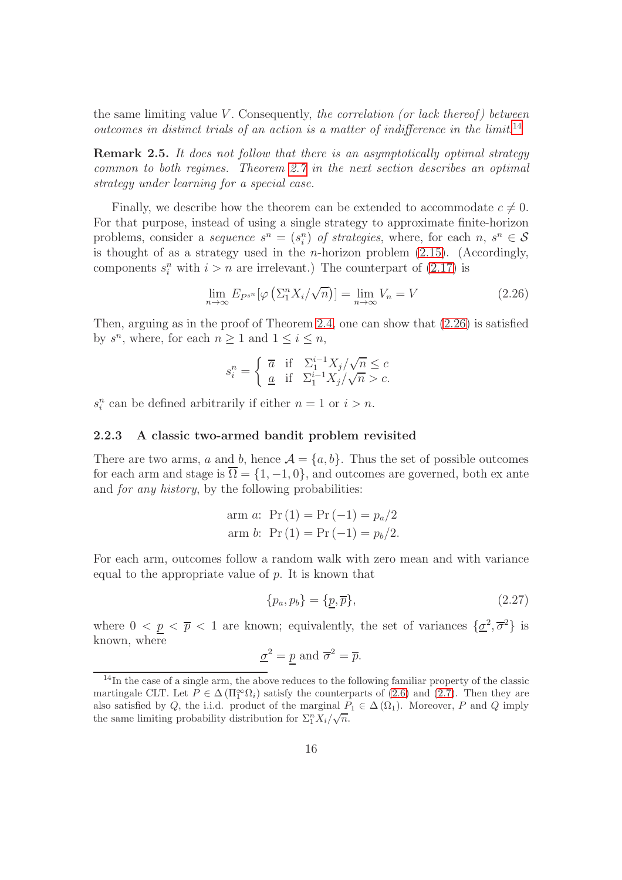the same limiting value $V$. Consequently, *the correlation (or lack thereof) between outcomes in distinct trials of an action is a matter of indifference in the limit.*[14]

**Remark 2.5.** *It does not follow that there is an asymptotically optimal strategy common to both regimes. Theorem 2.7 in the next section describes an optimal strategy under learning for a special case.*

Finally, we describe how the theorem can be extended to accommodate $c \neq 0$. For that purpose, instead of using a single strategy to approximate finite-horizon problems, consider a *sequence* $s^n = (s_i^n)$ *of strategies*, where, for each $n$, $s^n \in \mathcal{S}$ is thought of as a strategy used in the $n$-horizon problem (2.15). (Accordingly, components $s_i^n$ with $i > n$ are irrelevant.) The counterpart of (2.17) is

$$\lim_{n\to\infty} E_{P^{s^n}}[\varphi\left(\Sigma_1^n X_i/\sqrt{n}\right)] = \lim_{n\to\infty} V_n = V \tag{2.26}$$

Then, arguing as in the proof of Theorem 2.4, one can show that (2.26) is satisfied by $s^n$, where, for each $n \geq 1$ and $1 \leq i \leq n$,

$$s_i^n = \begin{cases} \overline{a} & \text{if} \quad \Sigma_1^{i-1} X_j/\sqrt{n} \leq c \\ \underline{a} & \text{if} \quad \Sigma_1^{i-1} X_j/\sqrt{n} > c. \end{cases}$$

$s_i^n$ can be defined arbitrarily if either $n = 1$ or $i > n$.

### 2.2.3 A classic two-armed bandit problem revisited

There are two arms, $a$ and $b$, hence $\mathcal{A} = \{a, b\}$. Thus the set of possible outcomes for each arm and stage is $\overline{\Omega} = \{1, -1, 0\}$, and outcomes are governed, both ex ante and *for any history*, by the following probabilities:

$$\text{arm } a\text{:} \;\; \Pr(1) = \Pr(-1) = p_a/2$$
$$\text{arm } b\text{:} \;\; \Pr(1) = \Pr(-1) = p_b/2.$$

For each arm, outcomes follow a random walk with zero mean and with variance equal to the appropriate value of $p$. It is known that

$$\{p_a, p_b\} = \{\underline{p}, \overline{p}\}, \tag{2.27}$$

where $0 < \underline{p} < \overline{p} < 1$ are known; equivalently, the set of variances $\{\underline{\sigma}^2, \overline{\sigma}^2\}$ is known, where

$$\underline{\sigma}^2 = \underline{p} \text{ and } \overline{\sigma}^2 = \overline{p}.$$

[14] In the case of a single arm, the above reduces to the following familiar property of the classic martingale CLT. Let $P \in \Delta(\Pi_1^\infty \Omega_i)$ satisfy the counterparts of (2.6) and (2.7). Then they are also satisfied by $Q$, the i.i.d. product of the marginal $P_1 \in \Delta(\Omega_1)$. Moreover, $P$ and $Q$ imply the same limiting probability distribution for $\Sigma_1^n X_i/\sqrt{n}$.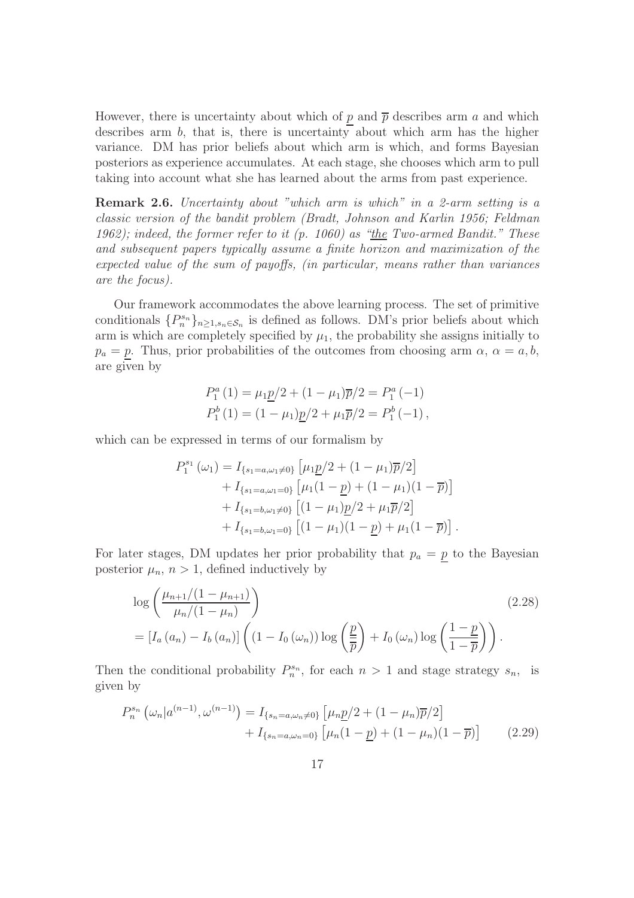However, there is uncertainty about which of $\underline{p}$ and $\overline{p}$ describes arm $a$ and which describes arm $b$, that is, there is uncertainty about which arm has the higher variance. DM has prior beliefs about which arm is which, and forms Bayesian posteriors as experience accumulates. At each stage, she chooses which arm to pull taking into account what she has learned about the arms from past experience.

**Remark 2.6.** *Uncertainty about "which arm is which" in a 2-arm setting is a classic version of the bandit problem (Bradt, Johnson and Karlin 1956; Feldman 1962); indeed, the former refer to it (p. 1060) as "the Two-armed Bandit." These and subsequent papers typically assume a finite horizon and maximization of the expected value of the sum of payoffs, (in particular, means rather than variances are the focus).*

Our framework accommodates the above learning process. The set of primitive conditionals $\{P_n^{s_n}\}_{n\geq 1, s_n \in \mathcal{S}_n}$ is defined as follows. DM's prior beliefs about which arm is which are completely specified by $\mu_1$, the probability she assigns initially to $p_a = \underline{p}$. Thus, prior probabilities of the outcomes from choosing arm $\alpha$, $\alpha = a, b$, are given by

$$
\begin{aligned}
P_1^a(1) &= \mu_1 \underline{p}/2 + (1-\mu_1)\overline{p}/2 = P_1^a(-1) \\
P_1^b(1) &= (1-\mu_1)\underline{p}/2 + \mu_1 \overline{p}/2 = P_1^b(-1),
\end{aligned}
$$

which can be expressed in terms of our formalism by

$$
\begin{aligned}
P_1^{s_1}(\omega_1) &= I_{\{s_1=a,\omega_1\neq 0\}}\left[\mu_1 \underline{p}/2 + (1-\mu_1)\overline{p}/2\right] \\
&+ I_{\{s_1=a,\omega_1=0\}}\left[\mu_1(1-\underline{p}) + (1-\mu_1)(1-\overline{p})\right] \\
&+ I_{\{s_1=b,\omega_1\neq 0\}}\left[(1-\mu_1)\underline{p}/2 + \mu_1\overline{p}/2\right] \\
&+ I_{\{s_1=b,\omega_1=0\}}\left[(1-\mu_1)(1-\underline{p}) + \mu_1(1-\overline{p})\right].
\end{aligned}
$$

For later stages, DM updates her prior probability that $p_a = \underline{p}$ to the Bayesian posterior $\mu_n$, $n > 1$, defined inductively by

$$
\begin{aligned}
&\log\left(\frac{\mu_{n+1}/(1-\mu_{n+1})}{\mu_n/(1-\mu_n)}\right) \qquad (2.28)\\
&= \left[I_a(a_n) - I_b(a_n)\right]\left((1 - I_0(\omega_n))\log\left(\frac{\underline{p}}{\overline{p}}\right) + I_0(\omega_n)\log\left(\frac{1-\underline{p}}{1-\overline{p}}\right)\right).
\end{aligned}
$$

Then the conditional probability $P_n^{s_n}$, for each $n > 1$ and stage strategy $s_n$, is given by

$$
\begin{aligned}
P_n^{s_n}\left(\omega_n | a^{(n-1)}, \omega^{(n-1)}\right) &= I_{\{s_n=a,\omega_n\neq 0\}}\left[\mu_n \underline{p}/2 + (1-\mu_n)\overline{p}/2\right] \\
&+ I_{\{s_n=a,\omega_n=0\}}\left[\mu_n(1-\underline{p}) + (1-\mu_n)(1-\overline{p})\right] \qquad (2.29)
\end{aligned}
$$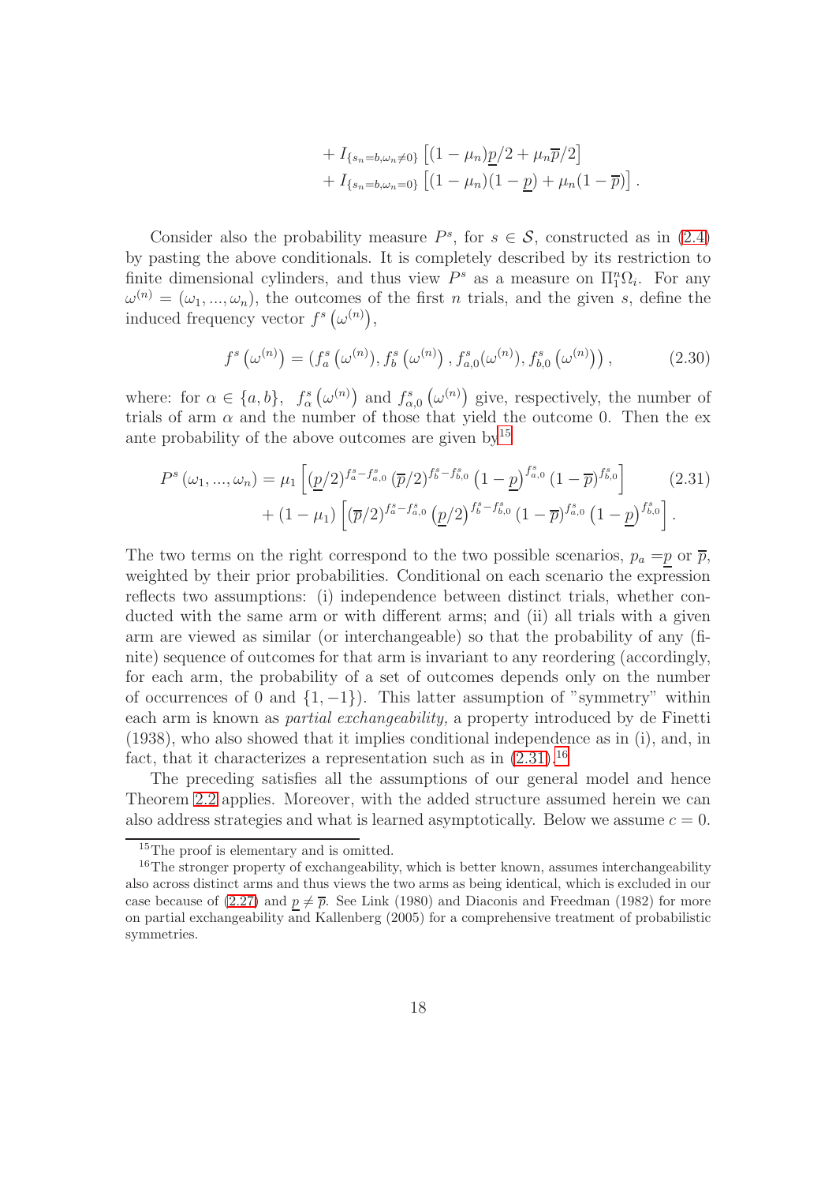$$
\begin{aligned}
&+ I_{\{s_n=b,\omega_n\neq 0\}}\left[(1-\mu_n)\underline{p}/2+\mu_n\overline{p}/2\right] \\
&+ I_{\{s_n=b,\omega_n=0\}}\left[(1-\mu_n)(1-\underline{p})+\mu_n(1-\overline{p})\right].
\end{aligned}
$$

Consider also the probability measure $P^s$, for $s \in \mathcal{S}$, constructed as in (2.4) by pasting the above conditionals. It is completely described by its restriction to finite dimensional cylinders, and thus view $P^s$ as a measure on $\Pi_1^n \Omega_i$. For any $\omega^{(n)} = (\omega_1, ..., \omega_n)$, the outcomes of the first $n$ trials, and the given $s$, define the induced frequency vector $f^s\left(\omega^{(n)}\right)$,

$$
f^s\left(\omega^{(n)}\right) = \left(f_a^s\left(\omega^{(n)}\right), f_b^s\left(\omega^{(n)}\right), f_{a,0}^s(\omega^{(n)}), f_{b,0}^s\left(\omega^{(n)}\right)\right), \tag{2.30}
$$

where: for $\alpha \in \{a,b\}$, $f_\alpha^s\left(\omega^{(n)}\right)$ and $f_{\alpha,0}^s\left(\omega^{(n)}\right)$ give, respectively, the number of trials of arm $\alpha$ and the number of those that yield the outcome 0. Then the ex ante probability of the above outcomes are given by[15]

$$
\begin{aligned}
P^s(\omega_1,...,\omega_n) = &\ \mu_1\left[(\underline{p}/2)^{f_a^s-f_{a,0}^s}(\overline{p}/2)^{f_b^s-f_{b,0}^s}\left(1-\underline{p}\right)^{f_{a,0}^s}(1-\overline{p})^{f_{b,0}^s}\right] \\
&+(1-\mu_1)\left[(\overline{p}/2)^{f_a^s-f_{a,0}^s}\left(\underline{p}/2\right)^{f_b^s-f_{b,0}^s}(1-\overline{p})^{f_{a,0}^s}\left(1-\underline{p}\right)^{f_{b,0}^s}\right].
\end{aligned} \tag{2.31}
$$

The two terms on the right correspond to the two possible scenarios, $p_a = \underline{p}$ or $\overline{p}$, weighted by their prior probabilities. Conditional on each scenario the expression reflects two assumptions: (i) independence between distinct trials, whether conducted with the same arm or with different arms; and (ii) all trials with a given arm are viewed as similar (or interchangeable) so that the probability of any (finite) sequence of outcomes for that arm is invariant to any reordering (accordingly, for each arm, the probability of a set of outcomes depends only on the number of occurrences of 0 and $\{1,-1\}$). This latter assumption of "symmetry" within each arm is known as *partial exchangeability,* a property introduced by de Finetti (1938), who also showed that it implies conditional independence as in (i), and, in fact, that it characterizes a representation such as in (2.31).[16]

The preceding satisfies all the assumptions of our general model and hence Theorem 2.2 applies. Moreover, with the added structure assumed herein we can also address strategies and what is learned asymptotically. Below we assume $c = 0$.

---

[15] The proof is elementary and is omitted.

[16] The stronger property of exchangeability, which is better known, assumes interchangeability also across distinct arms and thus views the two arms as being identical, which is excluded in our case because of (2.27) and $\underline{p} \neq \overline{p}$. See Link (1980) and Diaconis and Freedman (1982) for more on partial exchangeability and Kallenberg (2005) for a comprehensive treatment of probabilistic symmetries.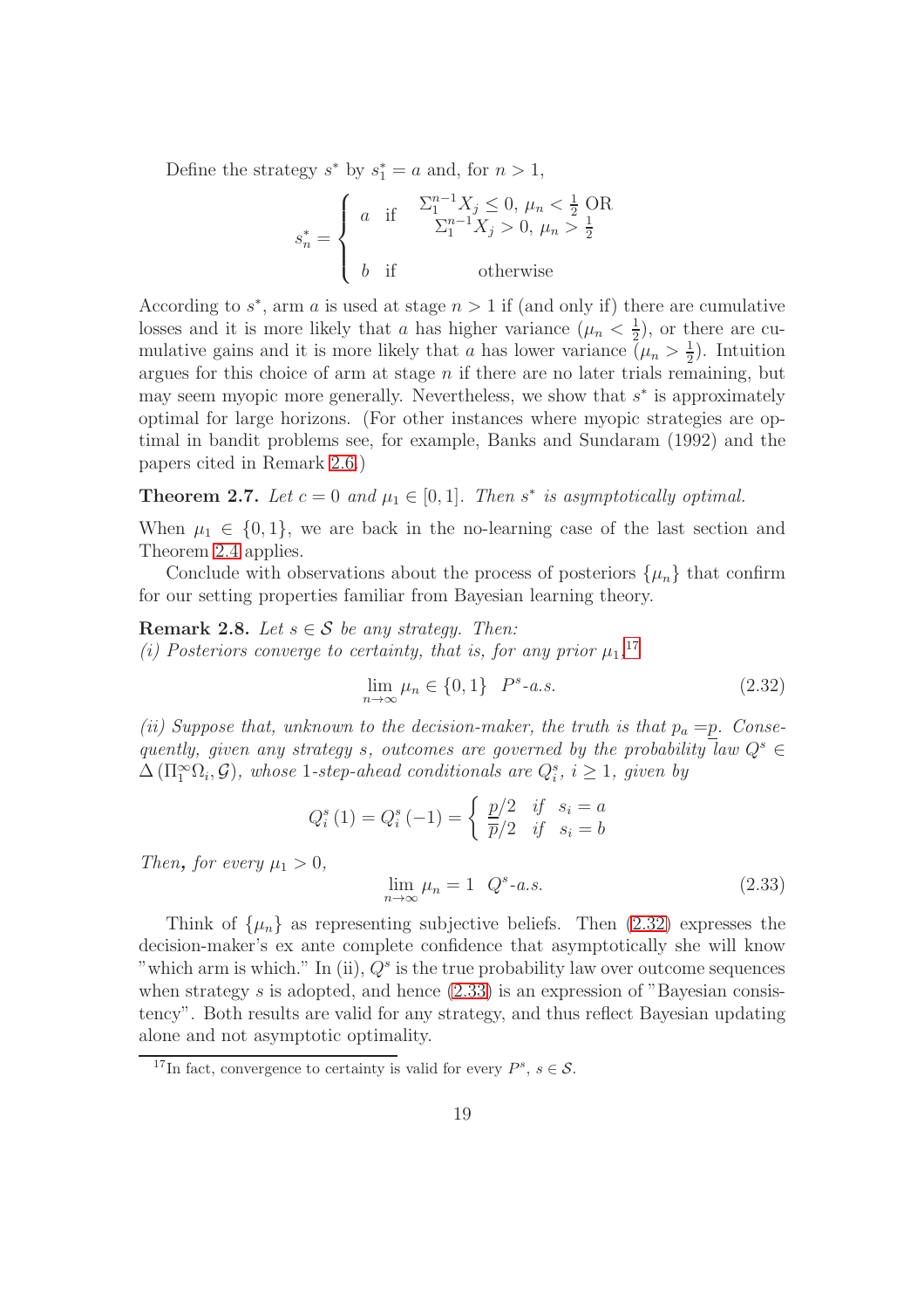Define the strategy $s^*$ by $s_1^* = a$ and, for $n > 1$,

$$s_n^* = \begin{cases} a & \text{if} \quad \begin{matrix} \Sigma_1^{n-1} X_j \leq 0,\ \mu_n < \frac{1}{2} \text{ OR} \\ \Sigma_1^{n-1} X_j > 0,\ \mu_n > \frac{1}{2} \end{matrix} \\ \\ b & \text{if} \qquad\qquad \text{otherwise} \end{cases}$$

According to $s^*$, arm $a$ is used at stage $n > 1$ if (and only if) there are cumulative losses and it is more likely that $a$ has higher variance ($\mu_n < \frac{1}{2}$), or there are cumulative gains and it is more likely that $a$ has lower variance ($\mu_n > \frac{1}{2}$). Intuition argues for this choice of arm at stage $n$ if there are no later trials remaining, but may seem myopic more generally. Nevertheless, we show that $s^*$ is approximately optimal for large horizons. (For other instances where myopic strategies are optimal in bandit problems see, for example, Banks and Sundaram (1992) and the papers cited in Remark 2.6.)

**Theorem 2.7.** *Let $c = 0$ and $\mu_1 \in [0, 1]$. Then $s^*$ is asymptotically optimal.*

When $\mu_1 \in \{0, 1\}$, we are back in the no-learning case of the last section and Theorem 2.4 applies.

Conclude with observations about the process of posteriors $\{\mu_n\}$ that confirm for our setting properties familiar from Bayesian learning theory.

**Remark 2.8.** *Let $s \in \mathcal{S}$ be any strategy. Then:*
*(i) Posteriors converge to certainty, that is, for any prior $\mu_1$,*[17]

$$\lim_{n \to \infty} \mu_n \in \{0, 1\} \quad P^s\text{-a.s.} \tag{2.32}$$

*(ii) Suppose that, unknown to the decision-maker, the truth is that $p_a = \underline{p}$. Consequently, given any strategy $s$, outcomes are governed by the probability law $Q^s \in \Delta\left(\Pi_1^\infty \Omega_i, \mathcal{G}\right)$, whose 1-step-ahead conditionals are $Q_i^s$, $i \geq 1$, given by*

$$Q_i^s(1) = Q_i^s(-1) = \begin{cases} \underline{p}/2 & \text{if} \quad s_i = a \\ \overline{p}/2 & \text{if} \quad s_i = b \end{cases}$$

*Then, for every $\mu_1 > 0$,*

$$\lim_{n \to \infty} \mu_n = 1 \quad Q^s\text{-a.s.} \tag{2.33}$$

Think of $\{\mu_n\}$ as representing subjective beliefs. Then (2.32) expresses the decision-maker's ex ante complete confidence that asymptotically she will know "which arm is which." In (ii), $Q^s$ is the true probability law over outcome sequences when strategy $s$ is adopted, and hence (2.33) is an expression of "Bayesian consistency". Both results are valid for any strategy, and thus reflect Bayesian updating alone and not asymptotic optimality.

[17] In fact, convergence to certainty is valid for every $P^s$, $s \in \mathcal{S}$.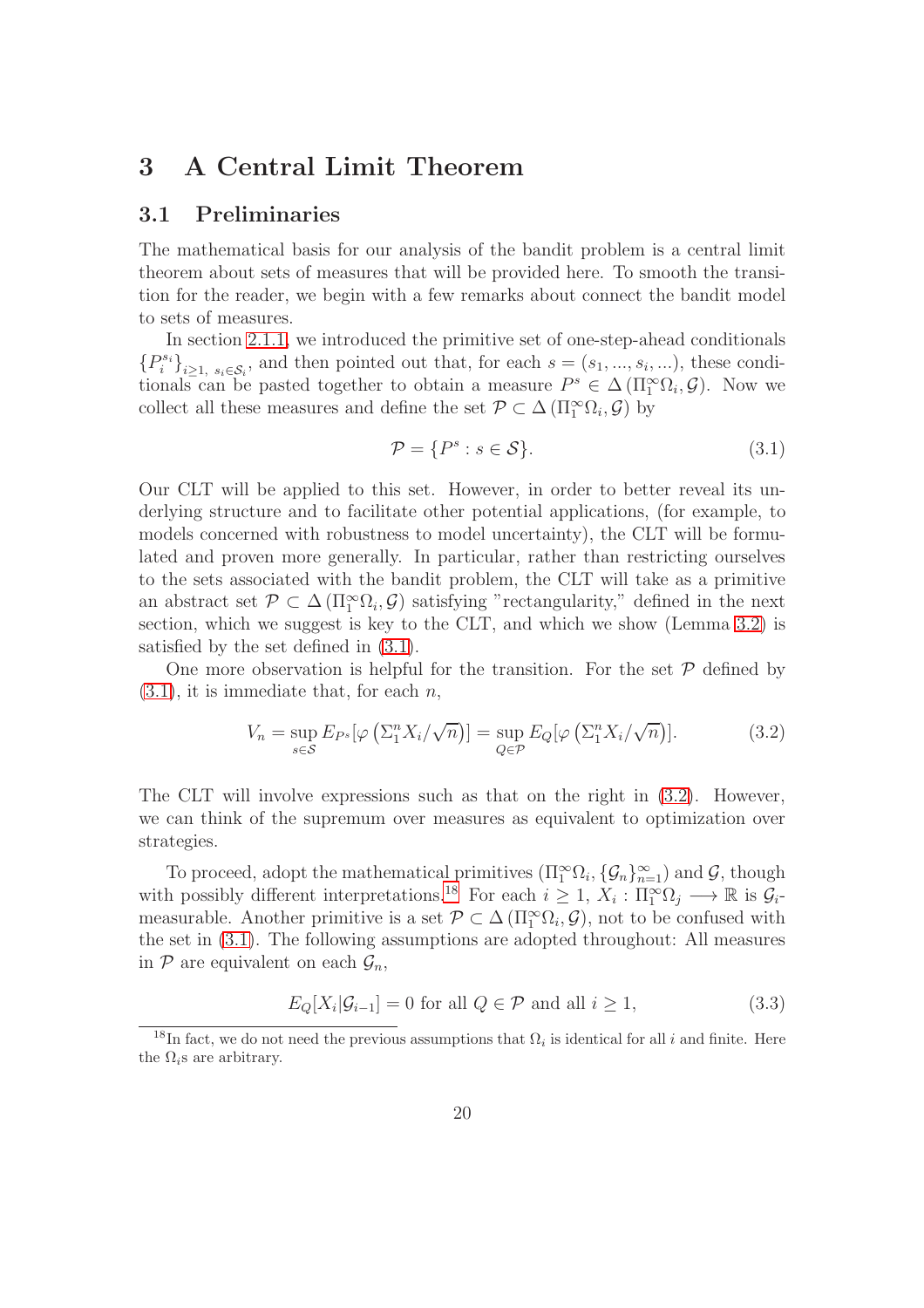# 3 A Central Limit Theorem

## 3.1 Preliminaries

The mathematical basis for our analysis of the bandit problem is a central limit theorem about sets of measures that will be provided here. To smooth the transition for the reader, we begin with a few remarks about connect the bandit model to sets of measures.

In section 2.1.1, we introduced the primitive set of one-step-ahead conditionals $\{P_i^{s_i}\}_{i\geq 1,\ s_i \in \mathcal{S}_i}$, and then pointed out that, for each $s = (s_1, ..., s_i, ...)$, these conditionals can be pasted together to obtain a measure $P^s \in \Delta(\Pi_1^\infty \Omega_i, \mathcal{G})$. Now we collect all these measures and define the set $\mathcal{P} \subset \Delta(\Pi_1^\infty \Omega_i, \mathcal{G})$ by

$$\mathcal{P} = \{P^s : s \in \mathcal{S}\}. \tag{3.1}$$

Our CLT will be applied to this set. However, in order to better reveal its underlying structure and to facilitate other potential applications, (for example, to models concerned with robustness to model uncertainty), the CLT will be formulated and proven more generally. In particular, rather than restricting ourselves to the sets associated with the bandit problem, the CLT will take as a primitive an abstract set $\mathcal{P} \subset \Delta(\Pi_1^\infty \Omega_i, \mathcal{G})$ satisfying "rectangularity," defined in the next section, which we suggest is key to the CLT, and which we show (Lemma 3.2) is satisfied by the set defined in (3.1).

One more observation is helpful for the transition. For the set $\mathcal{P}$ defined by (3.1), it is immediate that, for each $n$,

$$V_n = \sup_{s\in\mathcal{S}} E_{P^s}[\varphi\left(\Sigma_1^n X_i/\sqrt{n}\right)] = \sup_{Q\in\mathcal{P}} E_Q[\varphi\left(\Sigma_1^n X_i/\sqrt{n}\right)]. \tag{3.2}$$

The CLT will involve expressions such as that on the right in (3.2). However, we can think of the supremum over measures as equivalent to optimization over strategies.

To proceed, adopt the mathematical primitives $(\Pi_1^\infty \Omega_i, \{\mathcal{G}_n\}_{n=1}^\infty)$ and $\mathcal{G}$, though with possibly different interpretations.[18] For each $i \geq 1$, $X_i : \Pi_1^\infty \Omega_j \longrightarrow \mathbb{R}$ is $\mathcal{G}_i$-measurable. Another primitive is a set $\mathcal{P} \subset \Delta(\Pi_1^\infty \Omega_i, \mathcal{G})$, not to be confused with the set in (3.1). The following assumptions are adopted throughout: All measures in $\mathcal{P}$ are equivalent on each $\mathcal{G}_n$,

$$E_Q[X_i|\mathcal{G}_{i-1}] = 0 \text{ for all } Q \in \mathcal{P} \text{ and all } i \geq 1, \tag{3.3}$$

[18] In fact, we do not need the previous assumptions that $\Omega_i$ is identical for all $i$ and finite. Here the $\Omega_i$s are arbitrary.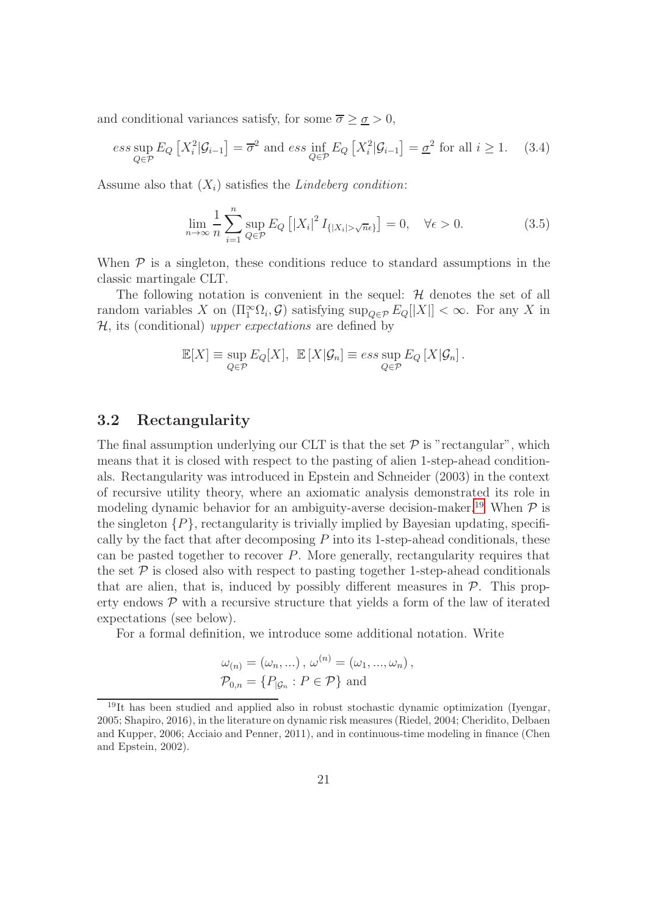and conditional variances satisfy, for some $\overline{\sigma} \geq \underline{\sigma} > 0$,

$$ess\sup_{Q \in \mathcal{P}} E_Q\left[X_i^2|\mathcal{G}_{i-1}\right] = \overline{\sigma}^2 \text{ and } ess\inf_{Q \in \mathcal{P}} E_Q\left[X_i^2|\mathcal{G}_{i-1}\right] = \underline{\sigma}^2 \text{ for all } i \geq 1. \quad (3.4)$$

Assume also that $(X_i)$ satisfies the *Lindeberg condition*:

$$\lim_{n \to \infty} \frac{1}{n} \sum_{i=1}^{n} \sup_{Q \in \mathcal{P}} E_Q\left[|X_i|^2 I_{\{|X_i| > \sqrt{n}\epsilon\}}\right] = 0, \quad \forall \epsilon > 0. \quad (3.5)$$

When $\mathcal{P}$ is a singleton, these conditions reduce to standard assumptions in the classic martingale CLT.

The following notation is convenient in the sequel: $\mathcal{H}$ denotes the set of all random variables $X$ on $(\Pi_1^\infty \Omega_i, \mathcal{G})$ satisfying $\sup_{Q \in \mathcal{P}} E_Q[|X|] < \infty$. For any $X$ in $\mathcal{H}$, its (conditional) *upper expectations* are defined by

$$\mathbb{E}[X] \equiv \sup_{Q \in \mathcal{P}} E_Q[X], \;\; \mathbb{E}\left[X|\mathcal{G}_n\right] \equiv ess\sup_{Q \in \mathcal{P}} E_Q\left[X|\mathcal{G}_n\right].$$

## 3.2 Rectangularity

The final assumption underlying our CLT is that the set $\mathcal{P}$ is "rectangular", which means that it is closed with respect to the pasting of alien 1-step-ahead conditionals. Rectangularity was introduced in Epstein and Schneider (2003) in the context of recursive utility theory, where an axiomatic analysis demonstrated its role in modeling dynamic behavior for an ambiguity-averse decision-maker.[19] When $\mathcal{P}$ is the singleton $\{P\}$, rectangularity is trivially implied by Bayesian updating, specifically by the fact that after decomposing $P$ into its 1-step-ahead conditionals, these can be pasted together to recover $P$. More generally, rectangularity requires that the set $\mathcal{P}$ is closed also with respect to pasting together 1-step-ahead conditionals that are alien, that is, induced by possibly different measures in $\mathcal{P}$. This property endows $\mathcal{P}$ with a recursive structure that yields a form of the law of iterated expectations (see below).

For a formal definition, we introduce some additional notation. Write

$$\omega_{(n)} = (\omega_n, ...)\,, \; \omega^{(n)} = (\omega_1, ..., \omega_n)\,,$$
$$\mathcal{P}_{0,n} = \{P_{|\mathcal{G}_n} : P \in \mathcal{P}\} \text{ and}$$

[19] It has been studied and applied also in robust stochastic dynamic optimization (Iyengar, 2005; Shapiro, 2016), in the literature on dynamic risk measures (Riedel, 2004; Cheridito, Delbaen and Kupper, 2006; Acciaio and Penner, 2011), and in continuous-time modeling in finance (Chen and Epstein, 2002).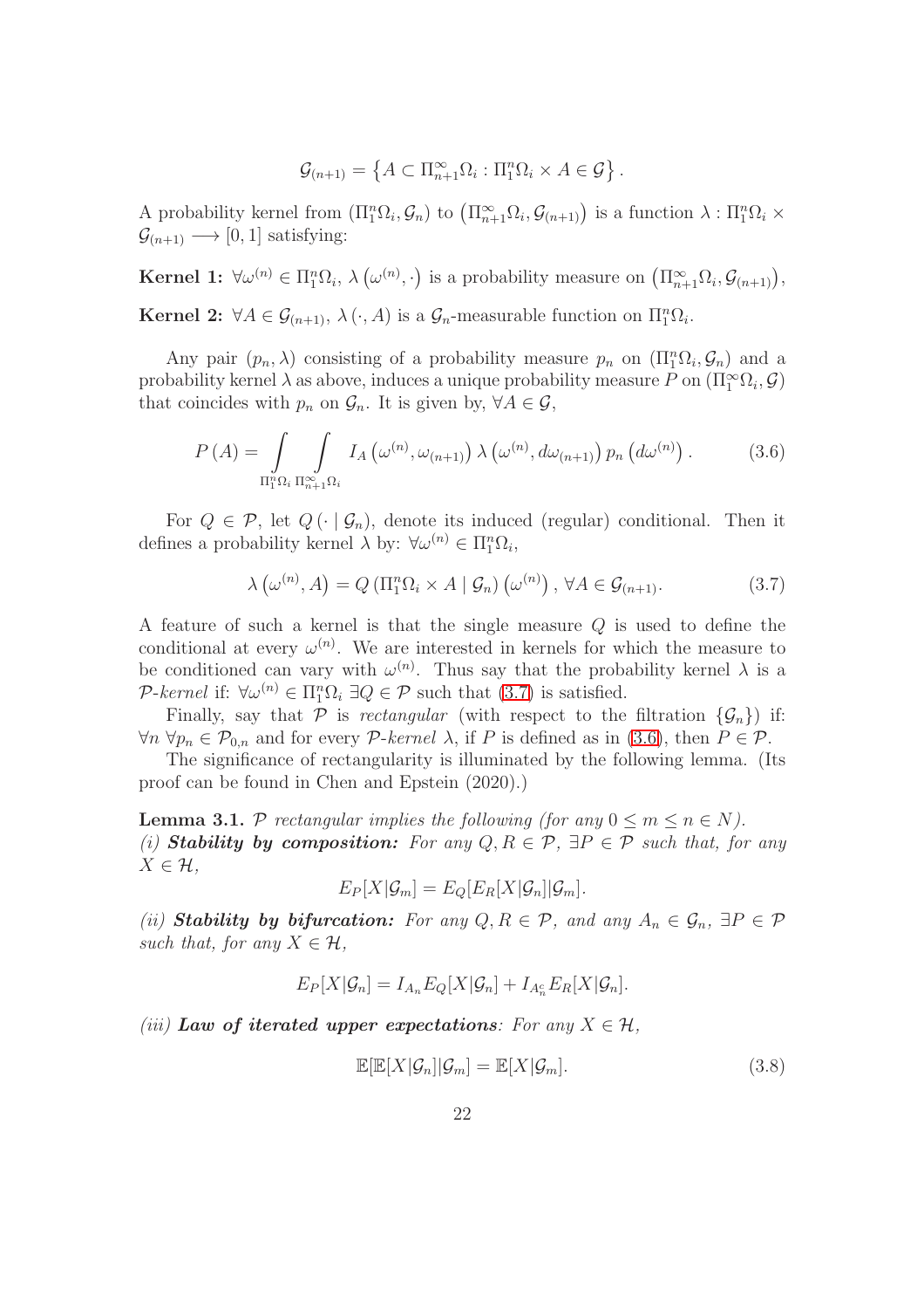$$\mathcal{G}_{(n+1)} = \left\{ A \subset \Pi_{n+1}^{\infty}\Omega_i : \Pi_1^n\Omega_i \times A \in \mathcal{G} \right\}.$$

A probability kernel from $(\Pi_1^n\Omega_i, \mathcal{G}_n)$ to $\left(\Pi_{n+1}^{\infty}\Omega_i, \mathcal{G}_{(n+1)}\right)$ is a function $\lambda : \Pi_1^n\Omega_i \times \mathcal{G}_{(n+1)} \longrightarrow [0,1]$ satisfying:

**Kernel 1:** $\forall \omega^{(n)} \in \Pi_1^n\Omega_i$, $\lambda\left(\omega^{(n)}, \cdot\right)$ is a probability measure on $\left(\Pi_{n+1}^{\infty}\Omega_i, \mathcal{G}_{(n+1)}\right)$,

**Kernel 2:** $\forall A \in \mathcal{G}_{(n+1)}$, $\lambda(\cdot, A)$ is a $\mathcal{G}_n$-measurable function on $\Pi_1^n\Omega_i$.

Any pair $(p_n, \lambda)$ consisting of a probability measure $p_n$ on $(\Pi_1^n\Omega_i, \mathcal{G}_n)$ and a probability kernel $\lambda$ as above, induces a unique probability measure $P$ on $(\Pi_1^{\infty}\Omega_i, \mathcal{G})$ that coincides with $p_n$ on $\mathcal{G}_n$. It is given by, $\forall A \in \mathcal{G}$,

$$P(A) = \int\limits_{\Pi_1^n\Omega_i} \int\limits_{\Pi_{n+1}^{\infty}\Omega_i} I_A\left(\omega^{(n)}, \omega_{(n+1)}\right) \lambda\left(\omega^{(n)}, d\omega_{(n+1)}\right) p_n\left(d\omega^{(n)}\right). \tag{3.6}$$

For $Q \in \mathcal{P}$, let $Q(\cdot \mid \mathcal{G}_n)$, denote its induced (regular) conditional. Then it defines a probability kernel $\lambda$ by: $\forall \omega^{(n)} \in \Pi_1^n\Omega_i$,

$$\lambda\left(\omega^{(n)}, A\right) = Q\left(\Pi_1^n\Omega_i \times A \mid \mathcal{G}_n\right)\left(\omega^{(n)}\right), \ \forall A \in \mathcal{G}_{(n+1)}. \tag{3.7}$$

A feature of such a kernel is that the single measure $Q$ is used to define the conditional at every $\omega^{(n)}$. We are interested in kernels for which the measure to be conditioned can vary with $\omega^{(n)}$. Thus say that the probability kernel $\lambda$ is a $\mathcal{P}$-*kernel* if: $\forall \omega^{(n)} \in \Pi_1^n\Omega_i$ $\exists Q \in \mathcal{P}$ such that (3.7) is satisfied.

Finally, say that $\mathcal{P}$ is *rectangular* (with respect to the filtration $\{\mathcal{G}_n\}$) if: $\forall n$ $\forall p_n \in \mathcal{P}_{0,n}$ and for every $\mathcal{P}$-*kernel* $\lambda$, if $P$ is defined as in (3.6), then $P \in \mathcal{P}$.

The significance of rectangularity is illuminated by the following lemma. (Its proof can be found in Chen and Epstein (2020).)

**Lemma 3.1.** *$\mathcal{P}$ rectangular implies the following (for any $0 \leq m \leq n \in N$).*
*(i)* ***Stability by composition:*** *For any $Q, R \in \mathcal{P}$, $\exists P \in \mathcal{P}$ such that, for any $X \in \mathcal{H}$,*

$$E_P[X|\mathcal{G}_m] = E_Q[E_R[X|\mathcal{G}_n]|\mathcal{G}_m].$$

*(ii)* ***Stability by bifurcation:*** *For any $Q, R \in \mathcal{P}$, and any $A_n \in \mathcal{G}_n$, $\exists P \in \mathcal{P}$ such that, for any $X \in \mathcal{H}$,*

$$E_P[X|\mathcal{G}_n] = I_{A_n} E_Q[X|\mathcal{G}_n] + I_{A_n^c} E_R[X|\mathcal{G}_n].$$

*(iii)* ***Law of iterated upper expectations****: For any $X \in \mathcal{H}$,*

$$\mathbb{E}[\mathbb{E}[X|\mathcal{G}_n]|\mathcal{G}_m] = \mathbb{E}[X|\mathcal{G}_m]. \tag{3.8}$$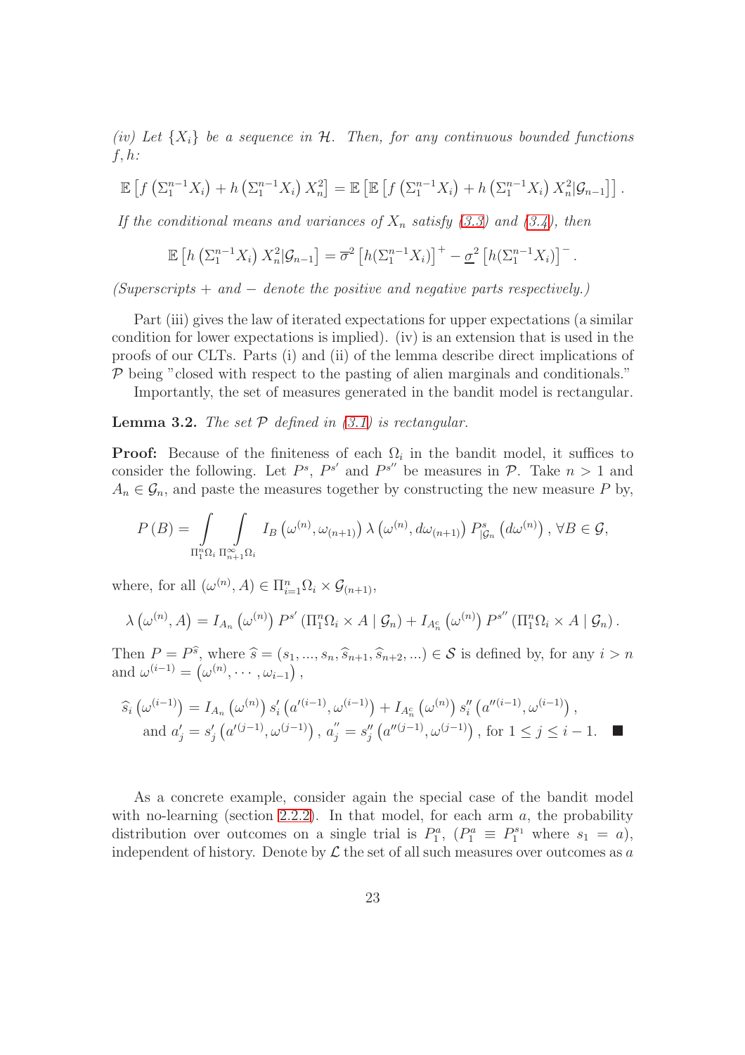*(iv) Let $\{X_i\}$ be a sequence in $\mathcal{H}$. Then, for any continuous bounded functions $f, h$:*

$$\mathbb{E}\left[f\left(\Sigma_1^{n-1}X_i\right) + h\left(\Sigma_1^{n-1}X_i\right)X_n^2\right] = \mathbb{E}\left[\mathbb{E}\left[f\left(\Sigma_1^{n-1}X_i\right) + h\left(\Sigma_1^{n-1}X_i\right)X_n^2 | \mathcal{G}_{n-1}\right]\right].$$

*If the conditional means and variances of $X_n$ satisfy (3.3) and (3.4), then*

$$\mathbb{E}\left[h\left(\Sigma_1^{n-1}X_i\right)X_n^2|\mathcal{G}_{n-1}\right] = \overline{\sigma}^2\left[h(\Sigma_1^{n-1}X_i)\right]^+ - \underline{\sigma}^2\left[h(\Sigma_1^{n-1}X_i)\right]^-.$$

*(Superscripts $+$ and $-$ denote the positive and negative parts respectively.)*

Part (iii) gives the law of iterated expectations for upper expectations (a similar condition for lower expectations is implied). (iv) is an extension that is used in the proofs of our CLTs. Parts (i) and (ii) of the lemma describe direct implications of $\mathcal{P}$ being "closed with respect to the pasting of alien marginals and conditionals."

Importantly, the set of measures generated in the bandit model is rectangular.

**Lemma 3.2.** *The set $\mathcal{P}$ defined in (3.1) is rectangular.*

**Proof:** Because of the finiteness of each $\Omega_i$ in the bandit model, it suffices to consider the following. Let $P^s$, $P^{s'}$ and $P^{s''}$ be measures in $\mathcal{P}$. Take $n > 1$ and $A_n \in \mathcal{G}_n$, and paste the measures together by constructing the new measure $P$ by,

$$P(B) = \int_{\Pi_1^n\Omega_i}\int_{\Pi_{n+1}^\infty\Omega_i} I_B\left(\omega^{(n)}, \omega_{(n+1)}\right)\lambda\left(\omega^{(n)}, d\omega_{(n+1)}\right)P^s_{|\mathcal{G}_n}\left(d\omega^{(n)}\right), \forall B \in \mathcal{G},$$

where, for all $(\omega^{(n)}, A) \in \Pi_{i=1}^n\Omega_i \times \mathcal{G}_{(n+1)}$,

$$\lambda\left(\omega^{(n)}, A\right) = I_{A_n}\left(\omega^{(n)}\right)P^{s'}\left(\Pi_1^n\Omega_i \times A \mid \mathcal{G}_n\right) + I_{A_n^c}\left(\omega^{(n)}\right)P^{s''}\left(\Pi_1^n\Omega_i \times A \mid \mathcal{G}_n\right).$$

Then $P = P^{\widehat{s}}$, where $\widehat{s} = (s_1, ..., s_n, \widehat{s}_{n+1}, \widehat{s}_{n+2}, ...) \in \mathcal{S}$ is defined by, for any $i > n$ and $\omega^{(i-1)} = \left(\omega^{(n)}, \cdots, \omega_{i-1}\right)$,

$$\widehat{s}_i\left(\omega^{(i-1)}\right) = I_{A_n}\left(\omega^{(n)}\right)s'_i\left(a'^{(i-1)}, \omega^{(i-1)}\right) + I_{A_n^c}\left(\omega^{(n)}\right)s''_i\left(a''^{(i-1)}, \omega^{(i-1)}\right),$$
$$\text{and } a'_j = s'_j\left(a'^{(j-1)}, \omega^{(j-1)}\right),\ a''_j = s''_j\left(a''^{(j-1)}, \omega^{(j-1)}\right), \text{ for } 1 \leq j \leq i-1. \quad \blacksquare$$

As a concrete example, consider again the special case of the bandit model with no-learning (section 2.2.2). In that model, for each arm $a$, the probability distribution over outcomes on a single trial is $P_1^a$, ($P_1^a \equiv P_1^{s_1}$ where $s_1 = a$), independent of history. Denote by $\mathcal{L}$ the set of all such measures over outcomes as $a$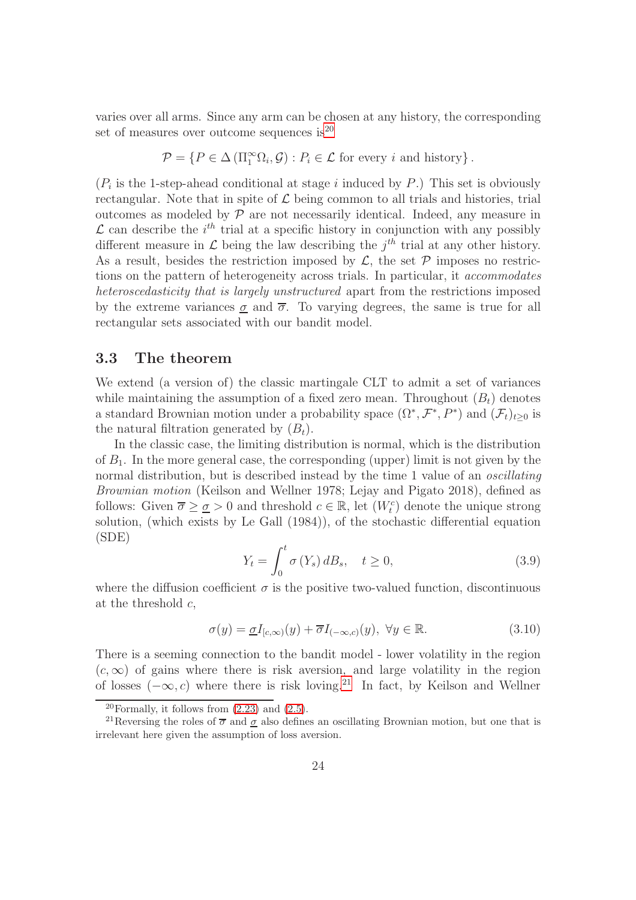varies over all arms. Since any arm can be chosen at any history, the corresponding set of measures over outcome sequences is[20]

$$\mathcal{P} = \left\{ P \in \Delta\left(\Pi_1^\infty \Omega_i, \mathcal{G}\right) : P_i \in \mathcal{L} \text{ for every } i \text{ and history} \right\}.$$

($P_i$ is the 1-step-ahead conditional at stage $i$ induced by $P$.) This set is obviously rectangular. Note that in spite of $\mathcal{L}$ being common to all trials and histories, trial outcomes as modeled by $\mathcal{P}$ are not necessarily identical. Indeed, any measure in $\mathcal{L}$ can describe the $i^{th}$ trial at a specific history in conjunction with any possibly different measure in $\mathcal{L}$ being the law describing the $j^{th}$ trial at any other history. As a result, besides the restriction imposed by $\mathcal{L}$, the set $\mathcal{P}$ imposes no restrictions on the pattern of heterogeneity across trials. In particular, it *accommodates heteroscedasticity that is largely unstructured* apart from the restrictions imposed by the extreme variances $\underline{\sigma}$ and $\overline{\sigma}$. To varying degrees, the same is true for all rectangular sets associated with our bandit model.

## 3.3 The theorem

We extend (a version of) the classic martingale CLT to admit a set of variances while maintaining the assumption of a fixed zero mean. Throughout $(B_t)$ denotes a standard Brownian motion under a probability space $(\Omega^*, \mathcal{F}^*, P^*)$ and $(\mathcal{F}_t)_{t \geq 0}$ is the natural filtration generated by $(B_t)$.

In the classic case, the limiting distribution is normal, which is the distribution of $B_1$. In the more general case, the corresponding (upper) limit is not given by the normal distribution, but is described instead by the time 1 value of an *oscillating Brownian motion* (Keilson and Wellner 1978; Lejay and Pigato 2018), defined as follows: Given $\overline{\sigma} \geq \underline{\sigma} > 0$ and threshold $c \in \mathbb{R}$, let $(W_t^c)$ denote the unique strong solution, (which exists by Le Gall (1984)), of the stochastic differential equation (SDE)

$$Y_t = \int_0^t \sigma\left(Y_s\right) dB_s, \quad t \geq 0, \tag{3.9}$$

where the diffusion coefficient $\sigma$ is the positive two-valued function, discontinuous at the threshold $c$,

$$\sigma(y) = \underline{\sigma} I_{[c,\infty)}(y) + \overline{\sigma} I_{(-\infty,c)}(y), \ \forall y \in \mathbb{R}. \tag{3.10}$$

There is a seeming connection to the bandit model - lower volatility in the region $(c, \infty)$ of gains where there is risk aversion, and large volatility in the region of losses $(-\infty, c)$ where there is risk loving.[21] In fact, by Keilson and Wellner

[20] Formally, it follows from (2.23) and (2.5).

[21] Reversing the roles of $\overline{\sigma}$ and $\underline{\sigma}$ also defines an oscillating Brownian motion, but one that is irrelevant here given the assumption of loss aversion.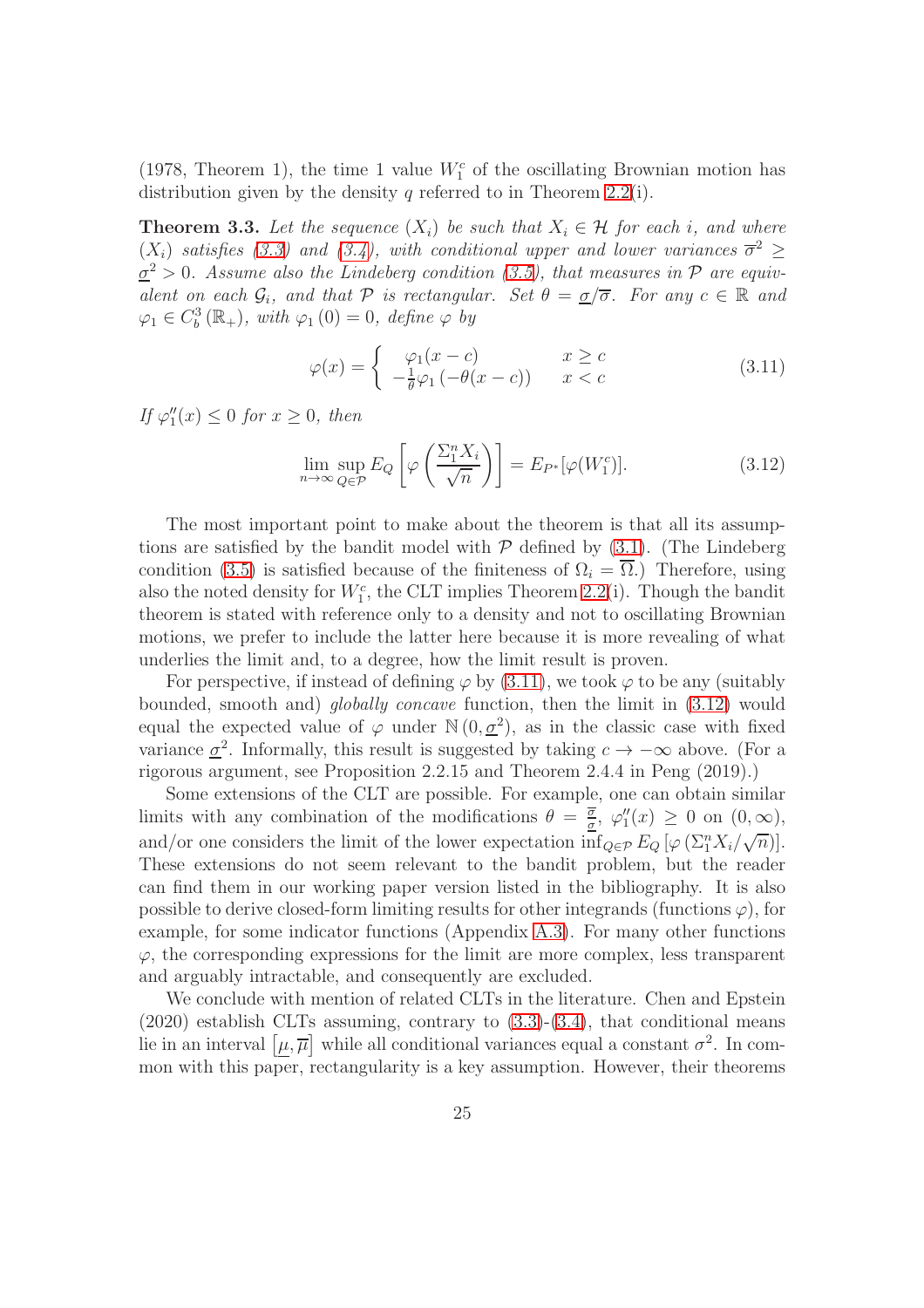(1978, Theorem 1), the time 1 value $W_1^c$ of the oscillating Brownian motion has distribution given by the density $q$ referred to in Theorem 2.2(i).

**Theorem 3.3.** *Let the sequence $(X_i)$ be such that $X_i \in \mathcal{H}$ for each $i$, and where $(X_i)$ satisfies (3.3) and (3.4), with conditional upper and lower variances $\overline{\sigma}^2 \geq \underline{\sigma}^2 > 0$. Assume also the Lindeberg condition (3.5), that measures in $\mathcal{P}$ are equivalent on each $\mathcal{G}_i$, and that $\mathcal{P}$ is rectangular. Set $\theta = \underline{\sigma}/\overline{\sigma}$. For any $c \in \mathbb{R}$ and $\varphi_1 \in C_b^3(\mathbb{R}_+)$, with $\varphi_1(0) = 0$, define $\varphi$ by*

$$\varphi(x) = \begin{cases} \varphi_1(x-c) & x \geq c \\ -\frac{1}{\theta}\varphi_1\left(-\theta(x-c)\right) & x < c \end{cases} \tag{3.11}$$

*If $\varphi_1''(x) \leq 0$ for $x \geq 0$, then*

$$\lim_{n\to\infty} \sup_{Q\in\mathcal{P}} E_Q\left[\varphi\left(\frac{\Sigma_1^n X_i}{\sqrt{n}}\right)\right] = E_{P^*}[\varphi(W_1^c)]. \tag{3.12}$$

The most important point to make about the theorem is that all its assumptions are satisfied by the bandit model with $\mathcal{P}$ defined by (3.1). (The Lindeberg condition (3.5) is satisfied because of the finiteness of $\Omega_i = \overline{\Omega}$.) Therefore, using also the noted density for $W_1^c$, the CLT implies Theorem 2.2(i). Though the bandit theorem is stated with reference only to a density and not to oscillating Brownian motions, we prefer to include the latter here because it is more revealing of what underlies the limit and, to a degree, how the limit result is proven.

For perspective, if instead of defining $\varphi$ by (3.11), we took $\varphi$ to be any (suitably bounded, smooth and) *globally concave* function, then the limit in (3.12) would equal the expected value of $\varphi$ under $\mathbb{N}(0, \underline{\sigma}^2)$, as in the classic case with fixed variance $\underline{\sigma}^2$. Informally, this result is suggested by taking $c \to -\infty$ above. (For a rigorous argument, see Proposition 2.2.15 and Theorem 2.4.4 in Peng (2019).)

Some extensions of the CLT are possible. For example, one can obtain similar limits with any combination of the modifications $\theta = \frac{\overline{\sigma}}{\underline{\sigma}}$, $\varphi_1''(x) \geq 0$ on $(0, \infty)$, and/or one considers the limit of the lower expectation $\inf_{Q\in\mathcal{P}} E_Q\left[\varphi\left(\Sigma_1^n X_i/\sqrt{n}\right)\right]$. These extensions do not seem relevant to the bandit problem, but the reader can find them in our working paper version listed in the bibliography. It is also possible to derive closed-form limiting results for other integrands (functions $\varphi$), for example, for some indicator functions (Appendix A.3). For many other functions $\varphi$, the corresponding expressions for the limit are more complex, less transparent and arguably intractable, and consequently are excluded.

We conclude with mention of related CLTs in the literature. Chen and Epstein (2020) establish CLTs assuming, contrary to (3.3)-(3.4), that conditional means lie in an interval $\left[\underline{\mu}, \overline{\mu}\right]$ while all conditional variances equal a constant $\sigma^2$. In common with this paper, rectangularity is a key assumption. However, their theorems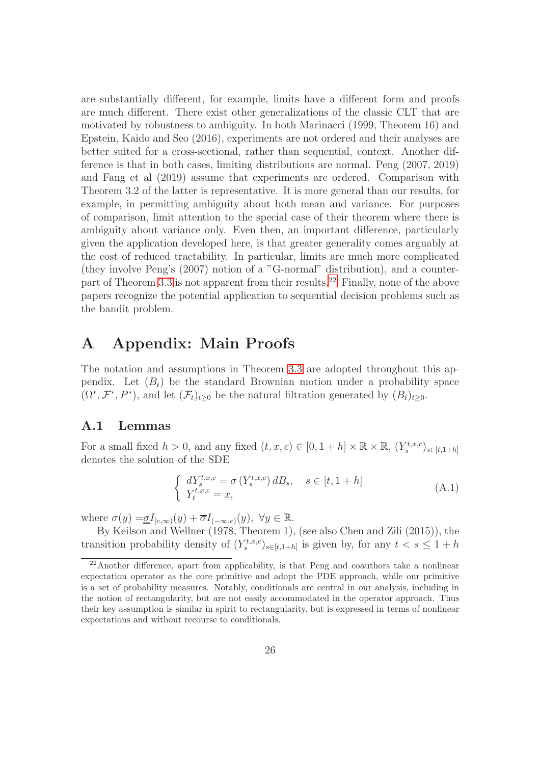are substantially different, for example, limits have a different form and proofs are much different. There exist other generalizations of the classic CLT that are motivated by robustness to ambiguity. In both Marinacci (1999, Theorem 16) and Epstein, Kaido and Seo (2016), experiments are not ordered and their analyses are better suited for a cross-sectional, rather than sequential, context. Another difference is that in both cases, limiting distributions are normal. Peng (2007, 2019) and Fang et al (2019) assume that experiments are ordered. Comparison with Theorem 3.2 of the latter is representative. It is more general than our results, for example, in permitting ambiguity about both mean and variance. For purposes of comparison, limit attention to the special case of their theorem where there is ambiguity about variance only. Even then, an important difference, particularly given the application developed here, is that greater generality comes arguably at the cost of reduced tractability. In particular, limits are much more complicated (they involve Peng's (2007) notion of a "G-normal" distribution), and a counterpart of Theorem 3.3 is not apparent from their results.[22] Finally, none of the above papers recognize the potential application to sequential decision problems such as the bandit problem.

# A Appendix: Main Proofs

The notation and assumptions in Theorem 3.3 are adopted throughout this appendix. Let $(B_t)$ be the standard Brownian motion under a probability space $(\Omega^*, \mathcal{F}^*, P^*)$, and let $(\mathcal{F}_t)_{t\geq 0}$ be the natural filtration generated by $(B_t)_{t\geq 0}$.

## A.1 Lemmas

For a small fixed $h > 0$, and any fixed $(t, x, c) \in [0, 1+h] \times \mathbb{R} \times \mathbb{R}$, $(Y_s^{t,x,c})_{s\in[t,1+h]}$ denotes the solution of the SDE

$$
\begin{cases} dY_s^{t,x,c} = \sigma\left(Y_s^{t,x,c}\right) dB_s, \quad s \in [t, 1+h] \\ Y_t^{t,x,c} = x, \end{cases} \tag{A.1}
$$

where $\sigma(y) = \underline{\sigma} I_{[c,\infty)}(y) + \overline{\sigma} I_{(-\infty,c)}(y), \ \forall y \in \mathbb{R}$.

By Keilson and Wellner (1978, Theorem 1), (see also Chen and Zili (2015)), the transition probability density of $(Y_s^{t,x,c})_{s\in[t,1+h]}$ is given by, for any $t < s \leq 1+h$

[22] Another difference, apart from applicability, is that Peng and coauthors take a nonlinear expectation operator as the core primitive and adopt the PDE approach, while our primitive is a set of probability measures. Notably, conditionals are central in our analysis, including in the notion of rectangularity, but are not easily accommodated in the operator approach. Thus their key assumption is similar in spirit to rectangularity, but is expressed in terms of nonlinear expectations and without recourse to conditionals.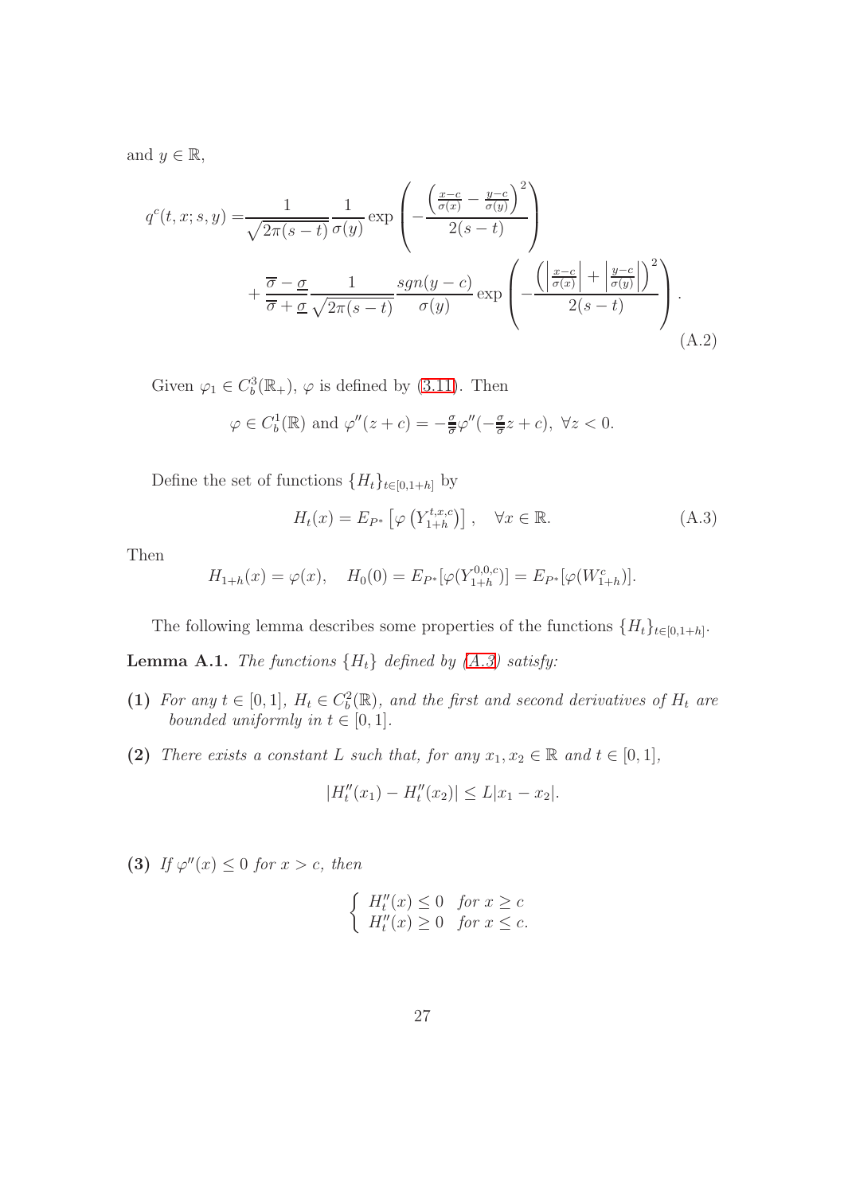and $y \in \mathbb{R}$,

$$
\begin{aligned}
q^c(t,x;s,y) =& \frac{1}{\sqrt{2\pi(s-t)}}\frac{1}{\sigma(y)}\exp\left(-\frac{\left(\frac{x-c}{\sigma(x)}-\frac{y-c}{\sigma(y)}\right)^2}{2(s-t)}\right) \\
&+\frac{\overline{\sigma}-\underline{\sigma}}{\overline{\sigma}+\underline{\sigma}}\frac{1}{\sqrt{2\pi(s-t)}}\frac{sgn(y-c)}{\sigma(y)}\exp\left(-\frac{\left(\left|\frac{x-c}{\sigma(x)}\right|+\left|\frac{y-c}{\sigma(y)}\right|\right)^2}{2(s-t)}\right).
\end{aligned}
\tag{A.2}
$$

Given $\varphi_1 \in C_b^3(\mathbb{R}_+)$, $\varphi$ is defined by (3.11). Then

$$
\varphi \in C_b^1(\mathbb{R}) \text{ and } \varphi''(z+c) = -\tfrac{\underline{\sigma}}{\overline{\sigma}}\varphi''(-\tfrac{\underline{\sigma}}{\overline{\sigma}}z+c),\ \forall z<0.
$$

Define the set of functions $\{H_t\}_{t\in[0,1+h]}$ by

$$
H_t(x) = E_{P^*}\left[\varphi\left(Y_{1+h}^{t,x,c}\right)\right], \quad \forall x \in \mathbb{R}. \tag{A.3}
$$

Then

$$
H_{1+h}(x) = \varphi(x), \quad H_0(0) = E_{P^*}[\varphi(Y_{1+h}^{0,0,c})] = E_{P^*}[\varphi(W_{1+h}^c)].
$$

The following lemma describes some properties of the functions $\{H_t\}_{t\in[0,1+h]}$.

**Lemma A.1.** *The functions $\{H_t\}$ defined by (A.3) satisfy:*

**(1)** *For any $t \in [0,1]$, $H_t \in C_b^2(\mathbb{R})$, and the first and second derivatives of $H_t$ are bounded uniformly in $t \in [0,1]$.*

**(2)** *There exists a constant $L$ such that, for any $x_1, x_2 \in \mathbb{R}$ and $t \in [0,1]$,*

$$
|H_t''(x_1) - H_t''(x_2)| \le L|x_1 - x_2|.
$$

**(3)** *If $\varphi''(x) \le 0$ for $x > c$, then*

$$
\begin{cases} H_t''(x) \le 0 & \text{for } x \ge c \\ H_t''(x) \ge 0 & \text{for } x \le c. \end{cases}
$$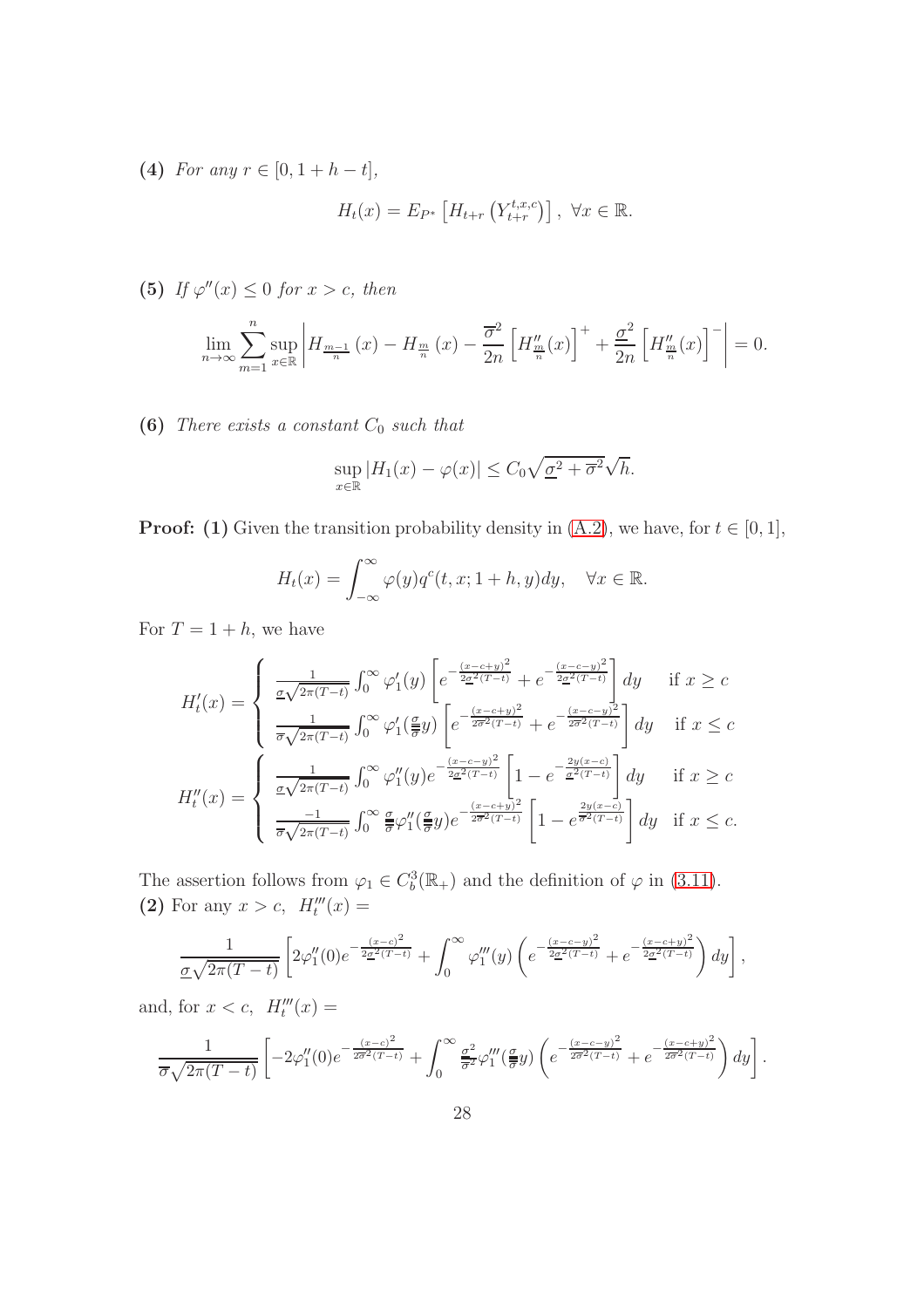**(4)** *For any $r \in [0, 1+h-t]$,*

$$H_t(x) = E_{P^*}\left[H_{t+r}\left(Y_{t+r}^{t,x,c}\right)\right], \ \forall x \in \mathbb{R}.$$

**(5)** *If $\varphi''(x) \leq 0$ for $x > c$, then*

$$\lim_{n\to\infty} \sum_{m=1}^{n} \sup_{x\in\mathbb{R}} \left| H_{\frac{m-1}{n}}(x) - H_{\frac{m}{n}}(x) - \frac{\overline{\sigma}^2}{2n}\left[H''_{\frac{m}{n}}(x)\right]^+ + \frac{\underline{\sigma}^2}{2n}\left[H''_{\frac{m}{n}}(x)\right]^-\right| = 0.$$

**(6)** *There exists a constant $C_0$ such that*

$$\sup_{x\in\mathbb{R}} |H_1(x) - \varphi(x)| \leq C_0\sqrt{\underline{\sigma}^2 + \overline{\sigma}^2}\sqrt{h}.$$

**Proof: (1)** Given the transition probability density in (A.2), we have, for $t \in [0, 1]$,

$$H_t(x) = \int_{-\infty}^{\infty} \varphi(y) q^c(t, x; 1+h, y)dy, \quad \forall x \in \mathbb{R}.$$

For $T = 1 + h$, we have

$$H_t'(x) = \begin{cases} \frac{1}{\underline{\sigma}\sqrt{2\pi(T-t)}} \int_0^\infty \varphi_1'(y)\left[e^{-\frac{(x-c+y)^2}{2\underline{\sigma}^2(T-t)}} + e^{-\frac{(x-c-y)^2}{2\underline{\sigma}^2(T-t)}}\right]dy & \text{if } x \geq c \\ \frac{1}{\overline{\sigma}\sqrt{2\pi(T-t)}} \int_0^\infty \varphi_1'(\frac{\underline{\sigma}}{\overline{\sigma}}y)\left[e^{-\frac{(x-c+y)^2}{2\overline{\sigma}^2(T-t)}} + e^{-\frac{(x-c-y)^2}{2\overline{\sigma}^2(T-t)}}\right]dy & \text{if } x \leq c \end{cases}$$

$$H_t''(x) = \begin{cases} \frac{1}{\underline{\sigma}\sqrt{2\pi(T-t)}} \int_0^\infty \varphi_1''(y) e^{-\frac{(x-c-y)^2}{2\underline{\sigma}^2(T-t)}}\left[1 - e^{-\frac{2y(x-c)}{\underline{\sigma}^2(T-t)}}\right]dy & \text{if } x \geq c \\ \frac{-1}{\overline{\sigma}\sqrt{2\pi(T-t)}} \int_0^\infty \frac{\underline{\sigma}}{\overline{\sigma}}\varphi_1''(\frac{\underline{\sigma}}{\overline{\sigma}}y) e^{-\frac{(x-c+y)^2}{2\overline{\sigma}^2(T-t)}}\left[1 - e^{\frac{2y(x-c)}{\overline{\sigma}^2(T-t)}}\right]dy & \text{if } x \leq c. \end{cases}$$

The assertion follows from $\varphi_1 \in C_b^3(\mathbb{R}_+)$ and the definition of $\varphi$ in (3.11).
**(2)** For any $x > c$, $H_t'''(x) =$

$$\frac{1}{\underline{\sigma}\sqrt{2\pi(T-t)}}\left[2\varphi_1''(0)e^{-\frac{(x-c)^2}{2\underline{\sigma}^2(T-t)}} + \int_0^\infty \varphi_1'''(y)\left(e^{-\frac{(x-c-y)^2}{2\underline{\sigma}^2(T-t)}} + e^{-\frac{(x-c+y)^2}{2\underline{\sigma}^2(T-t)}}\right)dy\right],$$

and, for $x < c$, $H_t'''(x) =$

$$\frac{1}{\overline{\sigma}\sqrt{2\pi(T-t)}}\left[-2\varphi_1''(0)e^{-\frac{(x-c)^2}{2\overline{\sigma}^2(T-t)}} + \int_0^\infty \frac{\underline{\sigma}^2}{\overline{\sigma}^2}\varphi_1'''(\frac{\underline{\sigma}}{\overline{\sigma}}y)\left(e^{-\frac{(x-c-y)^2}{2\overline{\sigma}^2(T-t)}} + e^{-\frac{(x-c+y)^2}{2\overline{\sigma}^2(T-t)}}\right)dy\right].$$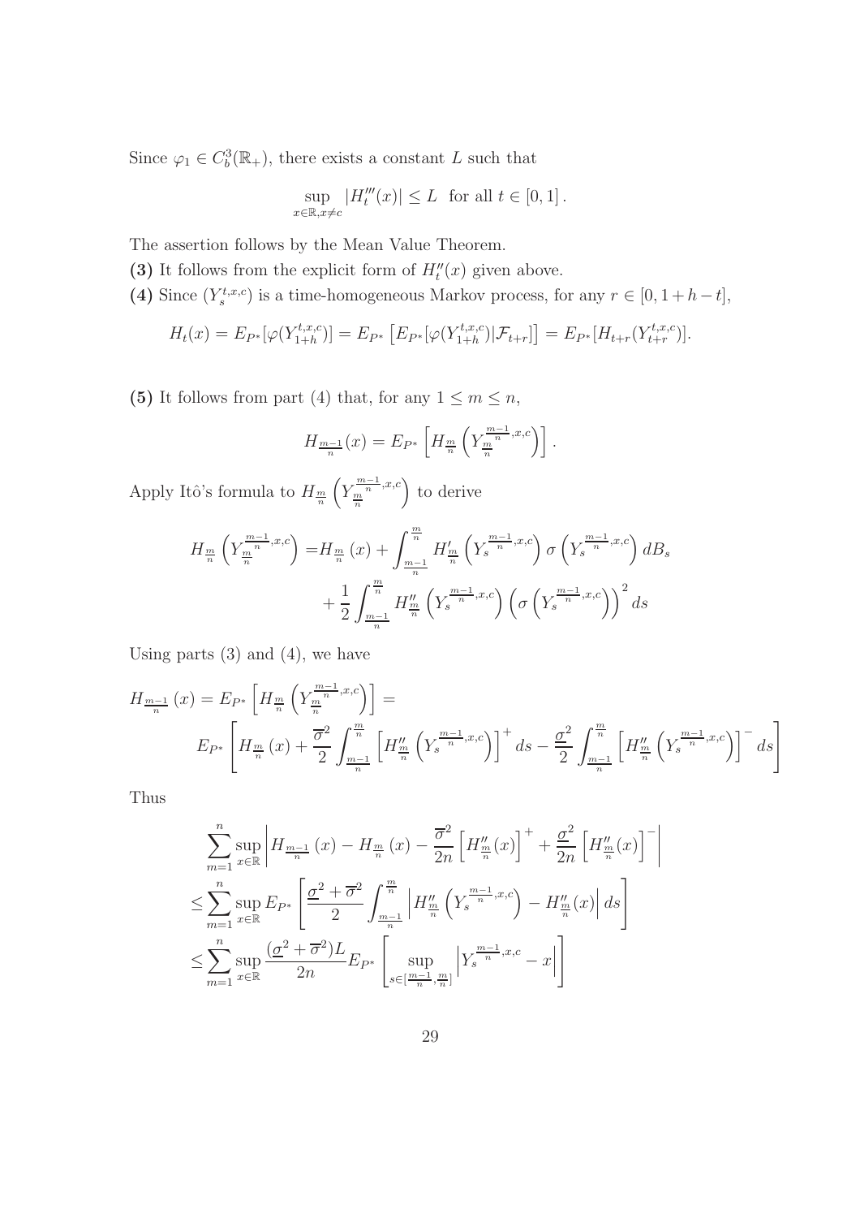Since $\varphi_1 \in C_b^3(\mathbb{R}_+)$, there exists a constant $L$ such that

$$\sup_{x\in\mathbb{R}, x\neq c} |H_t'''(x)| \leq L \quad \text{for all } t \in [0,1].$$

The assertion follows by the Mean Value Theorem.

**(3)** It follows from the explicit form of $H_t''(x)$ given above.

**(4)** Since $(Y_s^{t,x,c})$ is a time-homogeneous Markov process, for any $r \in [0, 1+h-t]$,

$$H_t(x) = E_{P^*}[\varphi(Y_{1+h}^{t,x,c})] = E_{P^*}\left[E_{P^*}[\varphi(Y_{1+h}^{t,x,c})|\mathcal{F}_{t+r}]\right] = E_{P^*}[H_{t+r}(Y_{t+r}^{t,x,c})].$$

**(5)** It follows from part (4) that, for any $1 \leq m \leq n$,

$$H_{\frac{m-1}{n}}(x) = E_{P^*}\left[H_{\frac{m}{n}}\left(Y_{\frac{m}{n}}^{\frac{m-1}{n},x,c}\right)\right].$$

Apply Itô's formula to $H_{\frac{m}{n}}\left(Y_{\frac{m}{n}}^{\frac{m-1}{n},x,c}\right)$ to derive

$$\begin{aligned} H_{\frac{m}{n}}\left(Y_{\frac{m}{n}}^{\frac{m-1}{n},x,c}\right) =& H_{\frac{m}{n}}(x) + \int_{\frac{m-1}{n}}^{\frac{m}{n}} H'_{\frac{m}{n}}\left(Y_s^{\frac{m-1}{n},x,c}\right)\sigma\left(Y_s^{\frac{m-1}{n},x,c}\right)dB_s \\ &+ \frac{1}{2}\int_{\frac{m-1}{n}}^{\frac{m}{n}} H''_{\frac{m}{n}}\left(Y_s^{\frac{m-1}{n},x,c}\right)\left(\sigma\left(Y_s^{\frac{m-1}{n},x,c}\right)\right)^2 ds \end{aligned}$$

Using parts (3) and (4), we have

$$\begin{aligned} H_{\frac{m-1}{n}}(x) = E_{P^*}\left[H_{\frac{m}{n}}\left(Y_{\frac{m}{n}}^{\frac{m-1}{n},x,c}\right)\right] = \\ E_{P^*}\left[H_{\frac{m}{n}}(x) + \frac{\overline{\sigma}^2}{2}\int_{\frac{m-1}{n}}^{\frac{m}{n}}\left[H''_{\frac{m}{n}}\left(Y_s^{\frac{m-1}{n},x,c}\right)\right]^+ ds - \frac{\underline{\sigma}^2}{2}\int_{\frac{m-1}{n}}^{\frac{m}{n}}\left[H''_{\frac{m}{n}}\left(Y_s^{\frac{m-1}{n},x,c}\right)\right]^- ds\right] \end{aligned}$$

Thus

$$\begin{aligned} &\sum_{m=1}^n \sup_{x\in\mathbb{R}}\left|H_{\frac{m-1}{n}}(x) - H_{\frac{m}{n}}(x) - \frac{\overline{\sigma}^2}{2n}\left[H''_{\frac{m}{n}}(x)\right]^+ + \frac{\underline{\sigma}^2}{2n}\left[H''_{\frac{m}{n}}(x)\right]^-\right| \\ \leq& \sum_{m=1}^n \sup_{x\in\mathbb{R}} E_{P^*}\left[\frac{\underline{\sigma}^2+\overline{\sigma}^2}{2}\int_{\frac{m-1}{n}}^{\frac{m}{n}}\left|H''_{\frac{m}{n}}\left(Y_s^{\frac{m-1}{n},x,c}\right) - H''_{\frac{m}{n}}(x)\right| ds\right] \\ \leq& \sum_{m=1}^n \sup_{x\in\mathbb{R}} \frac{(\underline{\sigma}^2+\overline{\sigma}^2)L}{2n} E_{P^*}\left[\sup_{s\in[\frac{m-1}{n},\frac{m}{n}]}\left|Y_s^{\frac{m-1}{n},x,c} - x\right|\right] \end{aligned}$$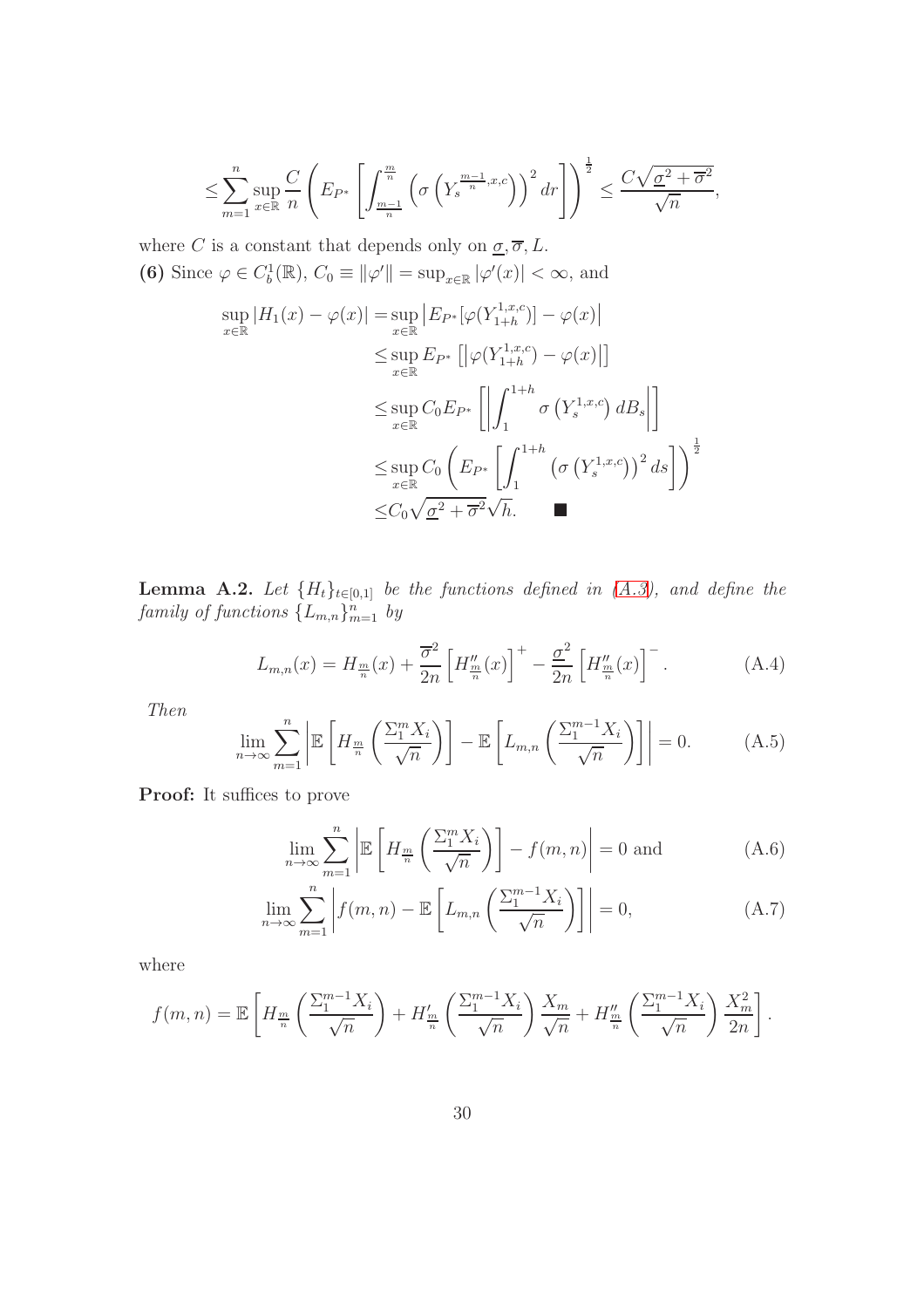$$
\leq \sum_{m=1}^{n} \sup_{x\in\mathbb{R}} \frac{C}{n} \left( E_{P^*}\left[ \int_{\frac{m-1}{n}}^{\frac{m}{n}} \left( \sigma\left( Y_s^{\frac{m-1}{n},x,c} \right) \right)^2 dr \right] \right)^{\frac{1}{2}} \leq \frac{C\sqrt{\underline{\sigma}^2 + \overline{\sigma}^2}}{\sqrt{n}},
$$

where $C$ is a constant that depends only on $\underline{\sigma}, \overline{\sigma}, L$.

**(6)** Since $\varphi \in C_b^1(\mathbb{R})$, $C_0 \equiv \|\varphi'\| = \sup_{x\in\mathbb{R}} |\varphi'(x)| < \infty$, and

$$
\begin{aligned}
\sup_{x\in\mathbb{R}} |H_1(x) - \varphi(x)| =& \sup_{x\in\mathbb{R}} \left| E_{P^*}[\varphi(Y_{1+h}^{1,x,c})] - \varphi(x) \right| \\
\leq& \sup_{x\in\mathbb{R}} E_{P^*}\left[ \left| \varphi(Y_{1+h}^{1,x,c}) - \varphi(x) \right| \right] \\
\leq& \sup_{x\in\mathbb{R}} C_0 E_{P^*}\left[ \left| \int_1^{1+h} \sigma\left( Y_s^{1,x,c} \right) dB_s \right| \right] \\
\leq& \sup_{x\in\mathbb{R}} C_0 \left( E_{P^*}\left[ \int_1^{1+h} \left( \sigma\left( Y_s^{1,x,c} \right) \right)^2 ds \right] \right)^{\frac{1}{2}} \\
\leq& C_0 \sqrt{\underline{\sigma}^2 + \overline{\sigma}^2} \sqrt{h}. \qquad \blacksquare
\end{aligned}
$$

**Lemma A.2.** *Let $\{H_t\}_{t\in[0,1]}$ be the functions defined in (A.3), and define the family of functions $\{L_{m,n}\}_{m=1}^{n}$ by*

$$
L_{m,n}(x) = H_{\frac{m}{n}}(x) + \frac{\overline{\sigma}^2}{2n}\left[ H''_{\frac{m}{n}}(x) \right]^+ - \frac{\underline{\sigma}^2}{2n}\left[ H''_{\frac{m}{n}}(x) \right]^- . \tag{A.4}
$$

*Then*

$$
\lim_{n\to\infty} \sum_{m=1}^{n} \left| \mathbb{E}\left[ H_{\frac{m}{n}}\left( \frac{\Sigma_1^m X_i}{\sqrt{n}} \right) \right] - \mathbb{E}\left[ L_{m,n}\left( \frac{\Sigma_1^{m-1} X_i}{\sqrt{n}} \right) \right] \right| = 0. \tag{A.5}
$$

**Proof:** It suffices to prove

$$
\lim_{n\to\infty} \sum_{m=1}^{n} \left| \mathbb{E}\left[ H_{\frac{m}{n}}\left( \frac{\Sigma_1^m X_i}{\sqrt{n}} \right) \right] - f(m,n) \right| = 0 \text{ and} \tag{A.6}
$$

$$
\lim_{n\to\infty} \sum_{m=1}^{n} \left| f(m,n) - \mathbb{E}\left[ L_{m,n}\left( \frac{\Sigma_1^{m-1} X_i}{\sqrt{n}} \right) \right] \right| = 0, \tag{A.7}
$$

where

$$
f(m,n) = \mathbb{E}\left[ H_{\frac{m}{n}}\left( \frac{\Sigma_1^{m-1} X_i}{\sqrt{n}} \right) + H'_{\frac{m}{n}}\left( \frac{\Sigma_1^{m-1} X_i}{\sqrt{n}} \right) \frac{X_m}{\sqrt{n}} + H''_{\frac{m}{n}}\left( \frac{\Sigma_1^{m-1} X_i}{\sqrt{n}} \right) \frac{X_m^2}{2n} \right].
$$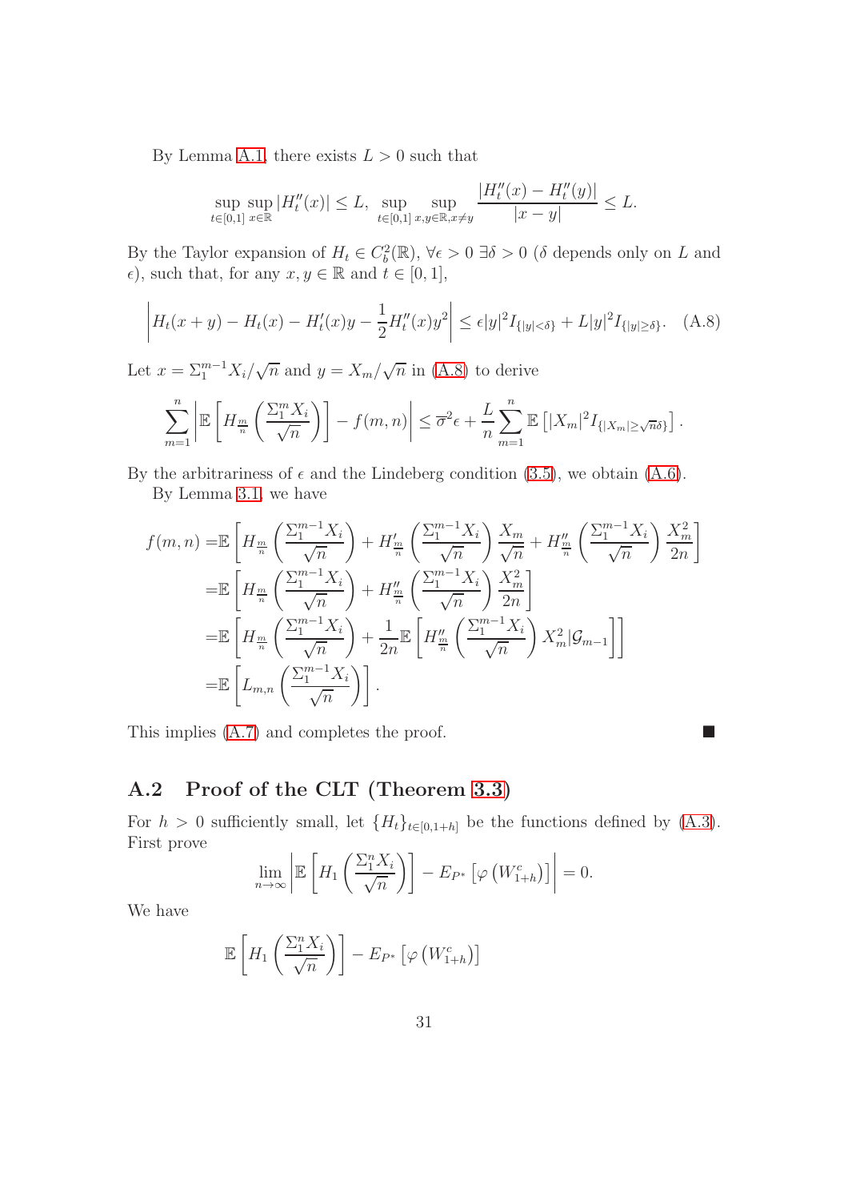By Lemma A.1, there exists $L > 0$ such that

$$\sup_{t\in[0,1]}\sup_{x\in\mathbb{R}}|H_t''(x)| \le L, \quad \sup_{t\in[0,1]}\sup_{x,y\in\mathbb{R},x\neq y}\frac{|H_t''(x)-H_t''(y)|}{|x-y|}\le L.$$

By the Taylor expansion of $H_t \in C_b^2(\mathbb{R})$, $\forall \epsilon > 0$ $\exists \delta > 0$ ($\delta$ depends only on $L$ and $\epsilon$), such that, for any $x, y \in \mathbb{R}$ and $t \in [0,1]$,

$$\left|H_t(x+y) - H_t(x) - H_t'(x)y - \frac{1}{2}H_t''(x)y^2\right| \le \epsilon |y|^2 I_{\{|y|<\delta\}} + L|y|^2 I_{\{|y|\ge\delta\}}. \quad \text{(A.8)}$$

Let $x = \Sigma_1^{m-1}X_i/\sqrt{n}$ and $y = X_m/\sqrt{n}$ in (A.8) to derive

$$\sum_{m=1}^n \left|\mathbb{E}\left[H_{\frac{m}{n}}\left(\frac{\Sigma_1^m X_i}{\sqrt{n}}\right)\right] - f(m,n)\right| \le \overline{\sigma}^2\epsilon + \frac{L}{n}\sum_{m=1}^n \mathbb{E}\left[|X_m|^2 I_{\{|X_m|\ge\sqrt{n}\delta\}}\right].$$

By the arbitrariness of $\epsilon$ and the Lindeberg condition (3.5), we obtain (A.6).

By Lemma 3.1, we have

$$\begin{aligned}
f(m,n) =& \mathbb{E}\left[H_{\frac{m}{n}}\left(\frac{\Sigma_1^{m-1}X_i}{\sqrt{n}}\right) + H'_{\frac{m}{n}}\left(\frac{\Sigma_1^{m-1}X_i}{\sqrt{n}}\right)\frac{X_m}{\sqrt{n}} + H''_{\frac{m}{n}}\left(\frac{\Sigma_1^{m-1}X_i}{\sqrt{n}}\right)\frac{X_m^2}{2n}\right] \\
=& \mathbb{E}\left[H_{\frac{m}{n}}\left(\frac{\Sigma_1^{m-1}X_i}{\sqrt{n}}\right) + H''_{\frac{m}{n}}\left(\frac{\Sigma_1^{m-1}X_i}{\sqrt{n}}\right)\frac{X_m^2}{2n}\right] \\
=& \mathbb{E}\left[H_{\frac{m}{n}}\left(\frac{\Sigma_1^{m-1}X_i}{\sqrt{n}}\right) + \frac{1}{2n}\mathbb{E}\left[H''_{\frac{m}{n}}\left(\frac{\Sigma_1^{m-1}X_i}{\sqrt{n}}\right)X_m^2|\mathcal{G}_{m-1}\right]\right] \\
=& \mathbb{E}\left[L_{m,n}\left(\frac{\Sigma_1^{m-1}X_i}{\sqrt{n}}\right)\right].
\end{aligned}$$

This implies (A.7) and completes the proof. ■

## A.2 Proof of the CLT (Theorem 3.3)

For $h > 0$ sufficiently small, let $\{H_t\}_{t\in[0,1+h]}$ be the functions defined by (A.3). First prove

$$\lim_{n\to\infty}\left|\mathbb{E}\left[H_1\left(\frac{\Sigma_1^n X_i}{\sqrt{n}}\right)\right] - E_{P^*}\left[\varphi\left(W_{1+h}^c\right)\right]\right| = 0.$$

We have

$$\mathbb{E}\left[H_1\left(\frac{\Sigma_1^n X_i}{\sqrt{n}}\right)\right] - E_{P^*}\left[\varphi\left(W_{1+h}^c\right)\right]$$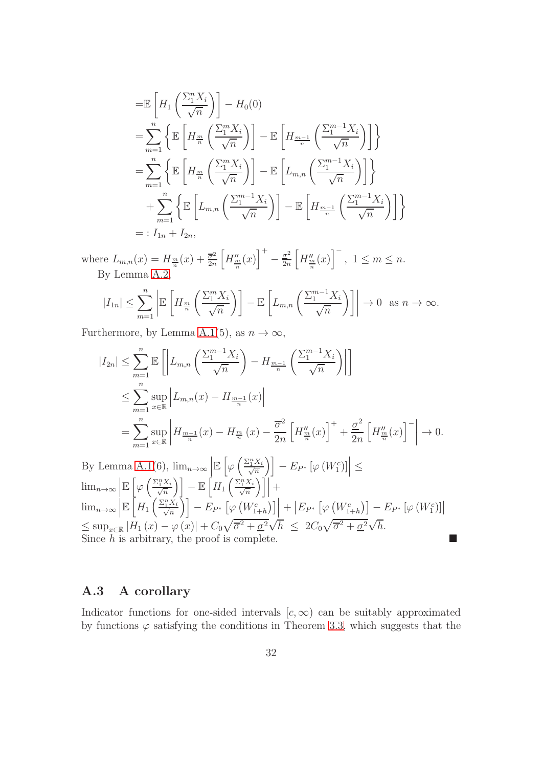$$
\begin{aligned}
=&\mathbb{E}\left[H_1\left(\frac{\Sigma_1^n X_i}{\sqrt{n}}\right)\right]-H_0(0)\\
=&\sum_{m=1}^n\left\{\mathbb{E}\left[H_{\frac{m}{n}}\left(\frac{\Sigma_1^m X_i}{\sqrt{n}}\right)\right]-\mathbb{E}\left[H_{\frac{m-1}{n}}\left(\frac{\Sigma_1^{m-1} X_i}{\sqrt{n}}\right)\right]\right\}\\
=&\sum_{m=1}^n\left\{\mathbb{E}\left[H_{\frac{m}{n}}\left(\frac{\Sigma_1^m X_i}{\sqrt{n}}\right)\right]-\mathbb{E}\left[L_{m,n}\left(\frac{\Sigma_1^{m-1} X_i}{\sqrt{n}}\right)\right]\right\}\\
&+\sum_{m=1}^n\left\{\mathbb{E}\left[L_{m,n}\left(\frac{\Sigma_1^{m-1} X_i}{\sqrt{n}}\right)\right]-\mathbb{E}\left[H_{\frac{m-1}{n}}\left(\frac{\Sigma_1^{m-1} X_i}{\sqrt{n}}\right)\right]\right\}\\
=&:I_{1n}+I_{2n},
\end{aligned}
$$

where $L_{m,n}(x)=H_{\frac{m}{n}}(x)+\frac{\overline{\sigma}^2}{2n}\left[H''_{\frac{m}{n}}(x)\right]^+-\frac{\underline{\sigma}^2}{2n}\left[H''_{\frac{m}{n}}(x)\right]^-,\ 1\le m\le n.$

By Lemma A.2,

$$
|I_{1n}|\le\sum_{m=1}^n\left|\mathbb{E}\left[H_{\frac{m}{n}}\left(\frac{\Sigma_1^m X_i}{\sqrt{n}}\right)\right]-\mathbb{E}\left[L_{m,n}\left(\frac{\Sigma_1^{m-1} X_i}{\sqrt{n}}\right)\right]\right|\to 0\ \text{ as } n\to\infty.
$$

Furthermore, by Lemma A.1(5), as $n\to\infty$,

$$
\begin{aligned}
|I_{2n}|&\le\sum_{m=1}^n\mathbb{E}\left[\left|L_{m,n}\left(\frac{\Sigma_1^{m-1} X_i}{\sqrt{n}}\right)-H_{\frac{m-1}{n}}\left(\frac{\Sigma_1^{m-1} X_i}{\sqrt{n}}\right)\right|\right]\\
&\le\sum_{m=1}^n\sup_{x\in\mathbb{R}}\left|L_{m,n}(x)-H_{\frac{m-1}{n}}(x)\right|\\
&=\sum_{m=1}^n\sup_{x\in\mathbb{R}}\left|H_{\frac{m-1}{n}}(x)-H_{\frac{m}{n}}(x)-\frac{\overline{\sigma}^2}{2n}\left[H''_{\frac{m}{n}}(x)\right]^++\frac{\underline{\sigma}^2}{2n}\left[H''_{\frac{m}{n}}(x)\right]^-\right|\to 0.
\end{aligned}
$$

By Lemma A.1(6), $\lim_{n\to\infty}\left|\mathbb{E}\left[\varphi\left(\frac{\Sigma_1^n X_i}{\sqrt{n}}\right)\right]-E_{P^*}\left[\varphi\left(W_1^c\right)\right]\right|\le$
$\lim_{n\to\infty}\left|\mathbb{E}\left[\varphi\left(\frac{\Sigma_1^n X_i}{\sqrt{n}}\right)\right]-\mathbb{E}\left[H_1\left(\frac{\Sigma_1^n X_i}{\sqrt{n}}\right)\right]\right|+$
$\lim_{n\to\infty}\left|\mathbb{E}\left[H_1\left(\frac{\Sigma_1^n X_i}{\sqrt{n}}\right)\right]-E_{P^*}\left[\varphi\left(W_{1+h}^c\right)\right]\right|+\left|E_{P^*}\left[\varphi\left(W_{1+h}^c\right)\right]-E_{P^*}\left[\varphi\left(W_1^c\right)\right]\right|$
$\le\sup_{x\in\mathbb{R}}\left|H_1(x)-\varphi(x)\right|+C_0\sqrt{\overline{\sigma}^2+\underline{\sigma}^2}\sqrt{h}\ \le\ 2C_0\sqrt{\overline{\sigma}^2+\underline{\sigma}^2}\sqrt{h}.$
Since $h$ is arbitrary, the proof is complete. ■

## A.3 A corollary

Indicator functions for one-sided intervals $[c,\infty)$ can be suitably approximated by functions $\varphi$ satisfying the conditions in Theorem 3.3, which suggests that the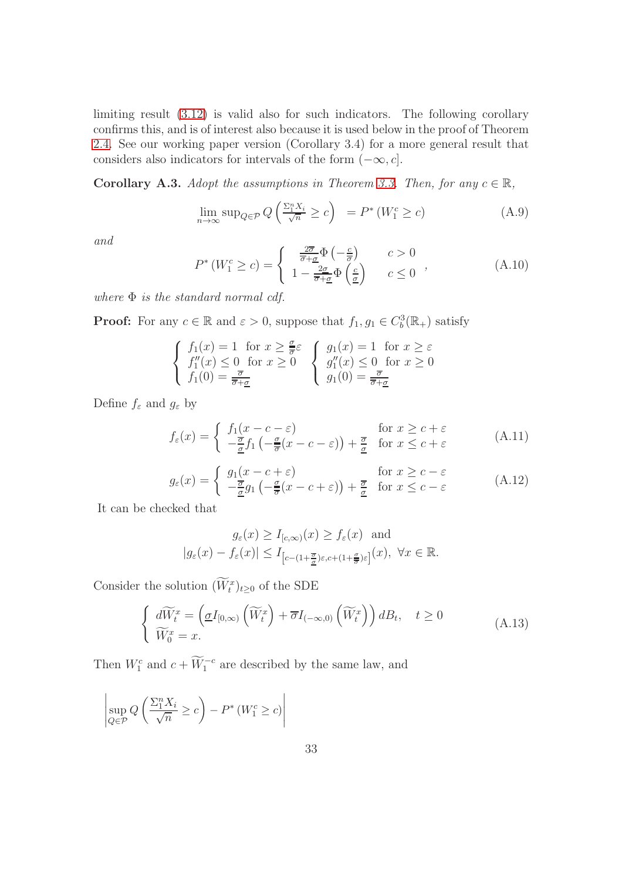limiting result (3.12) is valid also for such indicators. The following corollary confirms this, and is of interest also because it is used below in the proof of Theorem 2.4. See our working paper version (Corollary 3.4) for a more general result that considers also indicators for intervals of the form $(-\infty, c]$.

**Corollary A.3.** *Adopt the assumptions in Theorem 3.3. Then, for any $c \in \mathbb{R}$,*

$$\lim_{n\to\infty} \sup\nolimits_{Q\in\mathcal{P}} Q\left(\tfrac{\Sigma_1^n X_i}{\sqrt{n}} \geq c\right) \ = P^*\left(W_1^c \geq c\right) \tag{A.9}$$

*and*

$$P^*\left(W_1^c \geq c\right) = \begin{cases} \frac{2\overline{\sigma}}{\overline{\sigma}+\underline{\sigma}}\Phi\left(-\frac{c}{\overline{\sigma}}\right) & c > 0 \\ 1 - \frac{2\underline{\sigma}}{\overline{\sigma}+\underline{\sigma}}\Phi\left(\frac{c}{\underline{\sigma}}\right) & c \leq 0 \end{cases}, \tag{A.10}$$

*where $\Phi$ is the standard normal cdf.*

**Proof:** For any $c \in \mathbb{R}$ and $\varepsilon > 0$, suppose that $f_1, g_1 \in C_b^3(\mathbb{R}_+)$ satisfy

$$\begin{cases} f_1(x) = 1 \ \text{ for } x \geq \frac{\underline{\sigma}}{\overline{\sigma}}\varepsilon \\ f_1''(x) \leq 0 \ \text{ for } x \geq 0 \\ f_1(0) = \frac{\overline{\sigma}}{\overline{\sigma}+\underline{\sigma}} \end{cases} \quad \begin{cases} g_1(x) = 1 \ \text{ for } x \geq \varepsilon \\ g_1''(x) \leq 0 \ \text{ for } x \geq 0 \\ g_1(0) = \frac{\overline{\sigma}}{\overline{\sigma}+\underline{\sigma}} \end{cases}$$

Define $f_\varepsilon$ and $g_\varepsilon$ by

$$f_\varepsilon(x) = \begin{cases} f_1(x-c-\varepsilon) & \text{for } x \geq c+\varepsilon \\ -\frac{\overline{\sigma}}{\underline{\sigma}} f_1\left(-\frac{\underline{\sigma}}{\overline{\sigma}}(x-c-\varepsilon)\right) + \frac{\overline{\sigma}}{\underline{\sigma}} & \text{for } x \leq c+\varepsilon \end{cases} \tag{A.11}$$

$$g_\varepsilon(x) = \begin{cases} g_1(x-c+\varepsilon) & \text{for } x \geq c-\varepsilon \\ -\frac{\overline{\sigma}}{\underline{\sigma}} g_1\left(-\frac{\underline{\sigma}}{\overline{\sigma}}(x-c+\varepsilon)\right) + \frac{\overline{\sigma}}{\underline{\sigma}} & \text{for } x \leq c-\varepsilon \end{cases} \tag{A.12}$$

It can be checked that

$$g_\varepsilon(x) \geq I_{[c,\infty)}(x) \geq f_\varepsilon(x) \ \text{ and}$$
$$|g_\varepsilon(x) - f_\varepsilon(x)| \leq I_{\left[c-(1+\frac{\overline{\sigma}}{\underline{\sigma}})\varepsilon, c+(1+\frac{\underline{\sigma}}{\overline{\sigma}})\varepsilon\right]}(x), \ \forall x \in \mathbb{R}.$$

Consider the solution $(\widetilde{W}_t^x)_{t\geq 0}$ of the SDE

$$\begin{cases} d\widetilde{W}_t^x = \left(\underline{\sigma} I_{[0,\infty)}\left(\widetilde{W}_t^x\right) + \overline{\sigma} I_{(-\infty,0)}\left(\widetilde{W}_t^x\right)\right) dB_t, \quad t \geq 0 \\ \widetilde{W}_0^x = x. \end{cases} \tag{A.13}$$

Then $W_1^c$ and $c + \widetilde{W}_1^{-c}$ are described by the same law, and

$$\left| \sup_{Q\in\mathcal{P}} Q\left(\frac{\Sigma_1^n X_i}{\sqrt{n}} \geq c\right) - P^*\left(W_1^c \geq c\right) \right|$$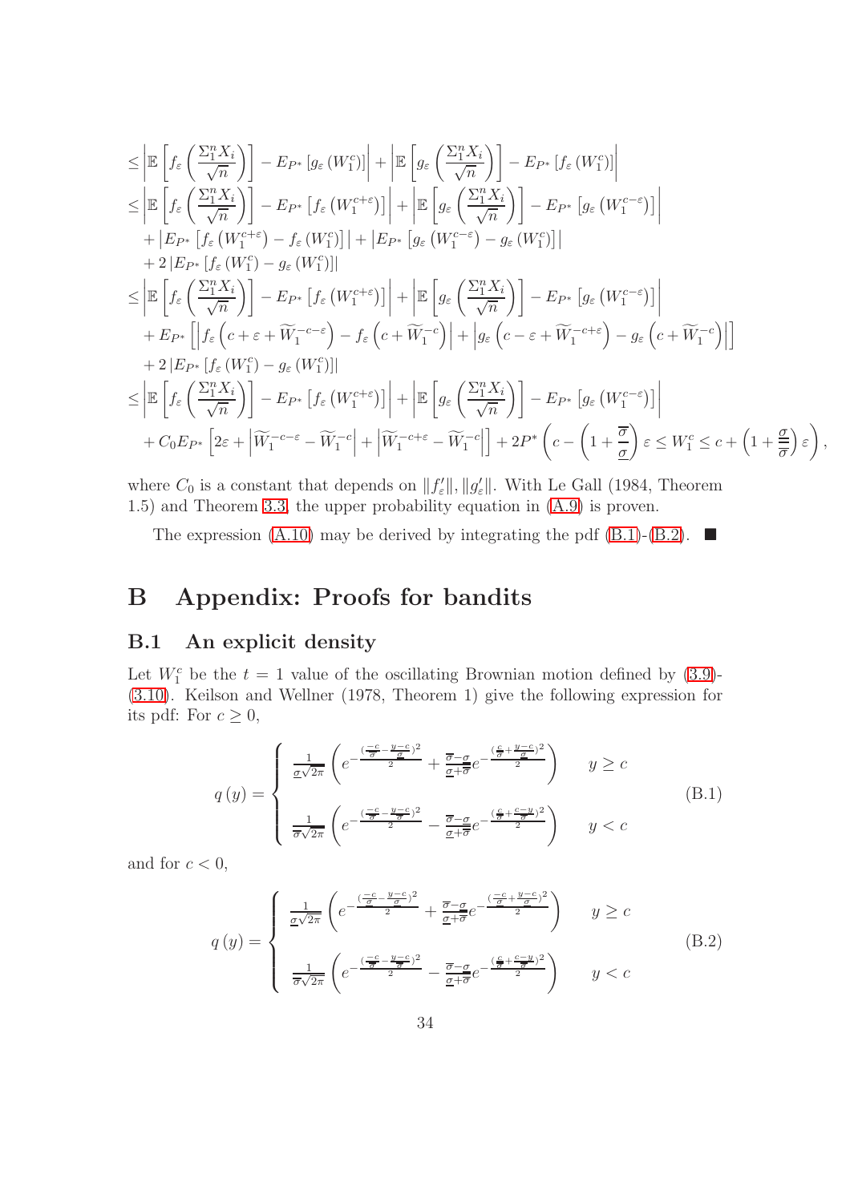$$
\begin{aligned}
&\leq \left|\mathbb{E}\left[f_\varepsilon\left(\frac{\Sigma_1^n X_i}{\sqrt{n}}\right)\right] - E_{P^*}\left[g_\varepsilon\left(W_1^c\right)\right]\right| + \left|\mathbb{E}\left[g_\varepsilon\left(\frac{\Sigma_1^n X_i}{\sqrt{n}}\right)\right] - E_{P^*}\left[f_\varepsilon\left(W_1^c\right)\right]\right| \\
&\leq \left|\mathbb{E}\left[f_\varepsilon\left(\frac{\Sigma_1^n X_i}{\sqrt{n}}\right)\right] - E_{P^*}\left[f_\varepsilon\left(W_1^{c+\varepsilon}\right)\right]\right| + \left|\mathbb{E}\left[g_\varepsilon\left(\frac{\Sigma_1^n X_i}{\sqrt{n}}\right)\right] - E_{P^*}\left[g_\varepsilon\left(W_1^{c-\varepsilon}\right)\right]\right| \\
&\quad + \left|E_{P^*}\left[f_\varepsilon\left(W_1^{c+\varepsilon}\right) - f_\varepsilon\left(W_1^c\right)\right]\right| + \left|E_{P^*}\left[g_\varepsilon\left(W_1^{c-\varepsilon}\right) - g_\varepsilon\left(W_1^c\right)\right]\right| \\
&\quad + 2\left|E_{P^*}\left[f_\varepsilon\left(W_1^c\right) - g_\varepsilon\left(W_1^c\right)\right]\right| \\
&\leq \left|\mathbb{E}\left[f_\varepsilon\left(\frac{\Sigma_1^n X_i}{\sqrt{n}}\right)\right] - E_{P^*}\left[f_\varepsilon\left(W_1^{c+\varepsilon}\right)\right]\right| + \left|\mathbb{E}\left[g_\varepsilon\left(\frac{\Sigma_1^n X_i}{\sqrt{n}}\right)\right] - E_{P^*}\left[g_\varepsilon\left(W_1^{c-\varepsilon}\right)\right]\right| \\
&\quad + E_{P^*}\left[\left|f_\varepsilon\left(c+\varepsilon+\widetilde{W}_1^{-c-\varepsilon}\right) - f_\varepsilon\left(c+\widetilde{W}_1^{-c}\right)\right| + \left|g_\varepsilon\left(c-\varepsilon+\widetilde{W}_1^{-c+\varepsilon}\right) - g_\varepsilon\left(c+\widetilde{W}_1^{-c}\right)\right|\right] \\
&\quad + 2\left|E_{P^*}\left[f_\varepsilon\left(W_1^c\right) - g_\varepsilon\left(W_1^c\right)\right]\right| \\
&\leq \left|\mathbb{E}\left[f_\varepsilon\left(\frac{\Sigma_1^n X_i}{\sqrt{n}}\right)\right] - E_{P^*}\left[f_\varepsilon\left(W_1^{c+\varepsilon}\right)\right]\right| + \left|\mathbb{E}\left[g_\varepsilon\left(\frac{\Sigma_1^n X_i}{\sqrt{n}}\right)\right] - E_{P^*}\left[g_\varepsilon\left(W_1^{c-\varepsilon}\right)\right]\right| \\
&\quad + C_0 E_{P^*}\left[2\varepsilon + \left|\widetilde{W}_1^{-c-\varepsilon} - \widetilde{W}_1^{-c}\right| + \left|\widetilde{W}_1^{-c+\varepsilon} - \widetilde{W}_1^{-c}\right|\right] + 2P^*\left(c - \left(1+\frac{\overline{\sigma}}{\underline{\sigma}}\right)\varepsilon \leq W_1^c \leq c + \left(1+\frac{\underline{\sigma}}{\overline{\sigma}}\right)\varepsilon\right),
\end{aligned}
$$

where $C_0$ is a constant that depends on $\|f_\varepsilon'\|, \|g_\varepsilon'\|$. With Le Gall (1984, Theorem 1.5) and Theorem 3.3, the upper probability equation in (A.9) is proven.

The expression (A.10) may be derived by integrating the pdf (B.1)-(B.2). ■

# B Appendix: Proofs for bandits

## B.1 An explicit density

Let $W_1^c$ be the $t = 1$ value of the oscillating Brownian motion defined by (3.9)-(3.10). Keilson and Wellner (1978, Theorem 1) give the following expression for its pdf: For $c \geq 0$,

$$
q(y) = \begin{cases} \frac{1}{\underline{\sigma}\sqrt{2\pi}}\left(e^{-\frac{\left(\frac{-c}{\overline{\sigma}} - \frac{y-c}{\underline{\sigma}}\right)^2}{2}} + \frac{\overline{\sigma}-\underline{\sigma}}{\underline{\sigma}+\overline{\sigma}} e^{-\frac{\left(\frac{c}{\overline{\sigma}} + \frac{y-c}{\underline{\sigma}}\right)^2}{2}}\right) & y \geq c \\ \frac{1}{\overline{\sigma}\sqrt{2\pi}}\left(e^{-\frac{\left(\frac{-c}{\overline{\sigma}} - \frac{y-c}{\overline{\sigma}}\right)^2}{2}} - \frac{\overline{\sigma}-\underline{\sigma}}{\underline{\sigma}+\overline{\sigma}} e^{-\frac{\left(\frac{c}{\overline{\sigma}} + \frac{c-y}{\overline{\sigma}}\right)^2}{2}}\right) & y < c \end{cases} \tag{B.1}
$$

and for $c < 0$,

$$
q(y) = \begin{cases} \frac{1}{\underline{\sigma}\sqrt{2\pi}}\left(e^{-\frac{\left(\frac{-c}{\underline{\sigma}} - \frac{y-c}{\underline{\sigma}}\right)^2}{2}} + \frac{\overline{\sigma}-\underline{\sigma}}{\underline{\sigma}+\overline{\sigma}} e^{-\frac{\left(\frac{-c}{\underline{\sigma}} + \frac{y-c}{\underline{\sigma}}\right)^2}{2}}\right) & y \geq c \\ \frac{1}{\overline{\sigma}\sqrt{2\pi}}\left(e^{-\frac{\left(\frac{-c}{\underline{\sigma}} - \frac{y-c}{\overline{\sigma}}\right)^2}{2}} - \frac{\overline{\sigma}-\underline{\sigma}}{\underline{\sigma}+\overline{\sigma}} e^{-\frac{\left(\frac{c}{\underline{\sigma}} + \frac{c-y}{\overline{\sigma}}\right)^2}{2}}\right) & y < c \end{cases} \tag{B.2}
$$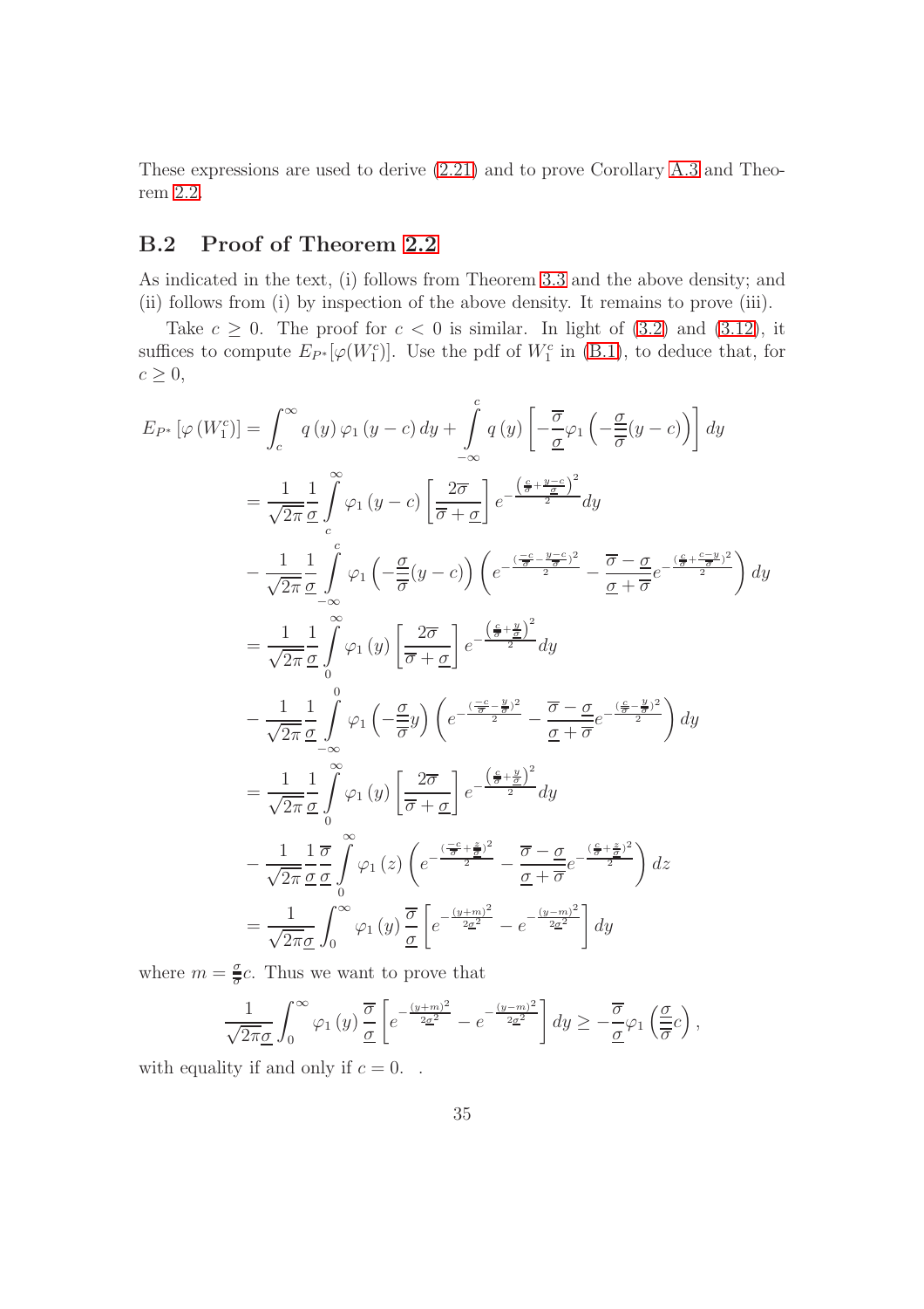These expressions are used to derive (2.21) and to prove Corollary A.3 and Theorem 2.2.

## B.2 Proof of Theorem 2.2

As indicated in the text, (i) follows from Theorem 3.3 and the above density; and (ii) follows from (i) by inspection of the above density. It remains to prove (iii).

Take $c \geq 0$. The proof for $c < 0$ is similar. In light of (3.2) and (3.12), it suffices to compute $E_{P^*}[\varphi(W_1^c)]$. Use the pdf of $W_1^c$ in (B.1), to deduce that, for $c \geq 0$,

$$
\begin{aligned}
E_{P^*}\left[\varphi\left(W_1^c\right)\right] &= \int_c^\infty q\left(y\right)\varphi_1\left(y-c\right)dy + \int\limits_{-\infty}^{c} q\left(y\right)\left[-\frac{\overline{\sigma}}{\underline{\sigma}}\varphi_1\left(-\frac{\underline{\sigma}}{\overline{\sigma}}(y-c)\right)\right]dy \\
&= \frac{1}{\sqrt{2\pi}}\frac{1}{\underline{\sigma}}\int\limits_c^\infty \varphi_1\left(y-c\right)\left[\frac{2\overline{\sigma}}{\overline{\sigma}+\underline{\sigma}}\right]e^{-\frac{\left(\frac{c}{\overline{\sigma}}+\frac{y-c}{\underline{\sigma}}\right)^2}{2}}dy \\
&\quad - \frac{1}{\sqrt{2\pi}}\frac{1}{\underline{\sigma}}\int\limits_{-\infty}^{c} \varphi_1\left(-\frac{\underline{\sigma}}{\overline{\sigma}}(y-c)\right)\left(e^{-\frac{(\frac{-c}{\overline{\sigma}}-\frac{y-c}{\overline{\sigma}})^2}{2}} - \frac{\overline{\sigma}-\underline{\sigma}}{\underline{\sigma}+\overline{\sigma}}e^{-\frac{(\frac{c}{\overline{\sigma}}+\frac{c-y}{\overline{\sigma}})^2}{2}}\right)dy \\
&= \frac{1}{\sqrt{2\pi}}\frac{1}{\underline{\sigma}}\int\limits_0^\infty \varphi_1\left(y\right)\left[\frac{2\overline{\sigma}}{\overline{\sigma}+\underline{\sigma}}\right]e^{-\frac{\left(\frac{c}{\overline{\sigma}}+\frac{y}{\underline{\sigma}}\right)^2}{2}}dy \\
&\quad - \frac{1}{\sqrt{2\pi}}\frac{1}{\underline{\sigma}}\int\limits_{-\infty}^{0} \varphi_1\left(-\frac{\underline{\sigma}}{\overline{\sigma}}y\right)\left(e^{-\frac{(\frac{-c}{\overline{\sigma}}-\frac{y}{\overline{\sigma}})^2}{2}} - \frac{\overline{\sigma}-\underline{\sigma}}{\underline{\sigma}+\overline{\sigma}}e^{-\frac{(\frac{c}{\overline{\sigma}}-\frac{y}{\overline{\sigma}})^2}{2}}\right)dy \\
&= \frac{1}{\sqrt{2\pi}}\frac{1}{\underline{\sigma}}\int\limits_0^\infty \varphi_1\left(y\right)\left[\frac{2\overline{\sigma}}{\overline{\sigma}+\underline{\sigma}}\right]e^{-\frac{\left(\frac{c}{\overline{\sigma}}+\frac{y}{\underline{\sigma}}\right)^2}{2}}dy \\
&\quad - \frac{1}{\sqrt{2\pi}}\frac{1}{\underline{\sigma}}\frac{\overline{\sigma}}{\underline{\sigma}}\int\limits_0^\infty \varphi_1\left(z\right)\left(e^{-\frac{(\frac{-c}{\overline{\sigma}}+\frac{z}{\underline{\sigma}})^2}{2}} - \frac{\overline{\sigma}-\underline{\sigma}}{\underline{\sigma}+\overline{\sigma}}e^{-\frac{(\frac{c}{\overline{\sigma}}+\frac{z}{\underline{\sigma}})^2}{2}}\right)dz \\
&= \frac{1}{\sqrt{2\pi}\underline{\sigma}}\int_0^\infty \varphi_1\left(y\right)\frac{\overline{\sigma}}{\underline{\sigma}}\left[e^{-\frac{(y+m)^2}{2\underline{\sigma}^2}} - e^{-\frac{(y-m)^2}{2\underline{\sigma}^2}}\right]dy
\end{aligned}
$$

where $m = \frac{\underline{\sigma}}{\overline{\sigma}}c$. Thus we want to prove that

$$
\frac{1}{\sqrt{2\pi}\underline{\sigma}}\int_0^\infty \varphi_1\left(y\right)\frac{\overline{\sigma}}{\underline{\sigma}}\left[e^{-\frac{(y+m)^2}{2\underline{\sigma}^2}} - e^{-\frac{(y-m)^2}{2\underline{\sigma}^2}}\right]dy \geq -\frac{\overline{\sigma}}{\underline{\sigma}}\varphi_1\left(\frac{\underline{\sigma}}{\overline{\sigma}}c\right),
$$

with equality if and only if $c = 0$. .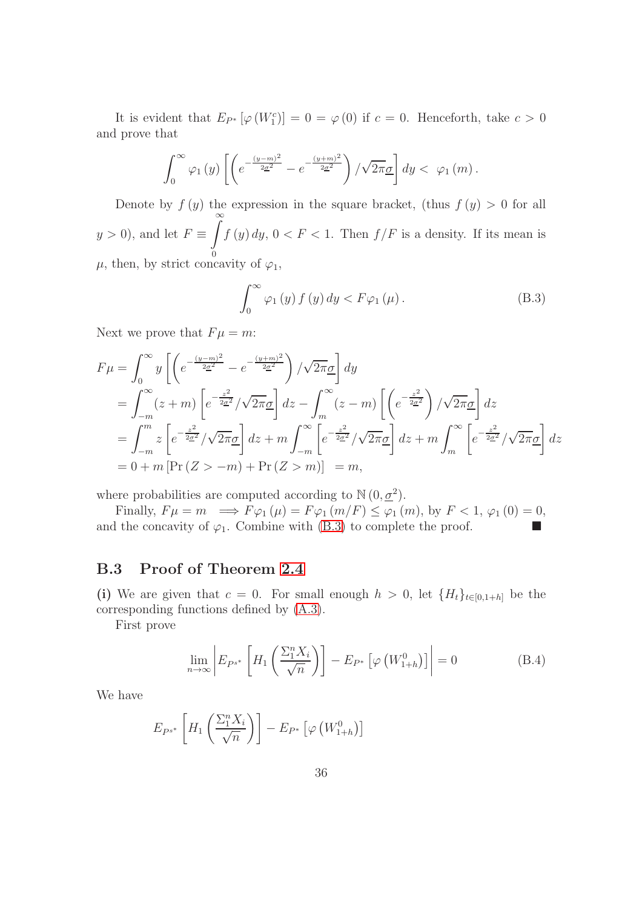It is evident that $E_{P^*}[\varphi(W_1^c)] = 0 = \varphi(0)$ if $c = 0$. Henceforth, take $c > 0$ and prove that

$$\int_0^\infty \varphi_1(y) \left[ \left( e^{-\frac{(y-m)^2}{2\underline{\sigma}^2}} - e^{-\frac{(y+m)^2}{2\underline{\sigma}^2}} \right) / \sqrt{2\pi}\underline{\sigma} \right] dy < \varphi_1(m).$$

Denote by $f(y)$ the expression in the square bracket, (thus $f(y) > 0$ for all $y > 0$), and let $F \equiv \int_0^\infty f(y)\, dy$, $0 < F < 1$. Then $f/F$ is a density. If its mean is $\mu$, then, by strict concavity of $\varphi_1$,

$$\int_0^\infty \varphi_1(y) f(y)\, dy < F\varphi_1(\mu). \tag{B.3}$$

Next we prove that $F\mu = m$:

$$\begin{aligned}
F\mu &= \int_0^\infty y \left[ \left( e^{-\frac{(y-m)^2}{2\underline{\sigma}^2}} - e^{-\frac{(y+m)^2}{2\underline{\sigma}^2}} \right) / \sqrt{2\pi}\underline{\sigma} \right] dy \\
&= \int_{-m}^\infty (z+m) \left[ e^{-\frac{z^2}{2\underline{\sigma}^2}} / \sqrt{2\pi}\underline{\sigma} \right] dz - \int_m^\infty (z-m) \left[ \left( e^{-\frac{z^2}{2\underline{\sigma}^2}} \right) / \sqrt{2\pi}\underline{\sigma} \right] dz \\
&= \int_{-m}^m z \left[ e^{-\frac{z^2}{2\underline{\sigma}^2}} / \sqrt{2\pi}\underline{\sigma} \right] dz + m \int_{-m}^\infty \left[ e^{-\frac{z^2}{2\underline{\sigma}^2}} / \sqrt{2\pi}\underline{\sigma} \right] dz + m \int_m^\infty \left[ e^{-\frac{z^2}{2\underline{\sigma}^2}} / \sqrt{2\pi}\underline{\sigma} \right] dz \\
&= 0 + m\left[\Pr(Z > -m) + \Pr(Z > m)\right] \; = m,
\end{aligned}$$

where probabilities are computed according to $\mathbb{N}(0, \underline{\sigma}^2)$.

Finally, $F\mu = m \implies F\varphi_1(\mu) = F\varphi_1(m/F) \leq \varphi_1(m)$, by $F < 1$, $\varphi_1(0) = 0$, and the concavity of $\varphi_1$. Combine with (B.3) to complete the proof. ■

### B.3 Proof of Theorem 2.4

**(i)** We are given that $c = 0$. For small enough $h > 0$, let $\{H_t\}_{t\in[0,1+h]}$ be the corresponding functions defined by (A.3).

First prove

$$\lim_{n\to\infty} \left| E_{P^{s^*}}\left[ H_1\left( \frac{\Sigma_1^n X_i}{\sqrt{n}} \right) \right] - E_{P^*}\left[ \varphi\left( W_{1+h}^0 \right) \right] \right| = 0 \tag{B.4}$$

We have

$$E_{P^{s^*}}\left[ H_1\left( \frac{\Sigma_1^n X_i}{\sqrt{n}} \right) \right] - E_{P^*}\left[ \varphi\left( W_{1+h}^0 \right) \right]$$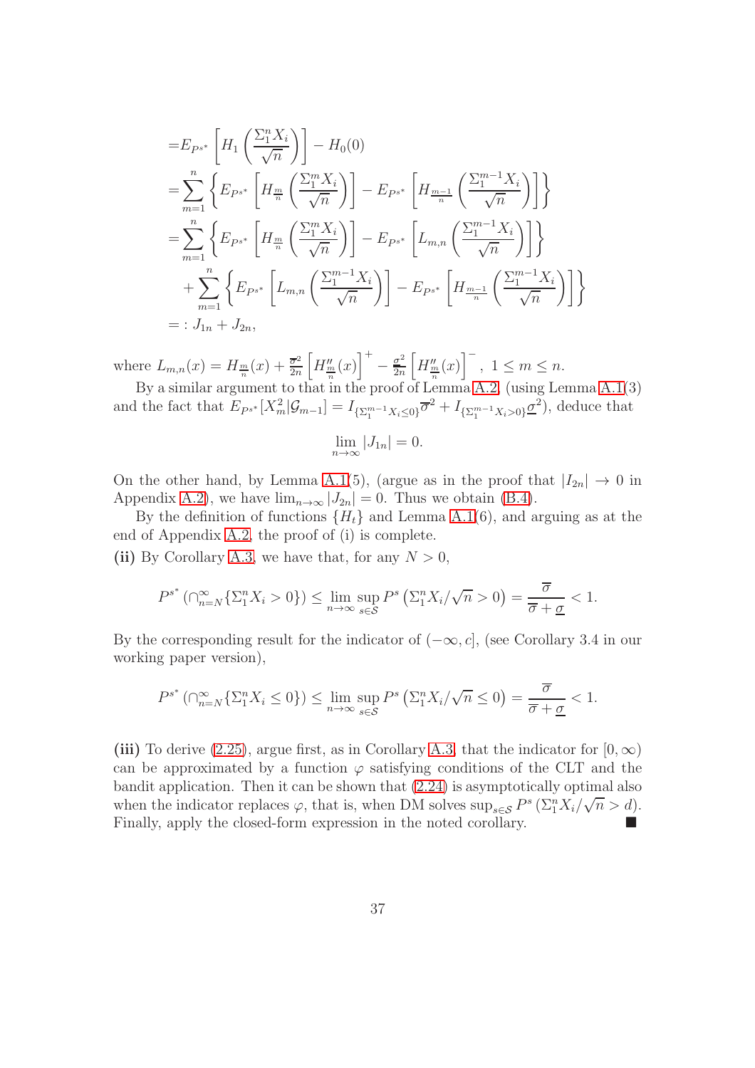$$
\begin{aligned}
&= E_{P^{s^*}}\left[H_1\left(\frac{\Sigma_1^n X_i}{\sqrt{n}}\right)\right] - H_0(0) \\
&= \sum_{m=1}^n \left\{ E_{P^{s^*}}\left[H_{\frac{m}{n}}\left(\frac{\Sigma_1^m X_i}{\sqrt{n}}\right)\right] - E_{P^{s^*}}\left[H_{\frac{m-1}{n}}\left(\frac{\Sigma_1^{m-1} X_i}{\sqrt{n}}\right)\right]\right\} \\
&= \sum_{m=1}^n \left\{ E_{P^{s^*}}\left[H_{\frac{m}{n}}\left(\frac{\Sigma_1^m X_i}{\sqrt{n}}\right)\right] - E_{P^{s^*}}\left[L_{m,n}\left(\frac{\Sigma_1^{m-1} X_i}{\sqrt{n}}\right)\right]\right\} \\
&\quad + \sum_{m=1}^n \left\{ E_{P^{s^*}}\left[L_{m,n}\left(\frac{\Sigma_1^{m-1} X_i}{\sqrt{n}}\right)\right] - E_{P^{s^*}}\left[H_{\frac{m-1}{n}}\left(\frac{\Sigma_1^{m-1} X_i}{\sqrt{n}}\right)\right]\right\} \\
&=: J_{1n} + J_{2n},
\end{aligned}
$$

where $L_{m,n}(x) = H_{\frac{m}{n}}(x) + \frac{\overline{\sigma}^2}{2n}\left[H''_{\frac{m}{n}}(x)\right]^+ - \frac{\underline{\sigma}^2}{2n}\left[H''_{\frac{m}{n}}(x)\right]^-$, $1 \leq m \leq n$.

By a similar argument to that in the proof of Lemma A.2, (using Lemma A.1(3) and the fact that $E_{P^{s^*}}[X_m^2 | \mathcal{G}_{m-1}] = I_{\{\Sigma_1^{m-1} X_i \leq 0\}}\overline{\sigma}^2 + I_{\{\Sigma_1^{m-1} X_i > 0\}}\underline{\sigma}^2$), deduce that

$$
\lim_{n\to\infty} |J_{1n}| = 0.
$$

On the other hand, by Lemma A.1(5), (argue as in the proof that $|I_{2n}| \to 0$ in Appendix A.2), we have $\lim_{n\to\infty} |J_{2n}| = 0$. Thus we obtain (B.4).

By the definition of functions $\{H_t\}$ and Lemma A.1(6), and arguing as at the end of Appendix A.2, the proof of (i) is complete.

**(ii)** By Corollary A.3, we have that, for any $N > 0$,

$$
P^{s^*}\left(\cap_{n=N}^\infty \{\Sigma_1^n X_i > 0\}\right) \leq \lim_{n\to\infty} \sup_{s\in\mathcal{S}} P^s\left(\Sigma_1^n X_i/\sqrt{n} > 0\right) = \frac{\overline{\sigma}}{\overline{\sigma} + \underline{\sigma}} < 1.
$$

By the corresponding result for the indicator of $(-\infty, c]$, (see Corollary 3.4 in our working paper version),

$$
P^{s^*}\left(\cap_{n=N}^\infty \{\Sigma_1^n X_i \leq 0\}\right) \leq \lim_{n\to\infty} \sup_{s\in\mathcal{S}} P^s\left(\Sigma_1^n X_i/\sqrt{n} \leq 0\right) = \frac{\overline{\sigma}}{\overline{\sigma} + \underline{\sigma}} < 1.
$$

**(iii)** To derive (2.25), argue first, as in Corollary A.3, that the indicator for $[0, \infty)$ can be approximated by a function $\varphi$ satisfying conditions of the CLT and the bandit application. Then it can be shown that (2.24) is asymptotically optimal also when the indicator replaces $\varphi$, that is, when DM solves $\sup_{s\in\mathcal{S}} P^s\left(\Sigma_1^n X_i/\sqrt{n} > d\right)$. Finally, apply the closed-form expression in the noted corollary. ■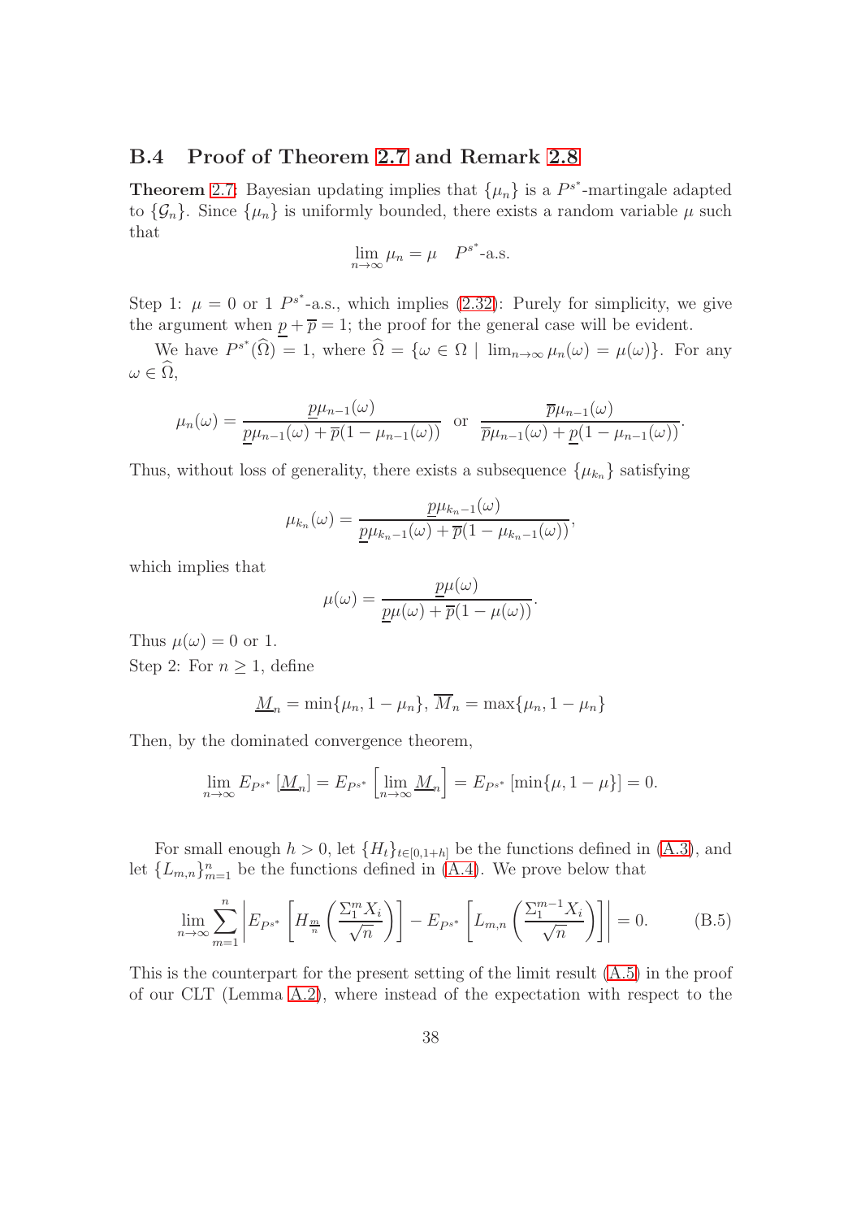### B.4 Proof of Theorem 2.7 and Remark 2.8

**Theorem** 2.7: Bayesian updating implies that $\{\mu_n\}$ is a $P^{s^*}$-martingale adapted to $\{\mathcal{G}_n\}$. Since $\{\mu_n\}$ is uniformly bounded, there exists a random variable $\mu$ such that

$$\lim_{n\to\infty} \mu_n = \mu \quad P^{s^*}\text{-a.s.}$$

Step 1: $\mu = 0$ or 1 $P^{s^*}$-a.s., which implies (2.32): Purely for simplicity, we give the argument when $\underline{p} + \overline{p} = 1$; the proof for the general case will be evident.

We have $P^{s^*}(\widehat{\Omega}) = 1$, where $\widehat{\Omega} = \{\omega \in \Omega \mid \lim_{n\to\infty} \mu_n(\omega) = \mu(\omega)\}$. For any $\omega \in \widehat{\Omega}$,

$$\mu_n(\omega) = \frac{\underline{p}\mu_{n-1}(\omega)}{\underline{p}\mu_{n-1}(\omega) + \overline{p}(1-\mu_{n-1}(\omega))} \ \text{ or } \ \frac{\overline{p}\mu_{n-1}(\omega)}{\overline{p}\mu_{n-1}(\omega) + \underline{p}(1-\mu_{n-1}(\omega))}.$$

Thus, without loss of generality, there exists a subsequence $\{\mu_{k_n}\}$ satisfying

$$\mu_{k_n}(\omega) = \frac{\underline{p}\mu_{k_n-1}(\omega)}{\underline{p}\mu_{k_n-1}(\omega) + \overline{p}(1-\mu_{k_n-1}(\omega))},$$

which implies that

$$\mu(\omega) = \frac{\underline{p}\mu(\omega)}{\underline{p}\mu(\omega) + \overline{p}(1-\mu(\omega))}.$$

Thus $\mu(\omega) = 0$ or 1.

Step 2: For $n \geq 1$, define

$$\underline{M}_n = \min\{\mu_n, 1-\mu_n\},\ \overline{M}_n = \max\{\mu_n, 1-\mu_n\}$$

Then, by the dominated convergence theorem,

$$\lim_{n\to\infty} E_{P^{s^*}}\left[\underline{M}_n\right] = E_{P^{s^*}}\left[\lim_{n\to\infty} \underline{M}_n\right] = E_{P^{s^*}}\left[\min\{\mu, 1-\mu\}\right] = 0.$$

For small enough $h > 0$, let $\{H_t\}_{t\in[0,1+h]}$ be the functions defined in (A.3), and let $\{L_{m,n}\}_{m=1}^n$ be the functions defined in (A.4). We prove below that

$$\lim_{n\to\infty} \sum_{m=1}^{n} \left| E_{P^{s^*}}\left[H_{\frac{m}{n}}\left(\frac{\Sigma_1^m X_i}{\sqrt{n}}\right)\right] - E_{P^{s^*}}\left[L_{m,n}\left(\frac{\Sigma_1^{m-1} X_i}{\sqrt{n}}\right)\right]\right| = 0. \tag{B.5}$$

This is the counterpart for the present setting of the limit result (A.5) in the proof of our CLT (Lemma A.2), where instead of the expectation with respect to the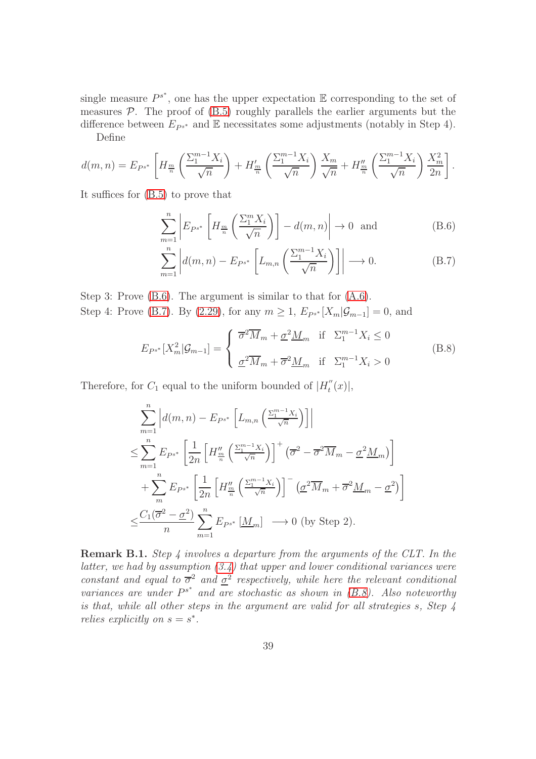single measure $P^{s^*}$, one has the upper expectation $\mathbb{E}$ corresponding to the set of measures $\mathcal{P}$. The proof of (B.5) roughly parallels the earlier arguments but the difference between $E_{P^{s^*}}$ and $\mathbb{E}$ necessitates some adjustments (notably in Step 4).

Define

$$d(m,n) = E_{P^{s^*}}\left[H_{\frac{m}{n}}\left(\frac{\Sigma_1^{m-1}X_i}{\sqrt{n}}\right) + H'_{\frac{m}{n}}\left(\frac{\Sigma_1^{m-1}X_i}{\sqrt{n}}\right)\frac{X_m}{\sqrt{n}} + H''_{\frac{m}{n}}\left(\frac{\Sigma_1^{m-1}X_i}{\sqrt{n}}\right)\frac{X_m^2}{2n}\right].$$

It suffices for (B.5) to prove that

$$\sum_{m=1}^{n}\left|E_{P^{s^*}}\left[H_{\frac{m}{n}}\left(\frac{\Sigma_1^{m}X_i}{\sqrt{n}}\right)\right] - d(m,n)\right| \to 0 \quad \text{and} \tag{B.6}$$

$$\sum_{m=1}^{n}\left|d(m,n) - E_{P^{s^*}}\left[L_{m,n}\left(\frac{\Sigma_1^{m-1}X_i}{\sqrt{n}}\right)\right]\right| \longrightarrow 0. \tag{B.7}$$

Step 3: Prove (B.6). The argument is similar to that for (A.6).
Step 4: Prove (B.7). By (2.29), for any $m \geq 1$, $E_{P^{s^*}}[X_m|\mathcal{G}_{m-1}] = 0$, and

$$E_{P^{s^*}}[X_m^2|\mathcal{G}_{m-1}] = \begin{cases} \overline{\sigma}^2\overline{M}_m + \underline{\sigma}^2\underline{M}_m & \text{if} \quad \Sigma_1^{m-1}X_i \leq 0 \\[2ex] \underline{\sigma}^2\overline{M}_m + \overline{\sigma}^2\underline{M}_m & \text{if} \quad \Sigma_1^{m-1}X_i > 0 \end{cases} \tag{B.8}$$

Therefore, for $C_1$ equal to the uniform bounded of $|H_t''(x)|$,

$$\begin{aligned}
&\sum_{m=1}^{n}\left|d(m,n) - E_{P^{s^*}}\left[L_{m,n}\left(\tfrac{\Sigma_1^{m-1}X_i}{\sqrt{n}}\right)\right]\right| \\
\leq &\sum_{m=1}^{n} E_{P^{s^*}}\left[\frac{1}{2n}\left[H''_{\frac{m}{n}}\left(\tfrac{\Sigma_1^{m-1}X_i}{\sqrt{n}}\right)\right]^+\left(\overline{\sigma}^2 - \overline{\sigma}^2\overline{M}_m - \underline{\sigma}^2\underline{M}_m\right)\right] \\
&+ \sum_{m}^{n} E_{P^{s^*}}\left[\frac{1}{2n}\left[H''_{\frac{m}{n}}\left(\tfrac{\Sigma_1^{m-1}X_i}{\sqrt{n}}\right)\right]^-\left(\underline{\sigma}^2\overline{M}_m + \overline{\sigma}^2\underline{M}_m - \underline{\sigma}^2\right)\right] \\
\leq &\frac{C_1(\overline{\sigma}^2 - \underline{\sigma}^2)}{n}\sum_{m=1}^{n} E_{P^{s^*}}\left[\underline{M}_m\right] \;\; \longrightarrow 0 \text{ (by Step 2).}
\end{aligned}$$

**Remark B.1.** *Step 4 involves a departure from the arguments of the CLT. In the latter, we had by assumption (3.4) that upper and lower conditional variances were constant and equal to $\overline{\sigma}^2$ and $\underline{\sigma}^2$ respectively, while here the relevant conditional variances are under $P^{s^*}$ and are stochastic as shown in (B.8). Also noteworthy is that, while all other steps in the argument are valid for all strategies $s$, Step 4 relies explicitly on $s = s^*$.*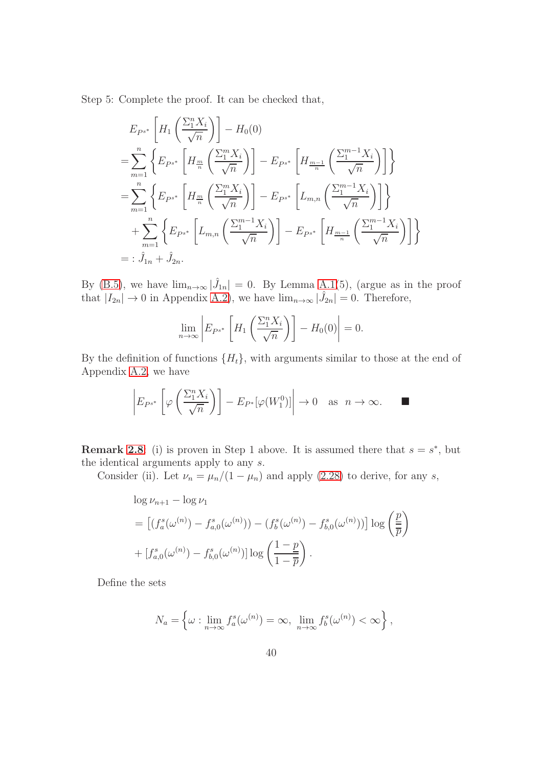Step 5: Complete the proof. It can be checked that,

$$
\begin{aligned}
& E_{P^{s^*}}\left[H_1\left(\frac{\Sigma_1^n X_i}{\sqrt{n}}\right)\right]-H_0(0) \\
= & \sum_{m=1}^n\left\{E_{P^{s^*}}\left[H_{\frac{m}{n}}\left(\frac{\Sigma_1^m X_i}{\sqrt{n}}\right)\right]-E_{P^{s^*}}\left[H_{\frac{m-1}{n}}\left(\frac{\Sigma_1^{m-1} X_i}{\sqrt{n}}\right)\right]\right\} \\
= & \sum_{m=1}^n\left\{E_{P^{s^*}}\left[H_{\frac{m}{n}}\left(\frac{\Sigma_1^m X_i}{\sqrt{n}}\right)\right]-E_{P^{s^*}}\left[L_{m,n}\left(\frac{\Sigma_1^{m-1} X_i}{\sqrt{n}}\right)\right]\right\} \\
& +\sum_{m=1}^n\left\{E_{P^{s^*}}\left[L_{m,n}\left(\frac{\Sigma_1^{m-1} X_i}{\sqrt{n}}\right)\right]-E_{P^{s^*}}\left[H_{\frac{m-1}{n}}\left(\frac{\Sigma_1^{m-1} X_i}{\sqrt{n}}\right)\right]\right\} \\
= & : \hat{J}_{1n}+\hat{J}_{2n}.
\end{aligned}
$$

By (B.5), we have $\lim_{n\to\infty}|\hat{J}_{1n}|=0$. By Lemma A.1(5), (argue as in the proof that $|I_{2n}|\to 0$ in Appendix A.2), we have $\lim_{n\to\infty}|\hat{J}_{2n}|=0$. Therefore,

$$
\lim_{n\to\infty}\left|E_{P^{s^*}}\left[H_1\left(\frac{\Sigma_1^n X_i}{\sqrt{n}}\right)\right]-H_0(0)\right|=0.
$$

By the definition of functions $\{H_t\}$, with arguments similar to those at the end of Appendix A.2, we have

$$
\left|E_{P^{s^*}}\left[\varphi\left(\frac{\Sigma_1^n X_i}{\sqrt{n}}\right)\right]-E_{P^*}[\varphi(W_1^0)]\right|\to 0 \quad \text{as} \quad n\to\infty. \qquad \blacksquare
$$

**Remark 2.8**: (i) is proven in Step 1 above. It is assumed there that $s=s^*$, but the identical arguments apply to any $s$.

Consider (ii). Let $\nu_n=\mu_n/(1-\mu_n)$ and apply (2.28) to derive, for any $s$,

$$
\begin{aligned}
& \log\nu_{n+1}-\log\nu_1 \\
& =\left[(f_a^s(\omega^{(n)})-f_{a,0}^s(\omega^{(n)}))-(f_b^s(\omega^{(n)})-f_{b,0}^s(\omega^{(n)}))\right]\log\left(\frac{\underline{p}}{\overline{p}}\right) \\
& +\left[f_{a,0}^s(\omega^{(n)})-f_{b,0}^s(\omega^{(n)})\right]\log\left(\frac{1-\underline{p}}{1-\overline{p}}\right).
\end{aligned}
$$

Define the sets

$$
N_a=\left\{\omega:\lim_{n\to\infty}f_a^s(\omega^{(n)})=\infty,\ \lim_{n\to\infty}f_b^s(\omega^{(n)})<\infty\right\},
$$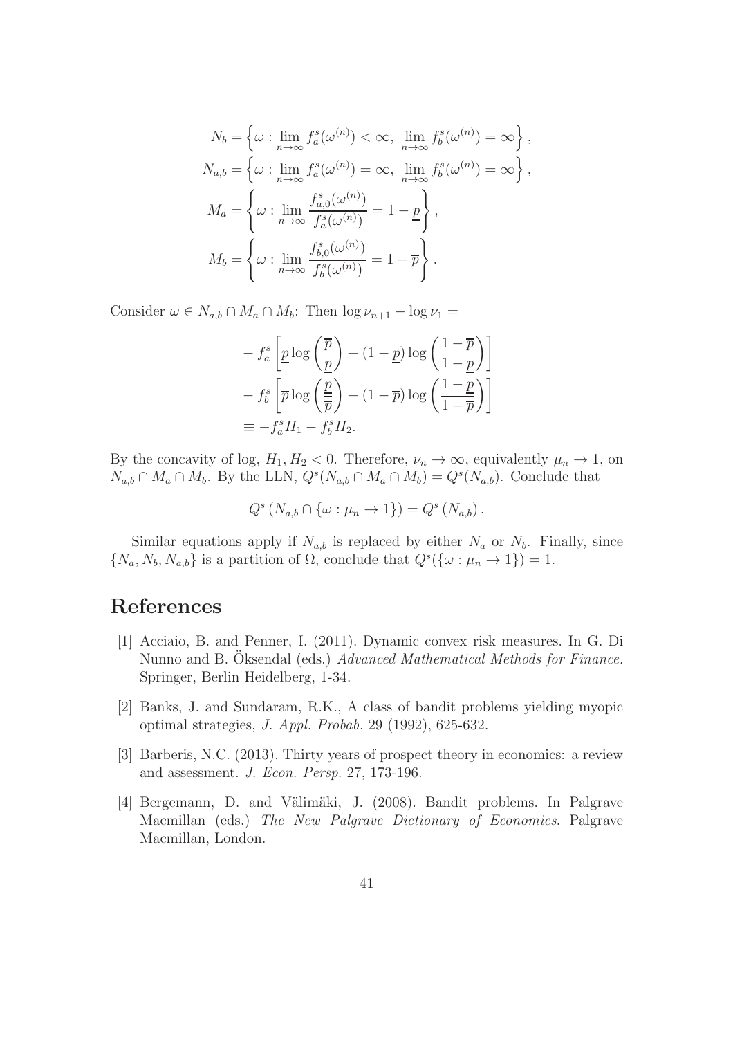$$N_b = \left\{ \omega : \lim_{n \to \infty} f_a^s(\omega^{(n)}) < \infty,\ \lim_{n \to \infty} f_b^s(\omega^{(n)}) = \infty \right\},$$

$$N_{a,b} = \left\{ \omega : \lim_{n \to \infty} f_a^s(\omega^{(n)}) = \infty,\ \lim_{n \to \infty} f_b^s(\omega^{(n)}) = \infty \right\},$$

$$M_a = \left\{ \omega : \lim_{n \to \infty} \frac{f_{a,0}^s(\omega^{(n)})}{f_a^s(\omega^{(n)})} = 1 - \underline{p} \right\},$$

$$M_b = \left\{ \omega : \lim_{n \to \infty} \frac{f_{b,0}^s(\omega^{(n)})}{f_b^s(\omega^{(n)})} = 1 - \overline{p} \right\}.$$

Consider $\omega \in N_{a,b} \cap M_a \cap M_b$: Then $\log \nu_{n+1} - \log \nu_1 =$

$$\begin{aligned}
&- f_a^s \left[ \underline{p} \log \left( \frac{\overline{p}}{\underline{p}} \right) + (1 - \underline{p}) \log \left( \frac{1 - \overline{p}}{1 - \underline{p}} \right) \right] \\
&- f_b^s \left[ \overline{p} \log \left( \frac{\underline{p}}{\overline{p}} \right) + (1 - \overline{p}) \log \left( \frac{1 - \underline{p}}{1 - \overline{p}} \right) \right] \\
&\equiv -f_a^s H_1 - f_b^s H_2.
\end{aligned}$$

By the concavity of log, $H_1, H_2 < 0$. Therefore, $\nu_n \to \infty$, equivalently $\mu_n \to 1$, on $N_{a,b} \cap M_a \cap M_b$. By the LLN, $Q^s(N_{a,b} \cap M_a \cap M_b) = Q^s(N_{a,b})$. Conclude that

$$Q^s \left( N_{a,b} \cap \{ \omega : \mu_n \to 1 \} \right) = Q^s \left( N_{a,b} \right).$$

Similar equations apply if $N_{a,b}$ is replaced by either $N_a$ or $N_b$. Finally, since $\{N_a, N_b, N_{a,b}\}$ is a partition of $\Omega$, conclude that $Q^s(\{\omega : \mu_n \to 1\}) = 1$.

# References

[1] Acciaio, B. and Penner, I. (2011). Dynamic convex risk measures. In G. Di Nunno and B. Øksendal (eds.) *Advanced Mathematical Methods for Finance*. Springer, Berlin Heidelberg, 1-34.

[2] Banks, J. and Sundaram, R.K., A class of bandit problems yielding myopic optimal strategies, *J. Appl. Probab.* 29 (1992), 625-632.

[3] Barberis, N.C. (2013). Thirty years of prospect theory in economics: a review and assessment. *J. Econ. Persp.* 27, 173-196.

[4] Bergemann, D. and Välimäki, J. (2008). Bandit problems. In Palgrave Macmillan (eds.) *The New Palgrave Dictionary of Economics*. Palgrave Macmillan, London.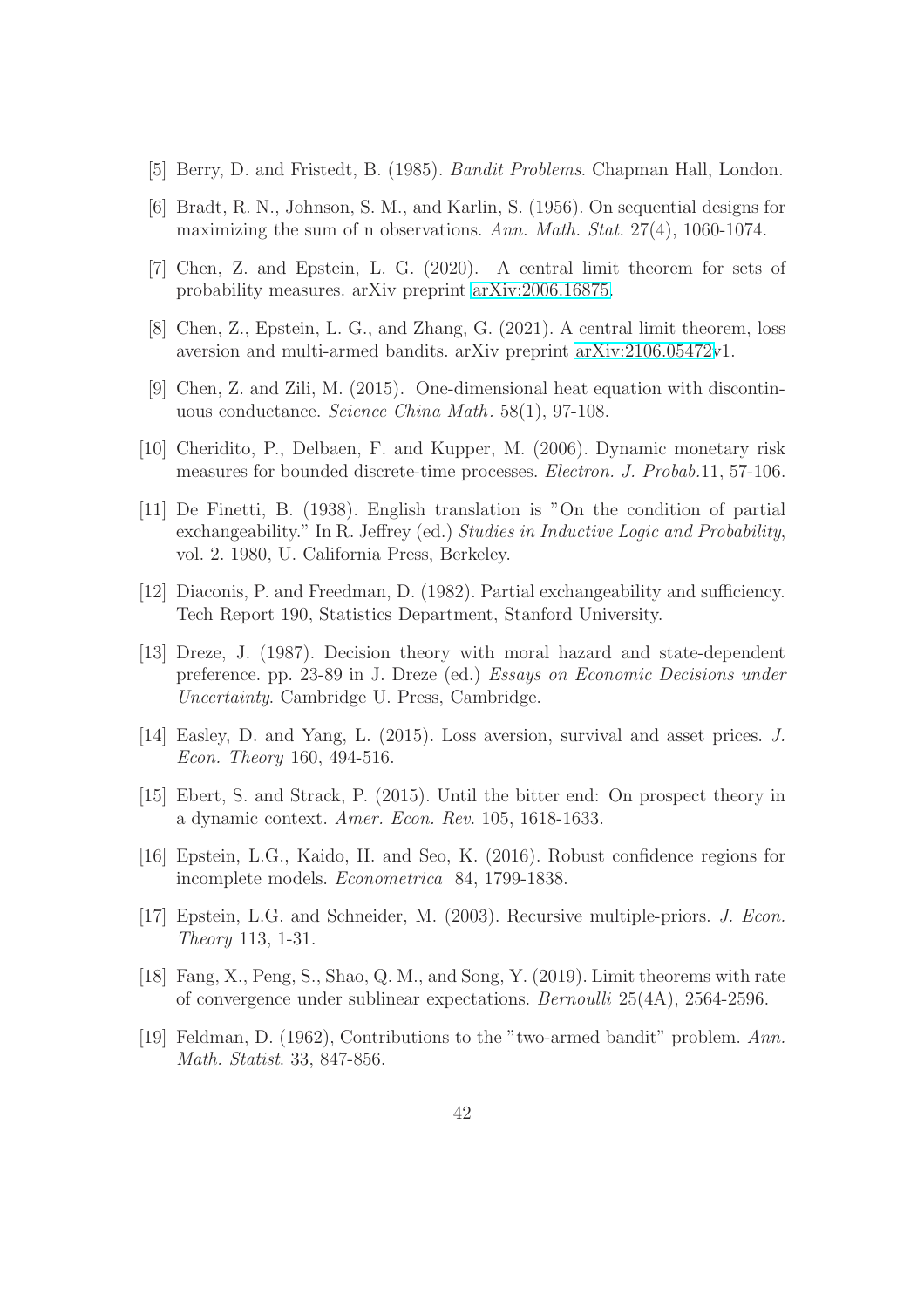[5] Berry, D. and Fristedt, B. (1985). *Bandit Problems*. Chapman Hall, London.

[6] Bradt, R. N., Johnson, S. M., and Karlin, S. (1956). On sequential designs for maximizing the sum of n observations. *Ann. Math. Stat.* 27(4), 1060-1074.

[7] Chen, Z. and Epstein, L. G. (2020). A central limit theorem for sets of probability measures. arXiv preprint arXiv:2006.16875.

[8] Chen, Z., Epstein, L. G., and Zhang, G. (2021). A central limit theorem, loss aversion and multi-armed bandits. arXiv preprint arXiv:2106.05472v1.

[9] Chen, Z. and Zili, M. (2015). One-dimensional heat equation with discontinuous conductance. *Science China Math*. 58(1), 97-108.

[10] Cheridito, P., Delbaen, F. and Kupper, M. (2006). Dynamic monetary risk measures for bounded discrete-time processes. *Electron. J. Probab.*11, 57-106.

[11] De Finetti, B. (1938). English translation is "On the condition of partial exchangeability." In R. Jeffrey (ed.) *Studies in Inductive Logic and Probability*, vol. 2. 1980, U. California Press, Berkeley.

[12] Diaconis, P. and Freedman, D. (1982). Partial exchangeability and sufficiency. Tech Report 190, Statistics Department, Stanford University.

[13] Dreze, J. (1987). Decision theory with moral hazard and state-dependent preference. pp. 23-89 in J. Dreze (ed.) *Essays on Economic Decisions under Uncertainty*. Cambridge U. Press, Cambridge.

[14] Easley, D. and Yang, L. (2015). Loss aversion, survival and asset prices. *J. Econ. Theory* 160, 494-516.

[15] Ebert, S. and Strack, P. (2015). Until the bitter end: On prospect theory in a dynamic context. *Amer. Econ. Rev.* 105, 1618-1633.

[16] Epstein, L.G., Kaido, H. and Seo, K. (2016). Robust confidence regions for incomplete models. *Econometrica* 84, 1799-1838.

[17] Epstein, L.G. and Schneider, M. (2003). Recursive multiple-priors. *J. Econ. Theory* 113, 1-31.

[18] Fang, X., Peng, S., Shao, Q. M., and Song, Y. (2019). Limit theorems with rate of convergence under sublinear expectations. *Bernoulli* 25(4A), 2564-2596.

[19] Feldman, D. (1962), Contributions to the "two-armed bandit" problem. *Ann. Math. Statist*. 33, 847-856.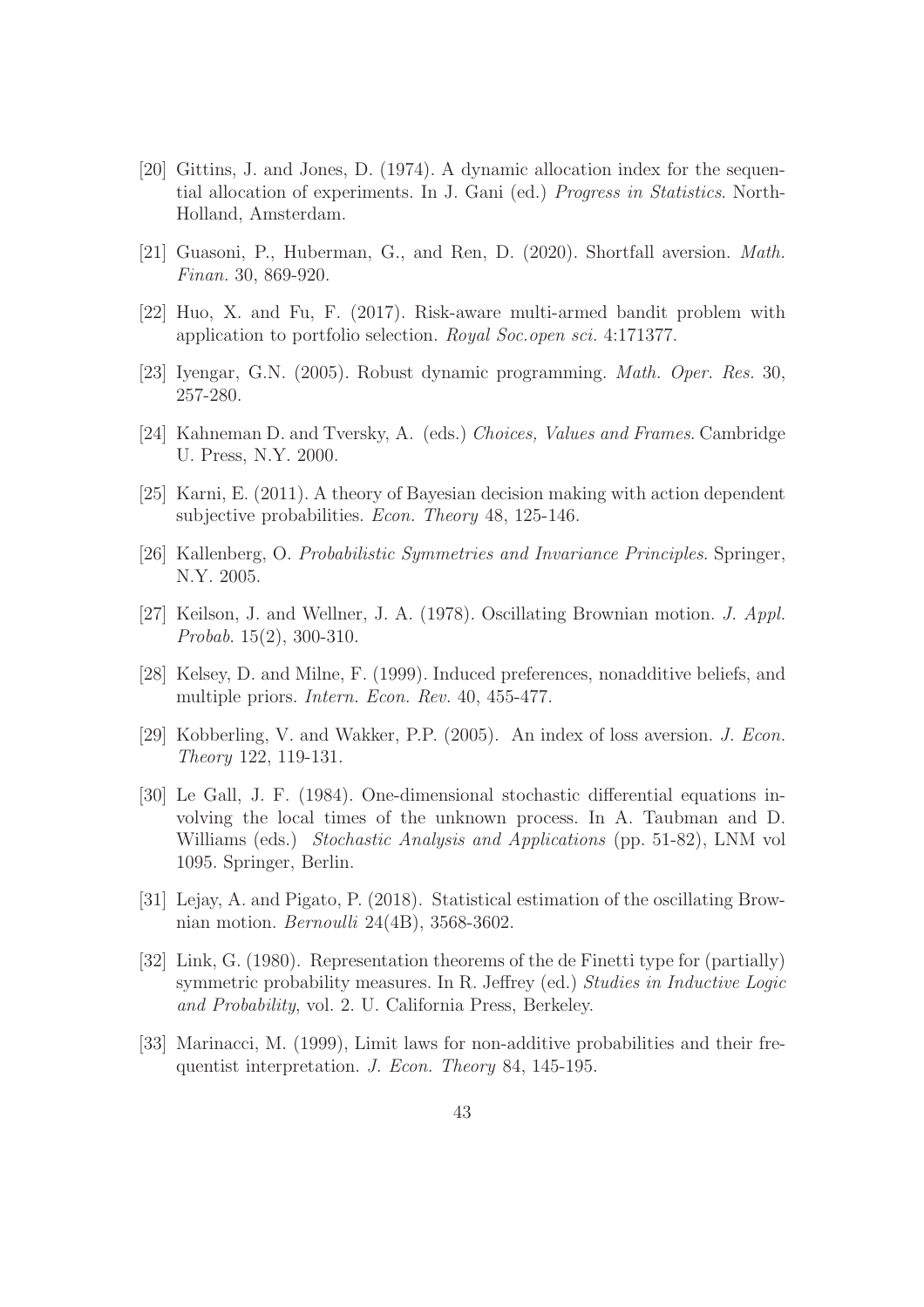[20] Gittins, J. and Jones, D. (1974). A dynamic allocation index for the sequential allocation of experiments. In J. Gani (ed.) *Progress in Statistics*. North-Holland, Amsterdam.

[21] Guasoni, P., Huberman, G., and Ren, D. (2020). Shortfall aversion. *Math. Finan.* 30, 869-920.

[22] Huo, X. and Fu, F. (2017). Risk-aware multi-armed bandit problem with application to portfolio selection. *Royal Soc.open sci.* 4:171377.

[23] Iyengar, G.N. (2005). Robust dynamic programming. *Math. Oper. Res.* 30, 257-280.

[24] Kahneman D. and Tversky, A. (eds.) *Choices, Values and Frames*. Cambridge U. Press, N.Y. 2000.

[25] Karni, E. (2011). A theory of Bayesian decision making with action dependent subjective probabilities. *Econ. Theory* 48, 125-146.

[26] Kallenberg, O. *Probabilistic Symmetries and Invariance Principles*. Springer, N.Y. 2005.

[27] Keilson, J. and Wellner, J. A. (1978). Oscillating Brownian motion. *J. Appl. Probab.* 15(2), 300-310.

[28] Kelsey, D. and Milne, F. (1999). Induced preferences, nonadditive beliefs, and multiple priors. *Intern. Econ. Rev.* 40, 455-477.

[29] Kobberling, V. and Wakker, P.P. (2005). An index of loss aversion. *J. Econ. Theory* 122, 119-131.

[30] Le Gall, J. F. (1984). One-dimensional stochastic differential equations involving the local times of the unknown process. In A. Taubman and D. Williams (eds.) *Stochastic Analysis and Applications* (pp. 51-82), LNM vol 1095. Springer, Berlin.

[31] Lejay, A. and Pigato, P. (2018). Statistical estimation of the oscillating Brownian motion. *Bernoulli* 24(4B), 3568-3602.

[32] Link, G. (1980). Representation theorems of the de Finetti type for (partially) symmetric probability measures. In R. Jeffrey (ed.) *Studies in Inductive Logic and Probability*, vol. 2. U. California Press, Berkeley.

[33] Marinacci, M. (1999), Limit laws for non-additive probabilities and their frequentist interpretation. *J. Econ. Theory* 84, 145-195.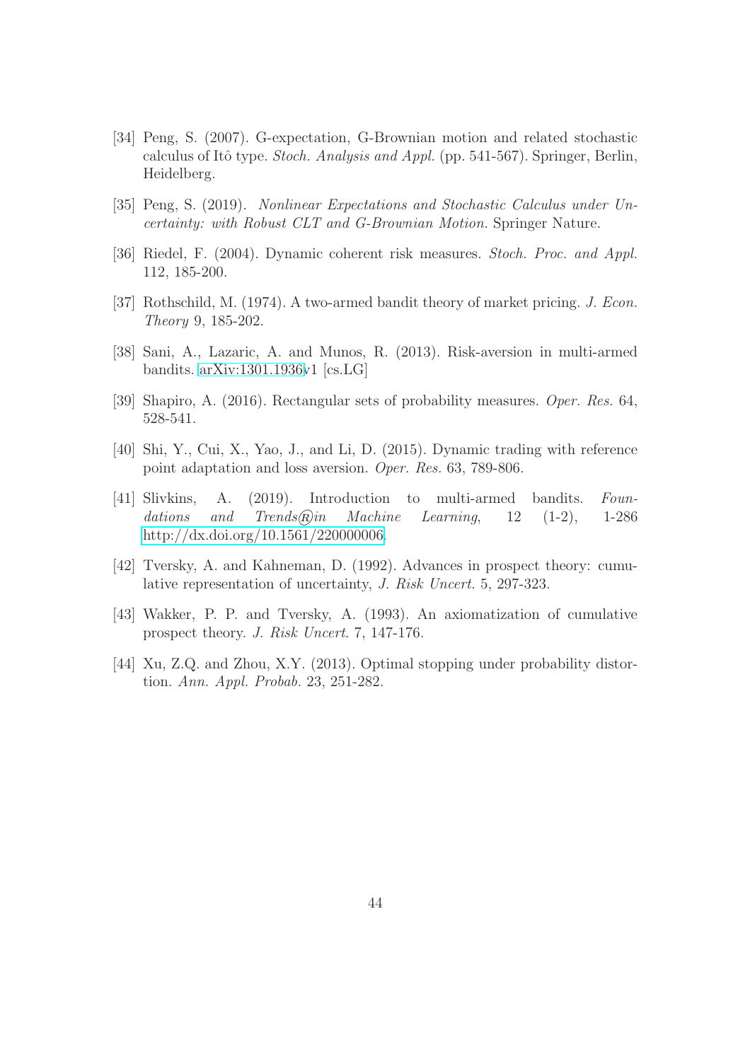[34] Peng, S. (2007). G-expectation, G-Brownian motion and related stochastic calculus of Itô type. *Stoch. Analysis and Appl.* (pp. 541-567). Springer, Berlin, Heidelberg.

[35] Peng, S. (2019). *Nonlinear Expectations and Stochastic Calculus under Uncertainty: with Robust CLT and G-Brownian Motion.* Springer Nature.

[36] Riedel, F. (2004). Dynamic coherent risk measures. *Stoch. Proc. and Appl.* 112, 185-200.

[37] Rothschild, M. (1974). A two-armed bandit theory of market pricing. *J. Econ. Theory* 9, 185-202.

[38] Sani, A., Lazaric, A. and Munos, R. (2013). Risk-aversion in multi-armed bandits. arXiv:1301.1936v1 [cs.LG]

[39] Shapiro, A. (2016). Rectangular sets of probability measures. *Oper. Res.* 64, 528-541.

[40] Shi, Y., Cui, X., Yao, J., and Li, D. (2015). Dynamic trading with reference point adaptation and loss aversion. *Oper. Res.* 63, 789-806.

[41] Slivkins, A. (2019). Introduction to multi-armed bandits. *Foundations and Trends® in Machine Learning*, 12 (1-2), 1-286 http://dx.doi.org/10.1561/220000006.

[42] Tversky, A. and Kahneman, D. (1992). Advances in prospect theory: cumulative representation of uncertainty, *J. Risk Uncert.* 5, 297-323.

[43] Wakker, P. P. and Tversky, A. (1993). An axiomatization of cumulative prospect theory. *J. Risk Uncert.* 7, 147-176.

[44] Xu, Z.Q. and Zhou, X.Y. (2013). Optimal stopping under probability distortion. *Ann. Appl. Probab.* 23, 251-282.